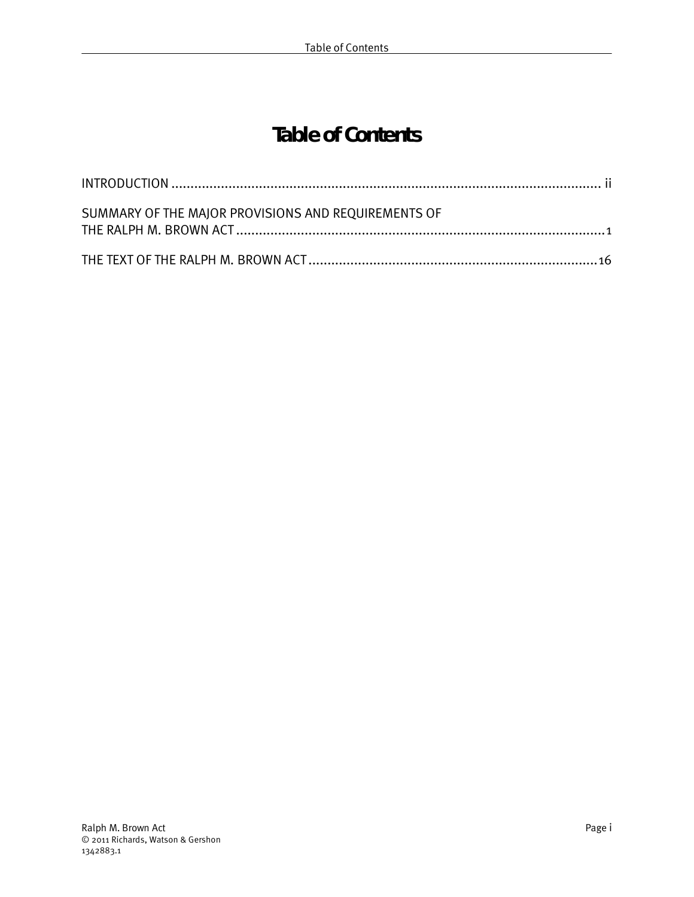# Table of Contents

INTRODUCTION .................................................................................................................. ii

SUMMARY OF THE MAJOR PROVISIONS AND REQUIREMENTS OF THE RALPH M. BROWN ACT .................................................................................................. 1

THE TEXT OF THE RALPH M. BROWN ACT ............................................................................ 16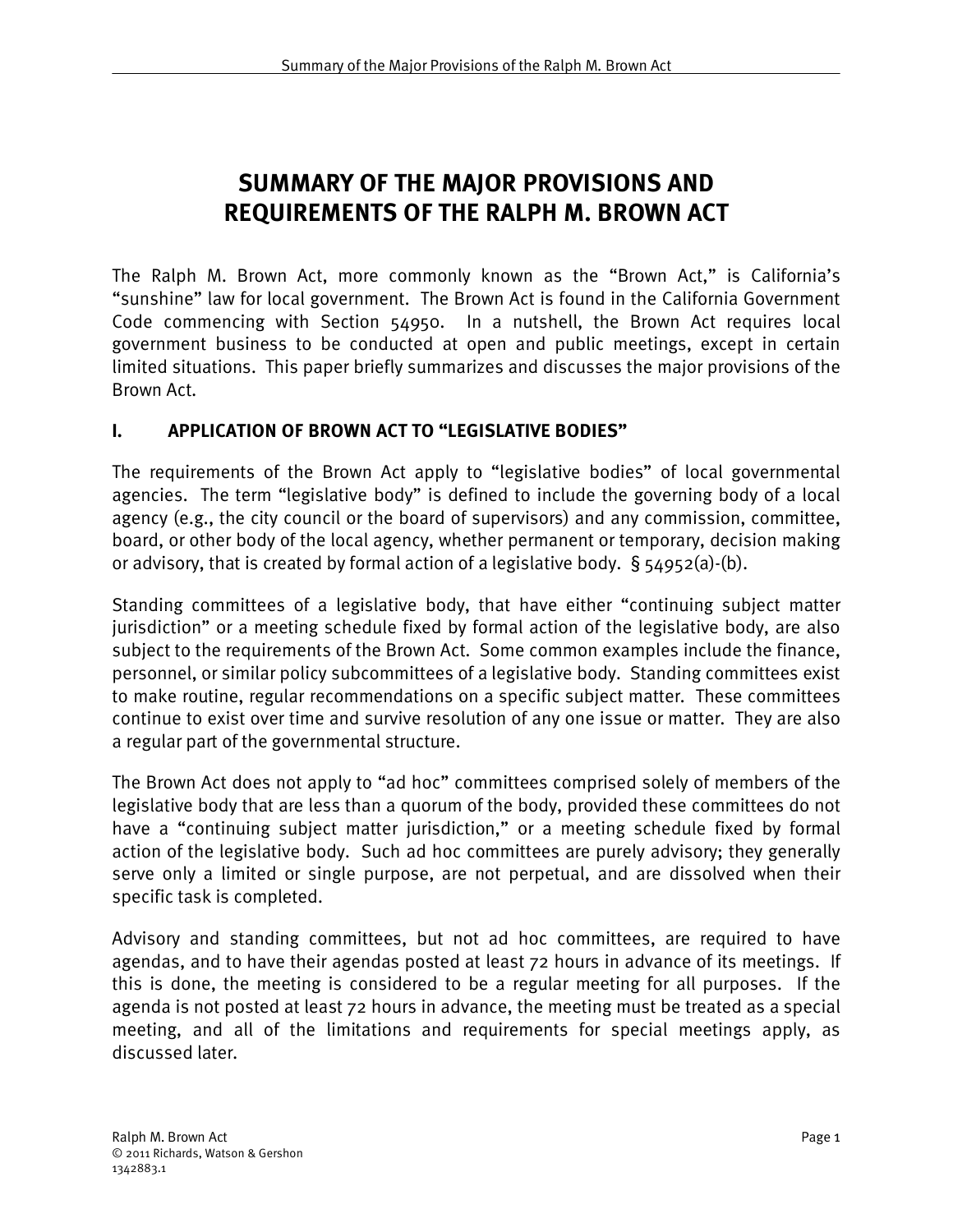# SUMMARY OF THE MAJOR PROVISIONS AND REQUIREMENTS OF THE RALPH M. BROWN ACT

The Ralph M. Brown Act, more commonly known as the "Brown Act," is California's "sunshine" law for local government. The Brown Act is found in the California Government Code commencing with Section 54950. In a nutshell, the Brown Act requires local government business to be conducted at open and public meetings, except in certain limited situations. This paper briefly summarizes and discusses the major provisions of the Brown Act.

## I. APPLICATION OF BROWN ACT TO "LEGISLATIVE BODIES"

The requirements of the Brown Act apply to "legislative bodies" of local governmental agencies. The term "legislative body" is defined to include the governing body of a local agency (e.g., the city council or the board of supervisors) and any commission, committee, board, or other body of the local agency, whether permanent or temporary, decision making or advisory, that is created by formal action of a legislative body. § 54952(a)-(b).

Standing committees of a legislative body, that have either "continuing subject matter jurisdiction" or a meeting schedule fixed by formal action of the legislative body, are also subject to the requirements of the Brown Act. Some common examples include the finance, personnel, or similar policy subcommittees of a legislative body. Standing committees exist to make routine, regular recommendations on a specific subject matter. These committees continue to exist over time and survive resolution of any one issue or matter. They are also a regular part of the governmental structure.

The Brown Act does not apply to "ad hoc" committees comprised solely of members of the legislative body that are less than a quorum of the body, provided these committees do not have a "continuing subject matter jurisdiction," or a meeting schedule fixed by formal action of the legislative body. Such ad hoc committees are purely advisory; they generally serve only a limited or single purpose, are not perpetual, and are dissolved when their specific task is completed.

Advisory and standing committees, but not ad hoc committees, are required to have agendas, and to have their agendas posted at least 72 hours in advance of its meetings. If this is done, the meeting is considered to be a regular meeting for all purposes. If the agenda is not posted at least 72 hours in advance, the meeting must be treated as a special meeting, and all of the limitations and requirements for special meetings apply, as discussed later.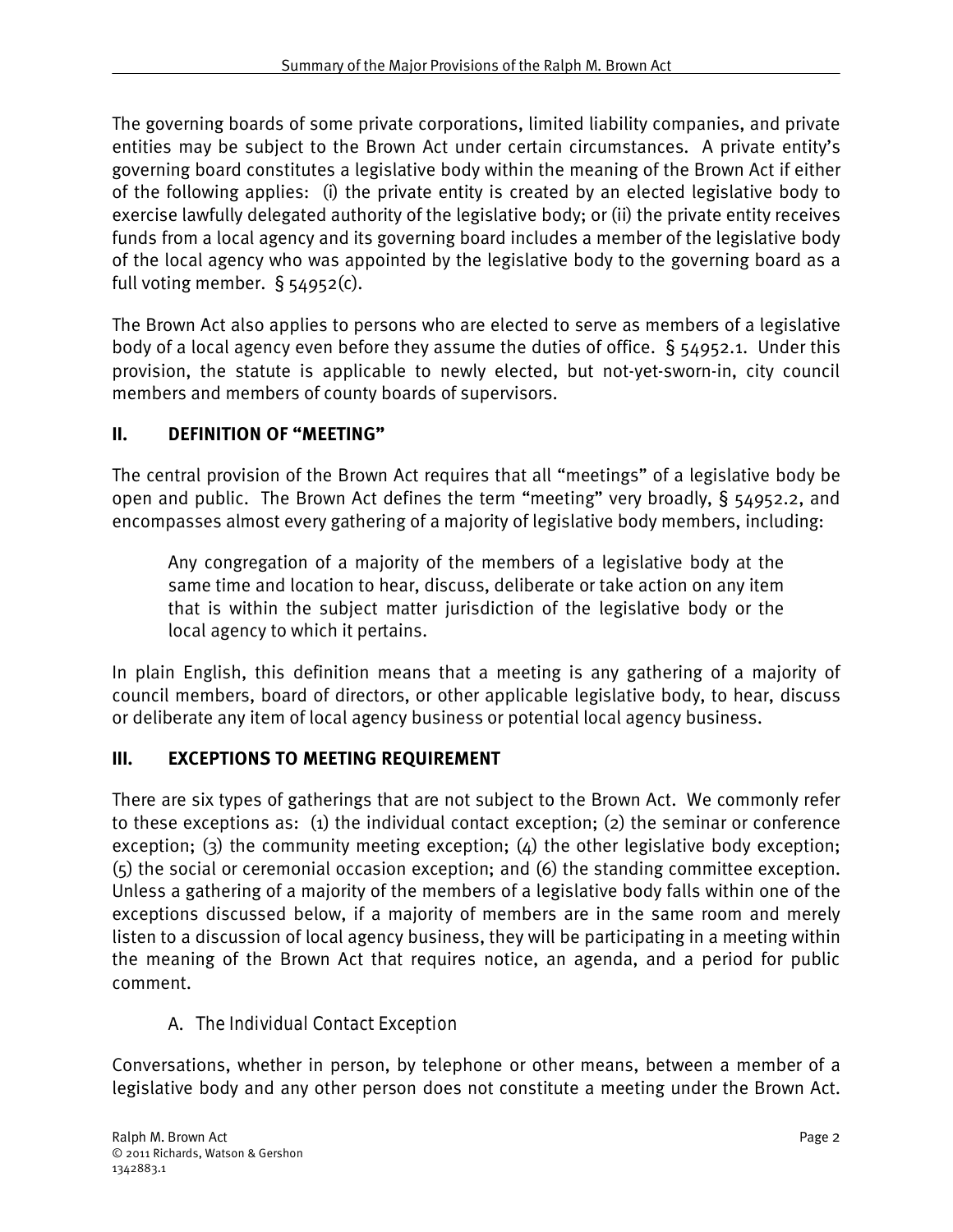The governing boards of some private corporations, limited liability companies, and private entities may be subject to the Brown Act under certain circumstances. A private entity's governing board constitutes a legislative body within the meaning of the Brown Act if either of the following applies: (i) the private entity is created by an elected legislative body to exercise lawfully delegated authority of the legislative body; or (ii) the private entity receives funds from a local agency and its governing board includes a member of the legislative body of the local agency who was appointed by the legislative body to the governing board as a full voting member. § 54952(c).

The Brown Act also applies to persons who are elected to serve as members of a legislative body of a local agency even before they assume the duties of office. § 54952.1. Under this provision, the statute is applicable to newly elected, but not-yet-sworn-in, city council members and members of county boards of supervisors.

## II. DEFINITION OF "MEETING"

The central provision of the Brown Act requires that all "meetings" of a legislative body be open and public. The Brown Act defines the term "meeting" very broadly, § 54952.2, and encompasses almost every gathering of a majority of legislative body members, including:

> Any congregation of a majority of the members of a legislative body at the same time and location to hear, discuss, deliberate or take action on any item that is within the subject matter jurisdiction of the legislative body or the local agency to which it pertains.

In plain English, this definition means that a meeting is any gathering of a majority of council members, board of directors, or other applicable legislative body, to hear, discuss or deliberate any item of local agency business or potential local agency business.

## III. EXCEPTIONS TO MEETING REQUIREMENT

There are six types of gatherings that are not subject to the Brown Act. We commonly refer to these exceptions as: (1) the individual contact exception; (2) the seminar or conference exception; (3) the community meeting exception; (4) the other legislative body exception; (5) the social or ceremonial occasion exception; and (6) the standing committee exception. Unless a gathering of a majority of the members of a legislative body falls within one of the exceptions discussed below, if a majority of members are in the same room and merely listen to a discussion of local agency business, they will be participating in a meeting within the meaning of the Brown Act that requires notice, an agenda, and a period for public comment.

### A. *The Individual Contact Exception*

Conversations, whether in person, by telephone or other means, between a member of a legislative body and any other person does not constitute a meeting under the Brown Act.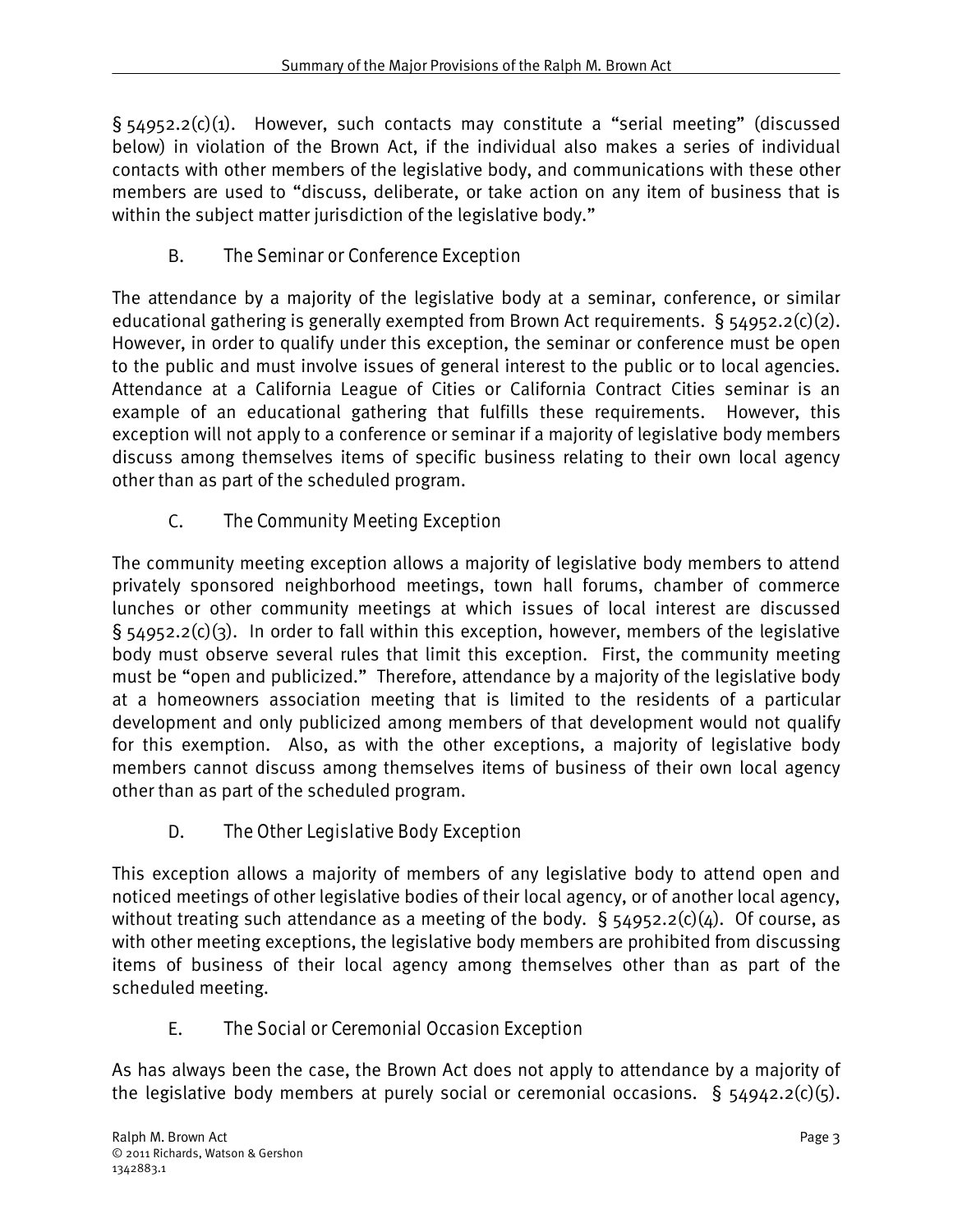§ 54952.2(c)(1). However, such contacts may constitute a "serial meeting" (discussed below) in violation of the Brown Act, if the individual also makes a series of individual contacts with other members of the legislative body, and communications with these other members are used to "discuss, deliberate, or take action on any item of business that is within the subject matter jurisdiction of the legislative body."

### B. The Seminar or Conference Exception

The attendance by a majority of the legislative body at a seminar, conference, or similar educational gathering is generally exempted from Brown Act requirements. § 54952.2(c)(2). However, in order to qualify under this exception, the seminar or conference must be open to the public and must involve issues of general interest to the public or to local agencies. Attendance at a California League of Cities or California Contract Cities seminar is an example of an educational gathering that fulfills these requirements. However, this exception will not apply to a conference or seminar if a majority of legislative body members discuss among themselves items of specific business relating to their own local agency other than as part of the scheduled program.

### C. The Community Meeting Exception

The community meeting exception allows a majority of legislative body members to attend privately sponsored neighborhood meetings, town hall forums, chamber of commerce lunches or other community meetings at which issues of local interest are discussed § 54952.2(c)(3). In order to fall within this exception, however, members of the legislative body must observe several rules that limit this exception. First, the community meeting must be "open and publicized." Therefore, attendance by a majority of the legislative body at a homeowners association meeting that is limited to the residents of a particular development and only publicized among members of that development would not qualify for this exemption. Also, as with the other exceptions, a majority of legislative body members cannot discuss among themselves items of business of their own local agency other than as part of the scheduled program.

### D. The Other Legislative Body Exception

This exception allows a majority of members of any legislative body to attend open and noticed meetings of other legislative bodies of their local agency, or of another local agency, without treating such attendance as a meeting of the body. § 54952.2(c)(4). Of course, as with other meeting exceptions, the legislative body members are prohibited from discussing items of business of their local agency among themselves other than as part of the scheduled meeting.

### E. The Social or Ceremonial Occasion Exception

As has always been the case, the Brown Act does not apply to attendance by a majority of the legislative body members at purely social or ceremonial occasions. § 54942.2(c)(5).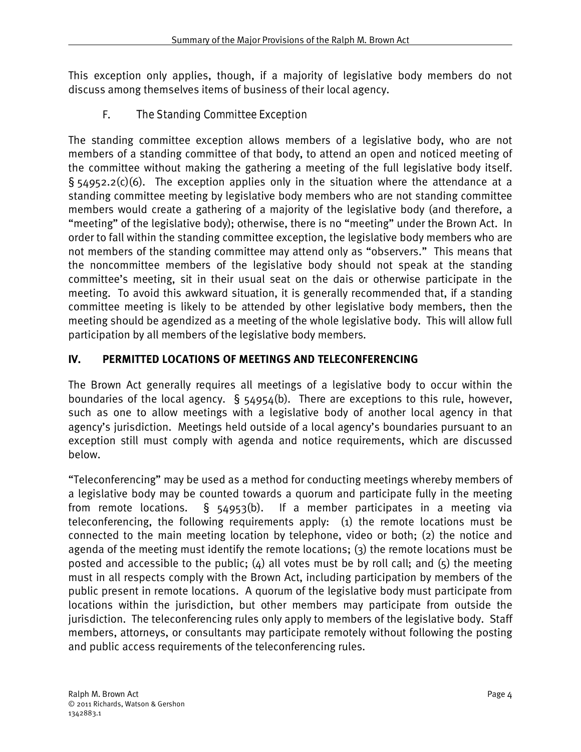This exception only applies, though, if a majority of legislative body members do not discuss among themselves items of business of their local agency.

### F. The Standing Committee Exception

The standing committee exception allows members of a legislative body, who are not members of a standing committee of that body, to attend an open and noticed meeting of the committee without making the gathering a meeting of the full legislative body itself. § 54952.2(c)(6). The exception applies only in the situation where the attendance at a standing committee meeting by legislative body members who are not standing committee members would create a gathering of a majority of the legislative body (and therefore, a "meeting" of the legislative body); otherwise, there is no "meeting" under the Brown Act. In order to fall within the standing committee exception, the legislative body members who are not members of the standing committee may attend only as "observers." This means that the noncommittee members of the legislative body should not speak at the standing committee's meeting, sit in their usual seat on the dais or otherwise participate in the meeting. To avoid this awkward situation, it is generally recommended that, if a standing committee meeting is likely to be attended by other legislative body members, then the meeting should be agendized as a meeting of the whole legislative body. This will allow full participation by all members of the legislative body members.

## IV. PERMITTED LOCATIONS OF MEETINGS AND TELECONFERENCING

The Brown Act generally requires all meetings of a legislative body to occur within the boundaries of the local agency. § 54954(b). There are exceptions to this rule, however, such as one to allow meetings with a legislative body of another local agency in that agency's jurisdiction. Meetings held outside of a local agency's boundaries pursuant to an exception still must comply with agenda and notice requirements, which are discussed below.

"Teleconferencing" may be used as a method for conducting meetings whereby members of a legislative body may be counted towards a quorum and participate fully in the meeting from remote locations. § 54953(b). If a member participates in a meeting via teleconferencing, the following requirements apply: (1) the remote locations must be connected to the main meeting location by telephone, video or both; (2) the notice and agenda of the meeting must identify the remote locations; (3) the remote locations must be posted and accessible to the public; (4) all votes must be by roll call; and (5) the meeting must in all respects comply with the Brown Act, including participation by members of the public present in remote locations. A quorum of the legislative body must participate from locations within the jurisdiction, but other members may participate from outside the jurisdiction. The teleconferencing rules only apply to members of the legislative body. Staff members, attorneys, or consultants may participate remotely without following the posting and public access requirements of the teleconferencing rules.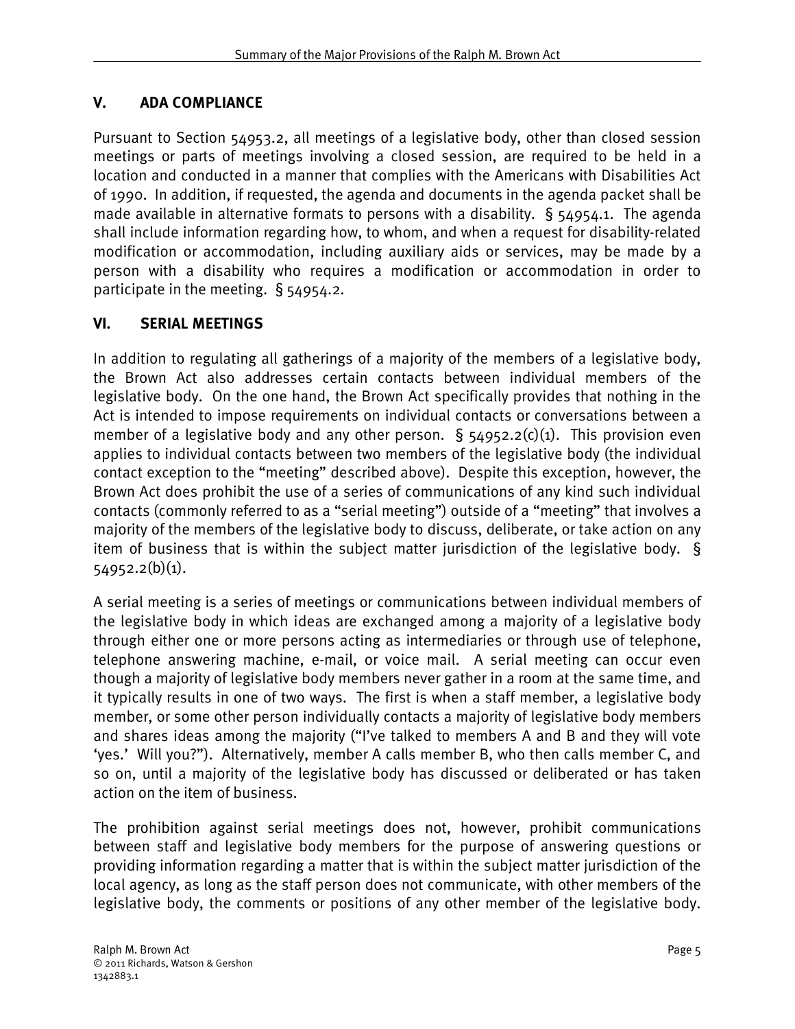## V. ADA COMPLIANCE

Pursuant to Section 54953.2, all meetings of a legislative body, other than closed session meetings or parts of meetings involving a closed session, are required to be held in a location and conducted in a manner that complies with the Americans with Disabilities Act of 1990. In addition, if requested, the agenda and documents in the agenda packet shall be made available in alternative formats to persons with a disability. § 54954.1. The agenda shall include information regarding how, to whom, and when a request for disability-related modification or accommodation, including auxiliary aids or services, may be made by a person with a disability who requires a modification or accommodation in order to participate in the meeting. § 54954.2.

## VI. SERIAL MEETINGS

In addition to regulating all gatherings of a majority of the members of a legislative body, the Brown Act also addresses certain contacts between individual members of the legislative body. On the one hand, the Brown Act specifically provides that nothing in the Act is intended to impose requirements on individual contacts or conversations between a member of a legislative body and any other person. § 54952.2(c)(1). This provision even applies to individual contacts between two members of the legislative body (the individual contact exception to the "meeting" described above). Despite this exception, however, the Brown Act does prohibit the use of a series of communications of any kind such individual contacts (commonly referred to as a "serial meeting") outside of a "meeting" that involves a majority of the members of the legislative body to discuss, deliberate, or take action on any item of business that is within the subject matter jurisdiction of the legislative body. § 54952.2(b)(1).

A serial meeting is a series of meetings or communications between individual members of the legislative body in which ideas are exchanged among a majority of a legislative body through either one or more persons acting as intermediaries or through use of telephone, telephone answering machine, e-mail, or voice mail. A serial meeting can occur even though a majority of legislative body members never gather in a room at the same time, and it typically results in one of two ways. The first is when a staff member, a legislative body member, or some other person individually contacts a majority of legislative body members and shares ideas among the majority ("I've talked to members A and B and they will vote 'yes.' Will you?"). Alternatively, member A calls member B, who then calls member C, and so on, until a majority of the legislative body has discussed or deliberated or has taken action on the item of business.

The prohibition against serial meetings does not, however, prohibit communications between staff and legislative body members for the purpose of answering questions or providing information regarding a matter that is within the subject matter jurisdiction of the local agency, as long as the staff person does not communicate, with other members of the legislative body, the comments or positions of any other member of the legislative body.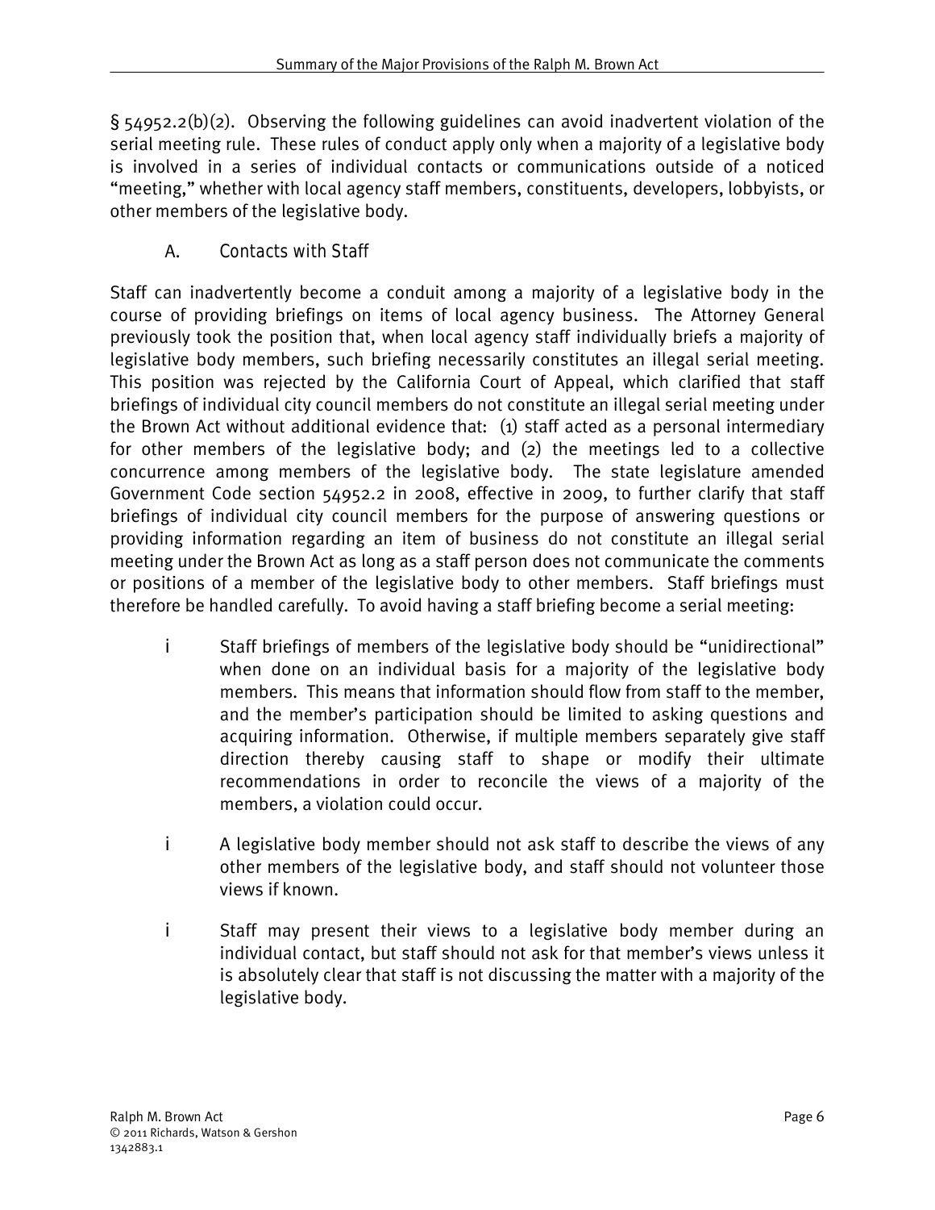§ 54952.2(b)(2). Observing the following guidelines can avoid inadvertent violation of the serial meeting rule. These rules of conduct apply only when a majority of a legislative body is involved in a series of individual contacts or communications outside of a noticed "meeting," whether with local agency staff members, constituents, developers, lobbyists, or other members of the legislative body.

### A. Contacts with Staff

Staff can inadvertently become a conduit among a majority of a legislative body in the course of providing briefings on items of local agency business. The Attorney General previously took the position that, when local agency staff individually briefs a majority of legislative body members, such briefing necessarily constitutes an illegal serial meeting. This position was rejected by the California Court of Appeal, which clarified that staff briefings of individual city council members do not constitute an illegal serial meeting under the Brown Act without additional evidence that: (1) staff acted as a personal intermediary for other members of the legislative body; and (2) the meetings led to a collective concurrence among members of the legislative body. The state legislature amended Government Code section 54952.2 in 2008, effective in 2009, to further clarify that staff briefings of individual city council members for the purpose of answering questions or providing information regarding an item of business do not constitute an illegal serial meeting under the Brown Act as long as a staff person does not communicate the comments or positions of a member of the legislative body to other members. Staff briefings must therefore be handled carefully. To avoid having a staff briefing become a serial meeting:

- Staff briefings of members of the legislative body should be "unidirectional" when done on an individual basis for a majority of the legislative body members. This means that information should flow from staff to the member, and the member's participation should be limited to asking questions and acquiring information. Otherwise, if multiple members separately give staff direction thereby causing staff to shape or modify their ultimate recommendations in order to reconcile the views of a majority of the members, a violation could occur.

- A legislative body member should not ask staff to describe the views of any other members of the legislative body, and staff should not volunteer those views if known.

- Staff may present their views to a legislative body member during an individual contact, but staff should not ask for that member's views unless it is absolutely clear that staff is not discussing the matter with a majority of the legislative body.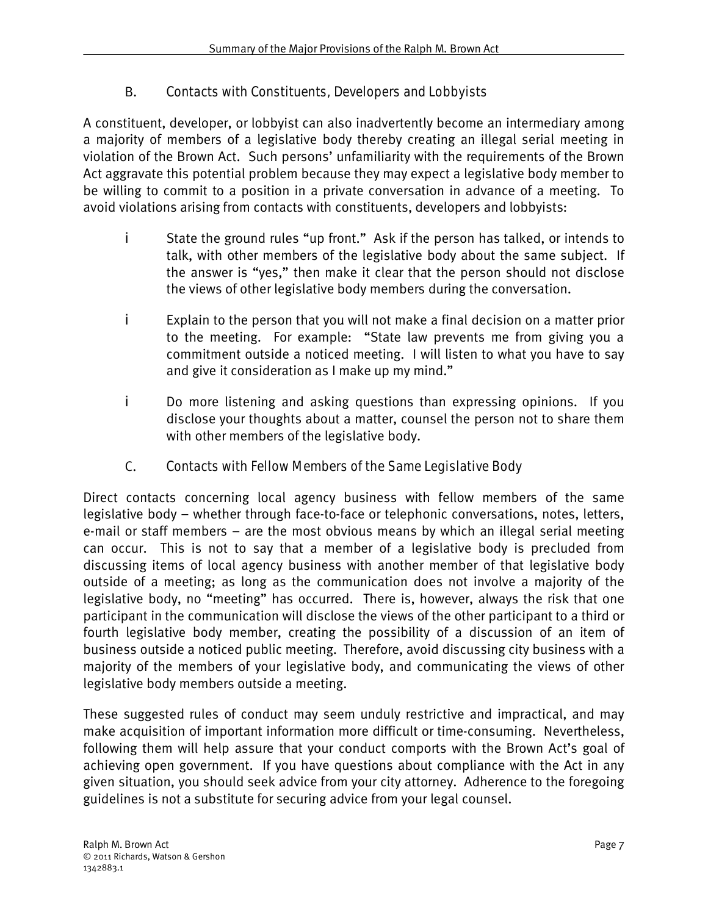### B. Contacts with Constituents, Developers and Lobbyists

A constituent, developer, or lobbyist can also inadvertently become an intermediary among a majority of members of a legislative body thereby creating an illegal serial meeting in violation of the Brown Act. Such persons' unfamiliarity with the requirements of the Brown Act aggravate this potential problem because they may expect a legislative body member to be willing to commit to a position in a private conversation in advance of a meeting. To avoid violations arising from contacts with constituents, developers and lobbyists:

- State the ground rules "up front." Ask if the person has talked, or intends to talk, with other members of the legislative body about the same subject. If the answer is "yes," then make it clear that the person should not disclose the views of other legislative body members during the conversation.
- Explain to the person that you will not make a final decision on a matter prior to the meeting. For example: "State law prevents me from giving you a commitment outside a noticed meeting. I will listen to what you have to say and give it consideration as I make up my mind."
- Do more listening and asking questions than expressing opinions. If you disclose your thoughts about a matter, counsel the person not to share them with other members of the legislative body.

### C. Contacts with Fellow Members of the Same Legislative Body

Direct contacts concerning local agency business with fellow members of the same legislative body – whether through face-to-face or telephonic conversations, notes, letters, e-mail or staff members – are the most obvious means by which an illegal serial meeting can occur. This is not to say that a member of a legislative body is precluded from discussing items of local agency business with another member of that legislative body outside of a meeting; as long as the communication does not involve a majority of the legislative body, no "meeting" has occurred. There is, however, always the risk that one participant in the communication will disclose the views of the other participant to a third or fourth legislative body member, creating the possibility of a discussion of an item of business outside a noticed public meeting. Therefore, avoid discussing city business with a majority of the members of your legislative body, and communicating the views of other legislative body members outside a meeting.

These suggested rules of conduct may seem unduly restrictive and impractical, and may make acquisition of important information more difficult or time-consuming. Nevertheless, following them will help assure that your conduct comports with the Brown Act's goal of achieving open government. If you have questions about compliance with the Act in any given situation, you should seek advice from your city attorney. Adherence to the foregoing guidelines is not a substitute for securing advice from your legal counsel.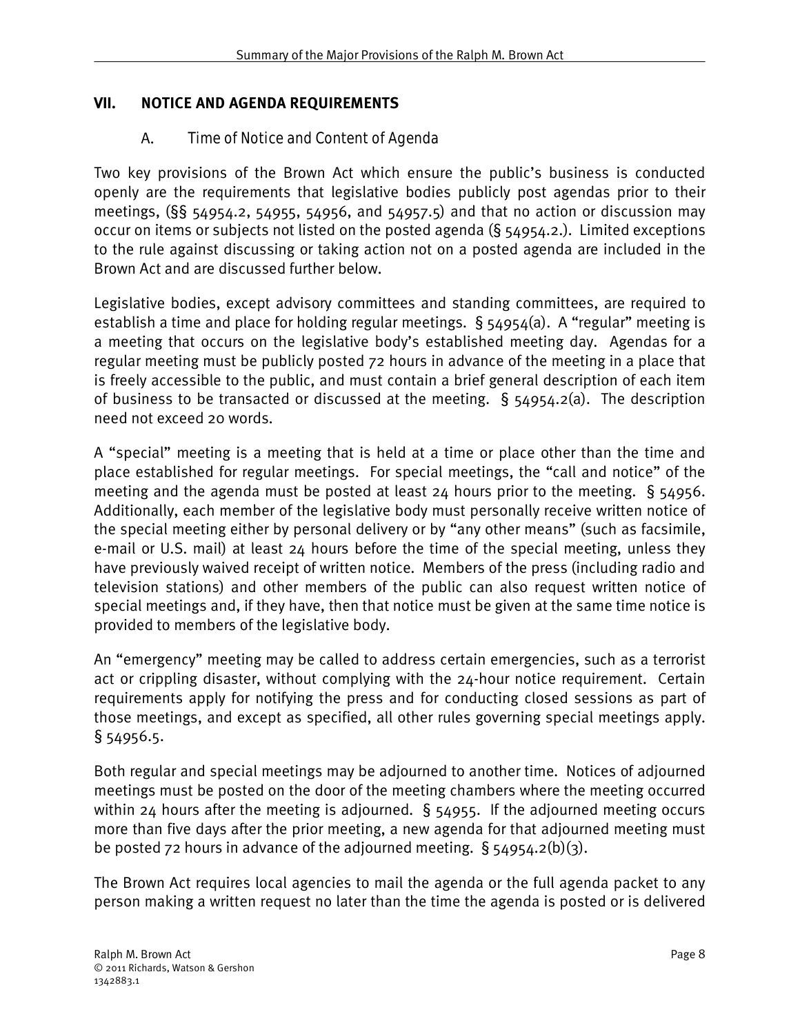## VII. NOTICE AND AGENDA REQUIREMENTS

### A. Time of Notice and Content of Agenda

Two key provisions of the Brown Act which ensure the public's business is conducted openly are the requirements that legislative bodies publicly post agendas prior to their meetings, (§§ 54954.2, 54955, 54956, and 54957.5) and that no action or discussion may occur on items or subjects not listed on the posted agenda (§ 54954.2.). Limited exceptions to the rule against discussing or taking action not on a posted agenda are included in the Brown Act and are discussed further below.

Legislative bodies, except advisory committees and standing committees, are required to establish a time and place for holding regular meetings. § 54954(a). A "regular" meeting is a meeting that occurs on the legislative body's established meeting day. Agendas for a regular meeting must be publicly posted 72 hours in advance of the meeting in a place that is freely accessible to the public, and must contain a brief general description of each item of business to be transacted or discussed at the meeting. § 54954.2(a). The description need not exceed 20 words.

A "special" meeting is a meeting that is held at a time or place other than the time and place established for regular meetings. For special meetings, the "call and notice" of the meeting and the agenda must be posted at least 24 hours prior to the meeting. § 54956. Additionally, each member of the legislative body must personally receive written notice of the special meeting either by personal delivery or by "any other means" (such as facsimile, e-mail or U.S. mail) at least 24 hours before the time of the special meeting, unless they have previously waived receipt of written notice. Members of the press (including radio and television stations) and other members of the public can also request written notice of special meetings and, if they have, then that notice must be given at the same time notice is provided to members of the legislative body.

An "emergency" meeting may be called to address certain emergencies, such as a terrorist act or crippling disaster, without complying with the 24-hour notice requirement. Certain requirements apply for notifying the press and for conducting closed sessions as part of those meetings, and except as specified, all other rules governing special meetings apply. § 54956.5.

Both regular and special meetings may be adjourned to another time. Notices of adjourned meetings must be posted on the door of the meeting chambers where the meeting occurred within 24 hours after the meeting is adjourned. § 54955. If the adjourned meeting occurs more than five days after the prior meeting, a new agenda for that adjourned meeting must be posted 72 hours in advance of the adjourned meeting. § 54954.2(b)(3).

The Brown Act requires local agencies to mail the agenda or the full agenda packet to any person making a written request no later than the time the agenda is posted or is delivered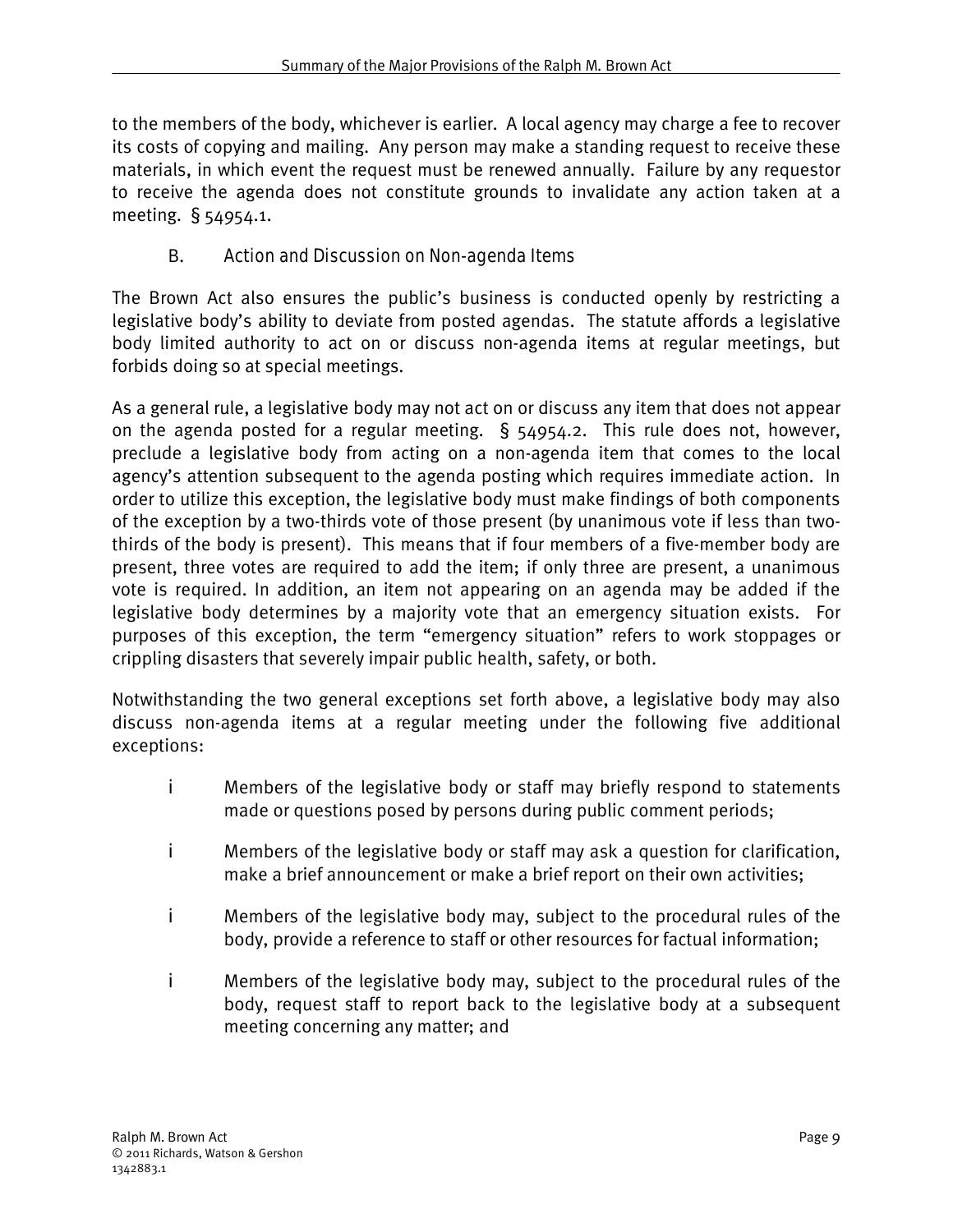to the members of the body, whichever is earlier. A local agency may charge a fee to recover its costs of copying and mailing. Any person may make a standing request to receive these materials, in which event the request must be renewed annually. Failure by any requestor to receive the agenda does not constitute grounds to invalidate any action taken at a meeting. § 54954.1.

### B. Action and Discussion on Non-agenda Items

The Brown Act also ensures the public's business is conducted openly by restricting a legislative body's ability to deviate from posted agendas. The statute affords a legislative body limited authority to act on or discuss non-agenda items at regular meetings, but forbids doing so at special meetings.

As a general rule, a legislative body may not act on or discuss any item that does not appear on the agenda posted for a regular meeting. § 54954.2. This rule does not, however, preclude a legislative body from acting on a non-agenda item that comes to the local agency's attention subsequent to the agenda posting which requires immediate action. In order to utilize this exception, the legislative body must make findings of both components of the exception by a two-thirds vote of those present (by unanimous vote if less than two-thirds of the body is present). This means that if four members of a five-member body are present, three votes are required to add the item; if only three are present, a unanimous vote is required. In addition, an item not appearing on an agenda may be added if the legislative body determines by a majority vote that an emergency situation exists. For purposes of this exception, the term "emergency situation" refers to work stoppages or crippling disasters that severely impair public health, safety, or both.

Notwithstanding the two general exceptions set forth above, a legislative body may also discuss non-agenda items at a regular meeting under the following five additional exceptions:

- Members of the legislative body or staff may briefly respond to statements made or questions posed by persons during public comment periods;
- Members of the legislative body or staff may ask a question for clarification, make a brief announcement or make a brief report on their own activities;
- Members of the legislative body may, subject to the procedural rules of the body, provide a reference to staff or other resources for factual information;
- Members of the legislative body may, subject to the procedural rules of the body, request staff to report back to the legislative body at a subsequent meeting concerning any matter; and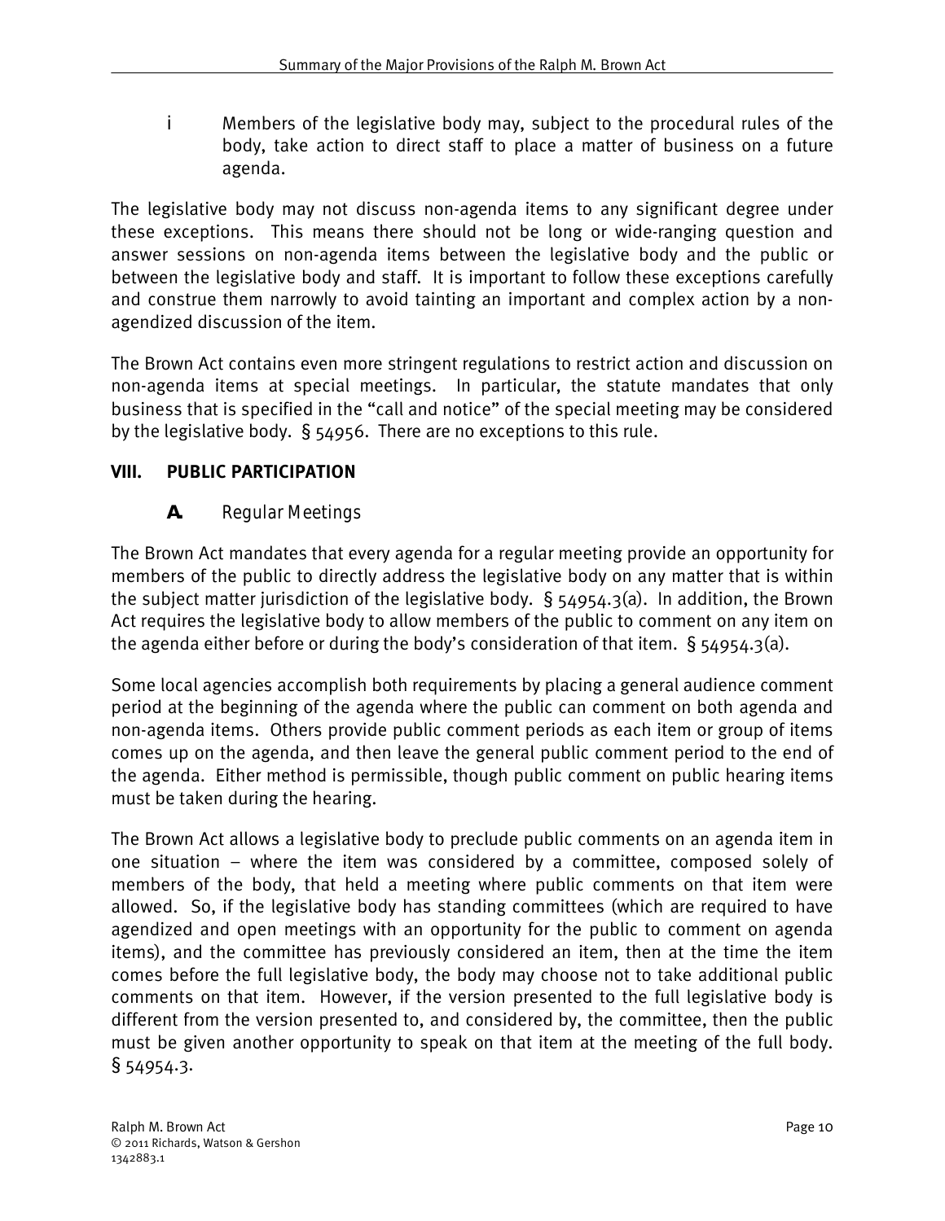i Members of the legislative body may, subject to the procedural rules of the body, take action to direct staff to place a matter of business on a future agenda.

The legislative body may not discuss non-agenda items to any significant degree under these exceptions. This means there should not be long or wide-ranging question and answer sessions on non-agenda items between the legislative body and the public or between the legislative body and staff. It is important to follow these exceptions carefully and construe them narrowly to avoid tainting an important and complex action by a non-agendized discussion of the item.

The Brown Act contains even more stringent regulations to restrict action and discussion on non-agenda items at special meetings. In particular, the statute mandates that only business that is specified in the "call and notice" of the special meeting may be considered by the legislative body. § 54956. There are no exceptions to this rule.

## VIII. PUBLIC PARTICIPATION

### A. *Regular Meetings*

The Brown Act mandates that every agenda for a regular meeting provide an opportunity for members of the public to directly address the legislative body on any matter that is within the subject matter jurisdiction of the legislative body. § 54954.3(a). In addition, the Brown Act requires the legislative body to allow members of the public to comment on any item on the agenda either before or during the body's consideration of that item. § 54954.3(a).

Some local agencies accomplish both requirements by placing a general audience comment period at the beginning of the agenda where the public can comment on both agenda and non-agenda items. Others provide public comment periods as each item or group of items comes up on the agenda, and then leave the general public comment period to the end of the agenda. Either method is permissible, though public comment on public hearing items must be taken during the hearing.

The Brown Act allows a legislative body to preclude public comments on an agenda item in one situation – where the item was considered by a committee, composed solely of members of the body, that held a meeting where public comments on that item were allowed. So, if the legislative body has standing committees (which are required to have agendized and open meetings with an opportunity for the public to comment on agenda items), and the committee has previously considered an item, then at the time the item comes before the full legislative body, the body may choose not to take additional public comments on that item. However, if the version presented to the full legislative body is different from the version presented to, and considered by, the committee, then the public must be given another opportunity to speak on that item at the meeting of the full body. § 54954.3.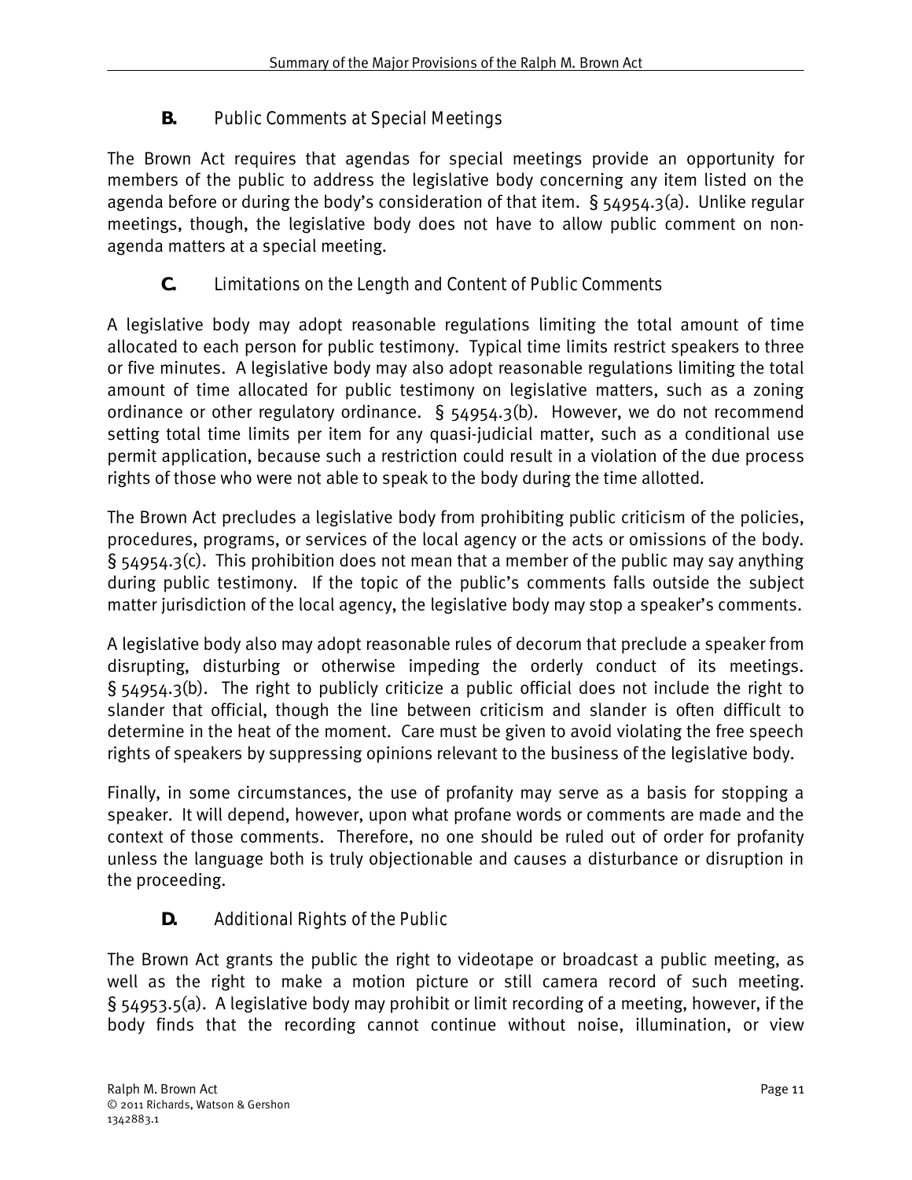### B. Public Comments at Special Meetings

The Brown Act requires that agendas for special meetings provide an opportunity for members of the public to address the legislative body concerning any item listed on the agenda before or during the body's consideration of that item. § 54954.3(a). Unlike regular meetings, though, the legislative body does not have to allow public comment on non-agenda matters at a special meeting.

### C. Limitations on the Length and Content of Public Comments

A legislative body may adopt reasonable regulations limiting the total amount of time allocated to each person for public testimony. Typical time limits restrict speakers to three or five minutes. A legislative body may also adopt reasonable regulations limiting the total amount of time allocated for public testimony on legislative matters, such as a zoning ordinance or other regulatory ordinance. § 54954.3(b). However, we do not recommend setting total time limits per item for any quasi-judicial matter, such as a conditional use permit application, because such a restriction could result in a violation of the due process rights of those who were not able to speak to the body during the time allotted.

The Brown Act precludes a legislative body from prohibiting public criticism of the policies, procedures, programs, or services of the local agency or the acts or omissions of the body. § 54954.3(c). This prohibition does not mean that a member of the public may say anything during public testimony. If the topic of the public's comments falls outside the subject matter jurisdiction of the local agency, the legislative body may stop a speaker's comments.

A legislative body also may adopt reasonable rules of decorum that preclude a speaker from disrupting, disturbing or otherwise impeding the orderly conduct of its meetings. § 54954.3(b). The right to publicly criticize a public official does not include the right to slander that official, though the line between criticism and slander is often difficult to determine in the heat of the moment. Care must be given to avoid violating the free speech rights of speakers by suppressing opinions relevant to the business of the legislative body.

Finally, in some circumstances, the use of profanity may serve as a basis for stopping a speaker. It will depend, however, upon what profane words or comments are made and the context of those comments. Therefore, no one should be ruled out of order for profanity unless the language both is truly objectionable and causes a disturbance or disruption in the proceeding.

### D. Additional Rights of the Public

The Brown Act grants the public the right to videotape or broadcast a public meeting, as well as the right to make a motion picture or still camera record of such meeting. § 54953.5(a). A legislative body may prohibit or limit recording of a meeting, however, if the body finds that the recording cannot continue without noise, illumination, or view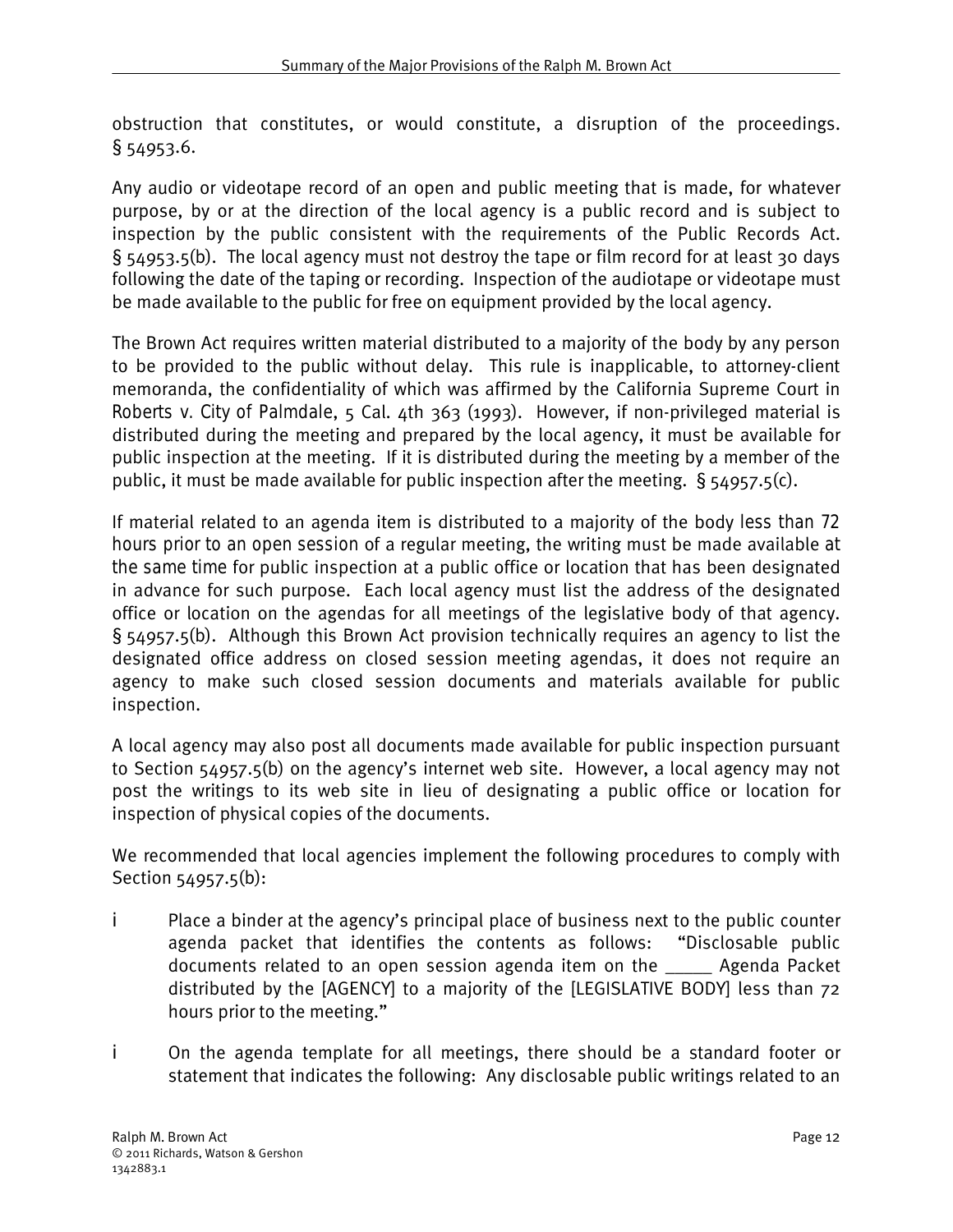obstruction that constitutes, or would constitute, a disruption of the proceedings. § 54953.6.

Any audio or videotape record of an open and public meeting that is made, for whatever purpose, by or at the direction of the local agency is a public record and is subject to inspection by the public consistent with the requirements of the Public Records Act. § 54953.5(b). The local agency must not destroy the tape or film record for at least 30 days following the date of the taping or recording. Inspection of the audiotape or videotape must be made available to the public for free on equipment provided by the local agency.

The Brown Act requires written material distributed to a majority of the body by any person to be provided to the public without delay. This rule is inapplicable, to attorney-client memoranda, the confidentiality of which was affirmed by the California Supreme Court in *Roberts v. City of Palmdale*, 5 Cal. 4th 363 (1993). However, if non-privileged material is distributed during the meeting and prepared by the local agency, it must be available for public inspection at the meeting. If it is distributed during the meeting by a member of the public, it must be made available for public inspection after the meeting. § 54957.5(c).

If material related to an agenda item is distributed to a majority of the body less than 72 hours prior to an open session of a regular meeting, the writing must be made available at the same time for public inspection at a public office or location that has been designated in advance for such purpose. Each local agency must list the address of the designated office or location on the agendas for all meetings of the legislative body of that agency. § 54957.5(b). Although this Brown Act provision technically requires an agency to list the designated office address on closed session meeting agendas, it does not require an agency to make such closed session documents and materials available for public inspection.

A local agency may also post all documents made available for public inspection pursuant to Section 54957.5(b) on the agency's internet web site. However, a local agency may not post the writings to its web site in lieu of designating a public office or location for inspection of physical copies of the documents.

We recommended that local agencies implement the following procedures to comply with Section 54957.5(b):

- Place a binder at the agency's principal place of business next to the public counter agenda packet that identifies the contents as follows: "Disclosable public documents related to an open session agenda item on the _____ Agenda Packet distributed by the [AGENCY] to a majority of the [LEGISLATIVE BODY] less than 72 hours prior to the meeting."

- On the agenda template for all meetings, there should be a standard footer or statement that indicates the following: Any disclosable public writings related to an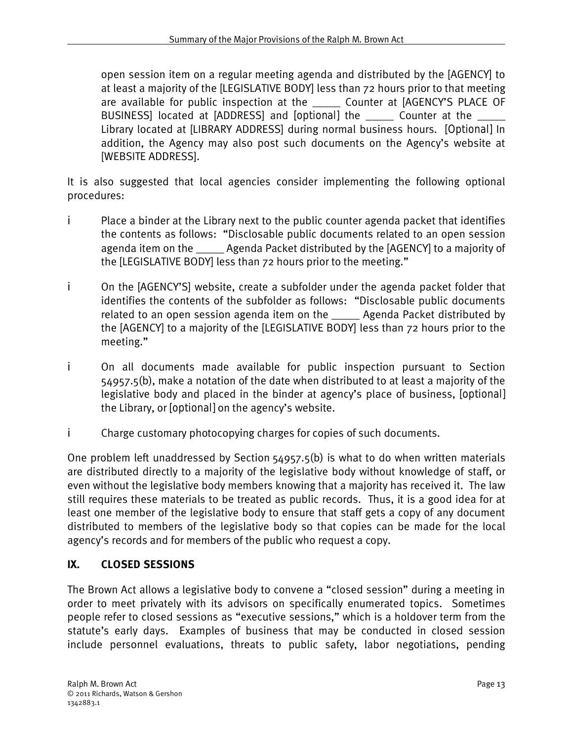open session item on a regular meeting agenda and distributed by the [AGENCY] to at least a majority of the [LEGISLATIVE BODY] less than 72 hours prior to that meeting are available for public inspection at the _____ Counter at [AGENCY'S PLACE OF BUSINESS] located at [ADDRESS] and [optional] the _____ Counter at the _____ Library located at [LIBRARY ADDRESS] during normal business hours. [Optional] In addition, the Agency may also post such documents on the Agency's website at [WEBSITE ADDRESS].

It is also suggested that local agencies consider implementing the following optional procedures:

- Place a binder at the Library next to the public counter agenda packet that identifies the contents as follows: "Disclosable public documents related to an open session agenda item on the _____ Agenda Packet distributed by the [AGENCY] to a majority of the [LEGISLATIVE BODY] less than 72 hours prior to the meeting."
- On the [AGENCY'S] website, create a subfolder under the agenda packet folder that identifies the contents of the subfolder as follows: "Disclosable public documents related to an open session agenda item on the _____ Agenda Packet distributed by the [AGENCY] to a majority of the [LEGISLATIVE BODY] less than 72 hours prior to the meeting."
- On all documents made available for public inspection pursuant to Section 54957.5(b), make a notation of the date when distributed to at least a majority of the legislative body and placed in the binder at agency's place of business, [optional] the Library, or [optional] on the agency's website.
- Charge customary photocopying charges for copies of such documents.

One problem left unaddressed by Section 54957.5(b) is what to do when written materials are distributed directly to a majority of the legislative body without knowledge of staff, or even without the legislative body members knowing that a majority has received it. The law still requires these materials to be treated as public records. Thus, it is a good idea for at least one member of the legislative body to ensure that staff gets a copy of any document distributed to members of the legislative body so that copies can be made for the local agency's records and for members of the public who request a copy.

## IX. CLOSED SESSIONS

The Brown Act allows a legislative body to convene a "closed session" during a meeting in order to meet privately with its advisors on specifically enumerated topics. Sometimes people refer to closed sessions as "executive sessions," which is a holdover term from the statute's early days. Examples of business that may be conducted in closed session include personnel evaluations, threats to public safety, labor negotiations, pending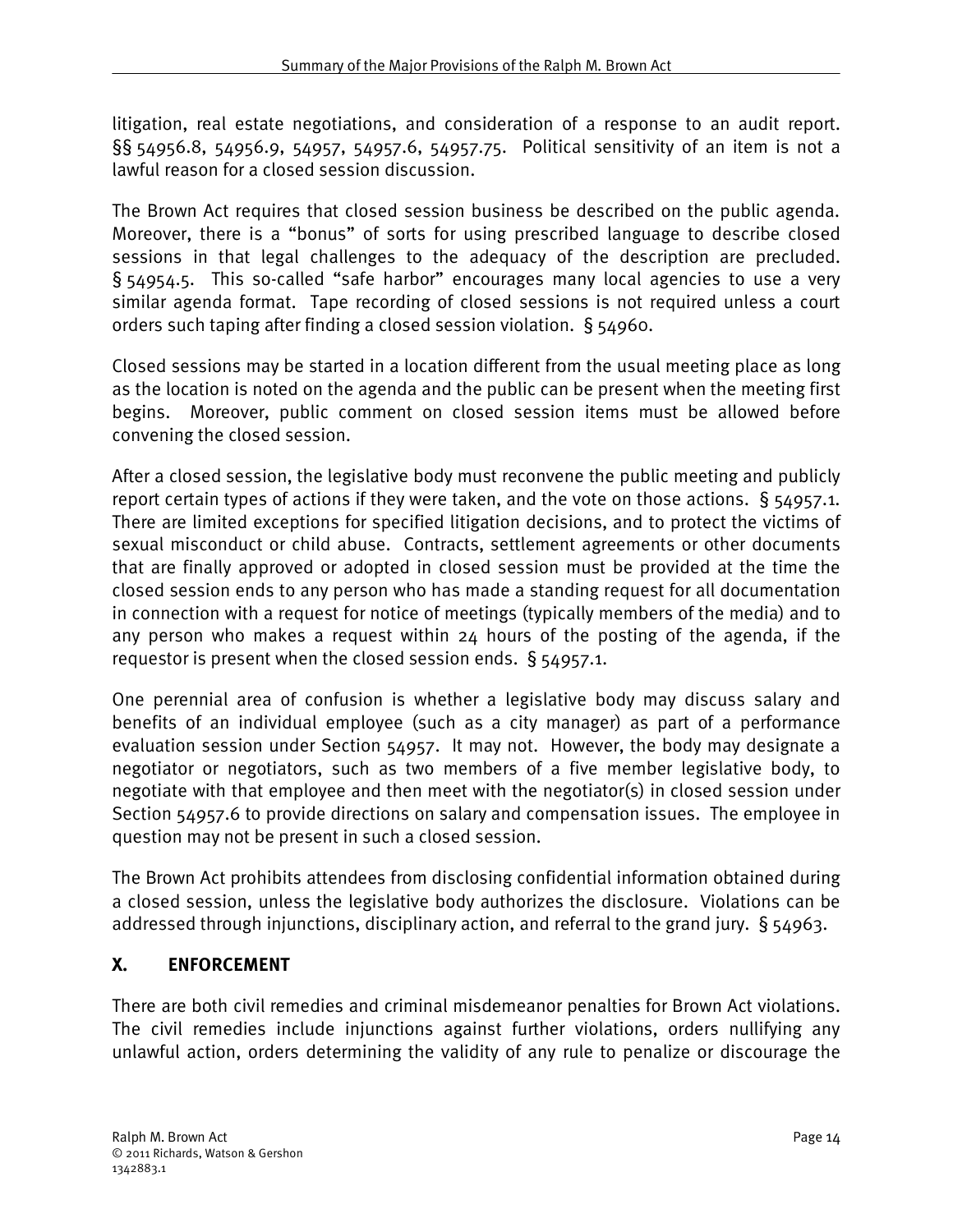litigation, real estate negotiations, and consideration of a response to an audit report. §§ 54956.8, 54956.9, 54957, 54957.6, 54957.75. Political sensitivity of an item is not a lawful reason for a closed session discussion.

The Brown Act requires that closed session business be described on the public agenda. Moreover, there is a "bonus" of sorts for using prescribed language to describe closed sessions in that legal challenges to the adequacy of the description are precluded. § 54954.5. This so-called "safe harbor" encourages many local agencies to use a very similar agenda format. Tape recording of closed sessions is not required unless a court orders such taping after finding a closed session violation. § 54960.

Closed sessions may be started in a location different from the usual meeting place as long as the location is noted on the agenda and the public can be present when the meeting first begins. Moreover, public comment on closed session items must be allowed before convening the closed session.

After a closed session, the legislative body must reconvene the public meeting and publicly report certain types of actions if they were taken, and the vote on those actions. § 54957.1. There are limited exceptions for specified litigation decisions, and to protect the victims of sexual misconduct or child abuse. Contracts, settlement agreements or other documents that are finally approved or adopted in closed session must be provided at the time the closed session ends to any person who has made a standing request for all documentation in connection with a request for notice of meetings (typically members of the media) and to any person who makes a request within 24 hours of the posting of the agenda, if the requestor is present when the closed session ends. § 54957.1.

One perennial area of confusion is whether a legislative body may discuss salary and benefits of an individual employee (such as a city manager) as part of a performance evaluation session under Section 54957. It may not. However, the body may designate a negotiator or negotiators, such as two members of a five member legislative body, to negotiate with that employee and then meet with the negotiator(s) in closed session under Section 54957.6 to provide directions on salary and compensation issues. The employee in question may not be present in such a closed session.

The Brown Act prohibits attendees from disclosing confidential information obtained during a closed session, unless the legislative body authorizes the disclosure. Violations can be addressed through injunctions, disciplinary action, and referral to the grand jury. § 54963.

## X. ENFORCEMENT

There are both civil remedies and criminal misdemeanor penalties for Brown Act violations. The civil remedies include injunctions against further violations, orders nullifying any unlawful action, orders determining the validity of any rule to penalize or discourage the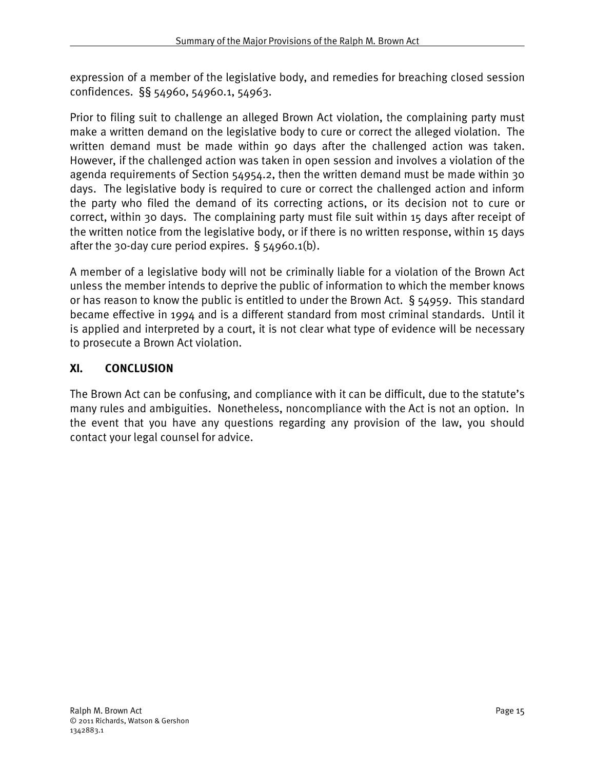expression of a member of the legislative body, and remedies for breaching closed session confidences. §§ 54960, 54960.1, 54963.

Prior to filing suit to challenge an alleged Brown Act violation, the complaining party must make a written demand on the legislative body to cure or correct the alleged violation. The written demand must be made within 90 days after the challenged action was taken. However, if the challenged action was taken in open session and involves a violation of the agenda requirements of Section 54954.2, then the written demand must be made within 30 days. The legislative body is required to cure or correct the challenged action and inform the party who filed the demand of its correcting actions, or its decision not to cure or correct, within 30 days. The complaining party must file suit within 15 days after receipt of the written notice from the legislative body, or if there is no written response, within 15 days after the 30-day cure period expires. § 54960.1(b).

A member of a legislative body will not be criminally liable for a violation of the Brown Act unless the member intends to deprive the public of information to which the member knows or has reason to know the public is entitled to under the Brown Act. § 54959. This standard became effective in 1994 and is a different standard from most criminal standards. Until it is applied and interpreted by a court, it is not clear what type of evidence will be necessary to prosecute a Brown Act violation.

## XI. CONCLUSION

The Brown Act can be confusing, and compliance with it can be difficult, due to the statute's many rules and ambiguities. Nonetheless, noncompliance with the Act is not an option. In the event that you have any questions regarding any provision of the law, you should contact your legal counsel for advice.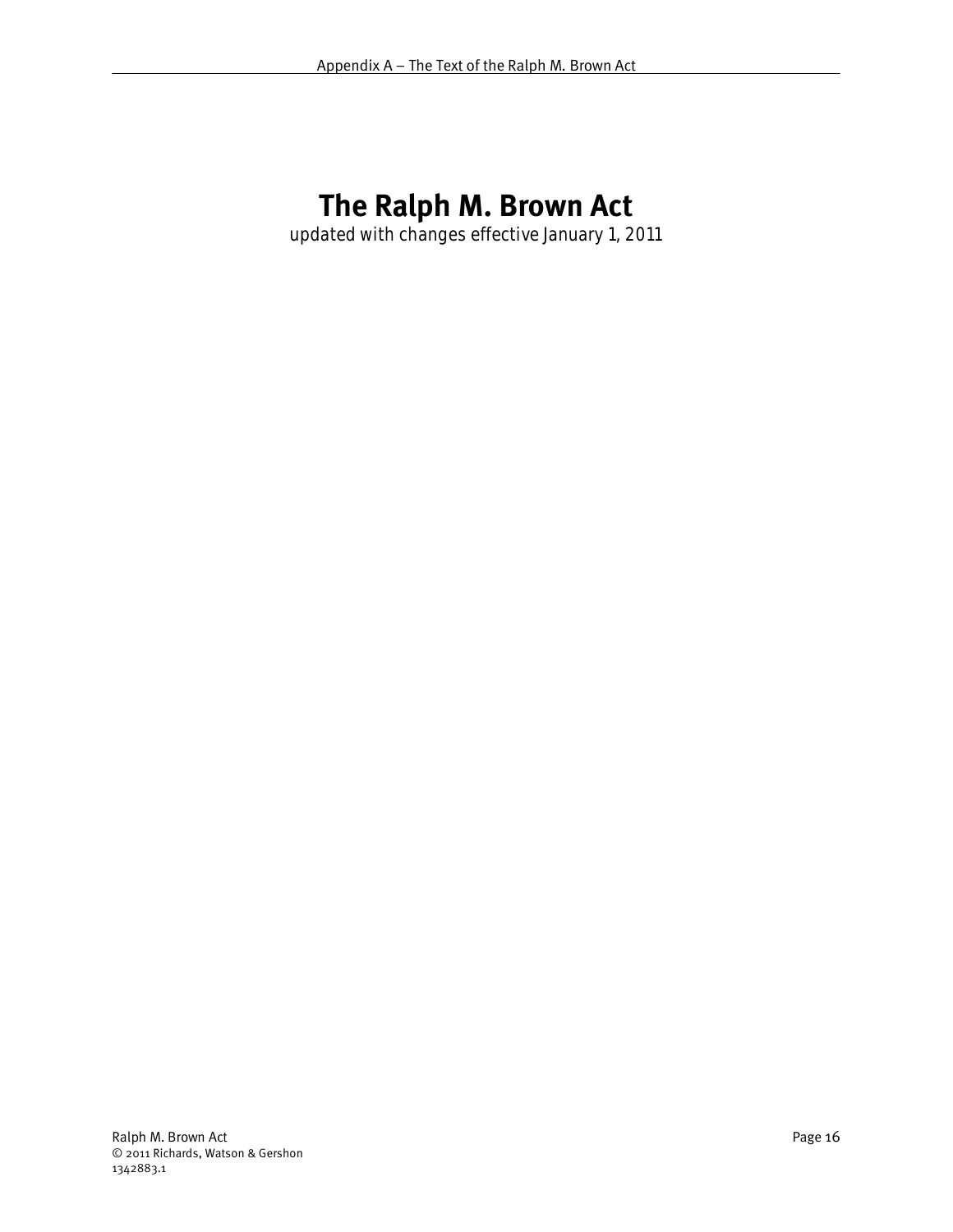# The Ralph M. Brown Act

updated with changes effective January 1, 2011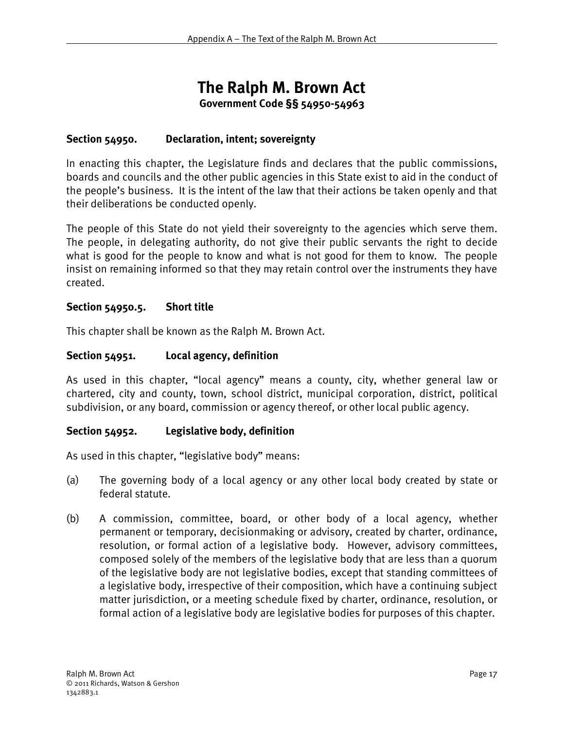# The Ralph M. Brown Act

**Government Code §§ 54950-54963**

### Section 54950. Declaration, intent; sovereignty

In enacting this chapter, the Legislature finds and declares that the public commissions, boards and councils and the other public agencies in this State exist to aid in the conduct of the people's business. It is the intent of the law that their actions be taken openly and that their deliberations be conducted openly.

The people of this State do not yield their sovereignty to the agencies which serve them. The people, in delegating authority, do not give their public servants the right to decide what is good for the people to know and what is not good for them to know. The people insist on remaining informed so that they may retain control over the instruments they have created.

### Section 54950.5. Short title

This chapter shall be known as the Ralph M. Brown Act.

### Section 54951. Local agency, definition

As used in this chapter, "local agency" means a county, city, whether general law or chartered, city and county, town, school district, municipal corporation, district, political subdivision, or any board, commission or agency thereof, or other local public agency.

### Section 54952. Legislative body, definition

As used in this chapter, "legislative body" means:

(a) The governing body of a local agency or any other local body created by state or federal statute.

(b) A commission, committee, board, or other body of a local agency, whether permanent or temporary, decisionmaking or advisory, created by charter, ordinance, resolution, or formal action of a legislative body. However, advisory committees, composed solely of the members of the legislative body that are less than a quorum of the legislative body are not legislative bodies, except that standing committees of a legislative body, irrespective of their composition, which have a continuing subject matter jurisdiction, or a meeting schedule fixed by charter, ordinance, resolution, or formal action of a legislative body are legislative bodies for purposes of this chapter.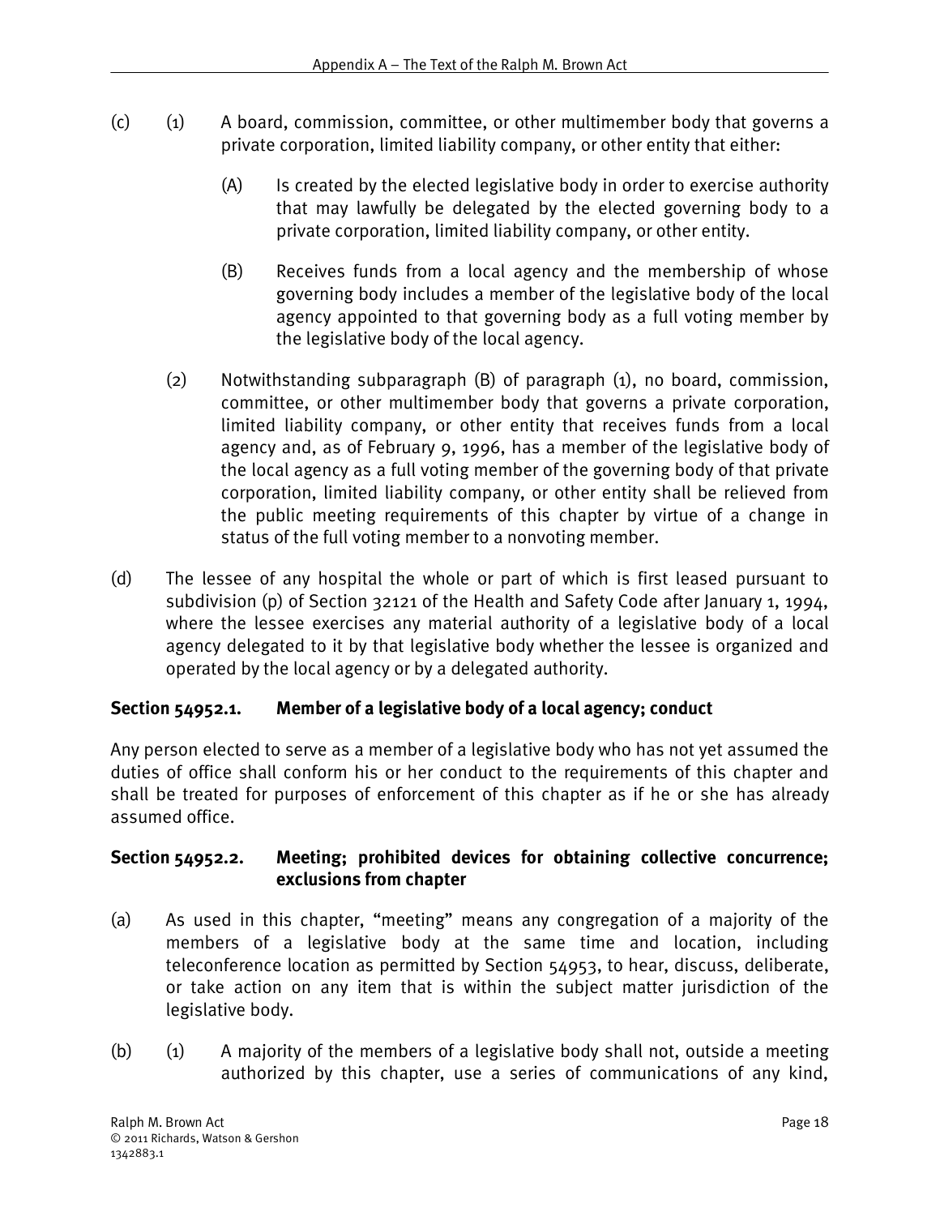(c) (1) A board, commission, committee, or other multimember body that governs a private corporation, limited liability company, or other entity that either:

(A) Is created by the elected legislative body in order to exercise authority that may lawfully be delegated by the elected governing body to a private corporation, limited liability company, or other entity.

(B) Receives funds from a local agency and the membership of whose governing body includes a member of the legislative body of the local agency appointed to that governing body as a full voting member by the legislative body of the local agency.

(2) Notwithstanding subparagraph (B) of paragraph (1), no board, commission, committee, or other multimember body that governs a private corporation, limited liability company, or other entity that receives funds from a local agency and, as of February 9, 1996, has a member of the legislative body of the local agency as a full voting member of the governing body of that private corporation, limited liability company, or other entity shall be relieved from the public meeting requirements of this chapter by virtue of a change in status of the full voting member to a nonvoting member.

(d) The lessee of any hospital the whole or part of which is first leased pursuant to subdivision (p) of Section 32121 of the Health and Safety Code after January 1, 1994, where the lessee exercises any material authority of a legislative body of a local agency delegated to it by that legislative body whether the lessee is organized and operated by the local agency or by a delegated authority.

### Section 54952.1. Member of a legislative body of a local agency; conduct

Any person elected to serve as a member of a legislative body who has not yet assumed the duties of office shall conform his or her conduct to the requirements of this chapter and shall be treated for purposes of enforcement of this chapter as if he or she has already assumed office.

### Section 54952.2. Meeting; prohibited devices for obtaining collective concurrence; exclusions from chapter

(a) As used in this chapter, "meeting" means any congregation of a majority of the members of a legislative body at the same time and location, including teleconference location as permitted by Section 54953, to hear, discuss, deliberate, or take action on any item that is within the subject matter jurisdiction of the legislative body.

(b) (1) A majority of the members of a legislative body shall not, outside a meeting authorized by this chapter, use a series of communications of any kind,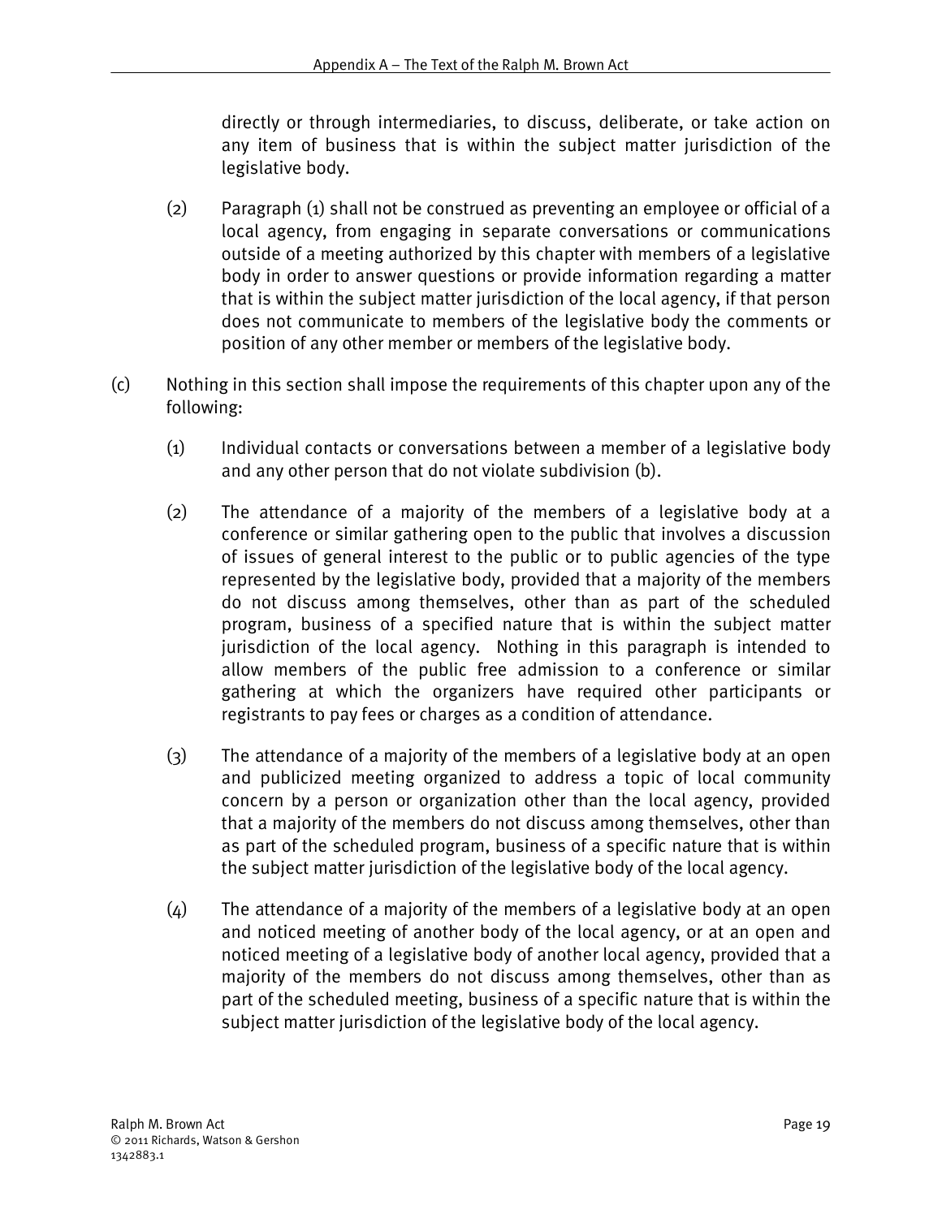directly or through intermediaries, to discuss, deliberate, or take action on any item of business that is within the subject matter jurisdiction of the legislative body.

(2) Paragraph (1) shall not be construed as preventing an employee or official of a local agency, from engaging in separate conversations or communications outside of a meeting authorized by this chapter with members of a legislative body in order to answer questions or provide information regarding a matter that is within the subject matter jurisdiction of the local agency, if that person does not communicate to members of the legislative body the comments or position of any other member or members of the legislative body.

(c) Nothing in this section shall impose the requirements of this chapter upon any of the following:

(1) Individual contacts or conversations between a member of a legislative body and any other person that do not violate subdivision (b).

(2) The attendance of a majority of the members of a legislative body at a conference or similar gathering open to the public that involves a discussion of issues of general interest to the public or to public agencies of the type represented by the legislative body, provided that a majority of the members do not discuss among themselves, other than as part of the scheduled program, business of a specified nature that is within the subject matter jurisdiction of the local agency. Nothing in this paragraph is intended to allow members of the public free admission to a conference or similar gathering at which the organizers have required other participants or registrants to pay fees or charges as a condition of attendance.

(3) The attendance of a majority of the members of a legislative body at an open and publicized meeting organized to address a topic of local community concern by a person or organization other than the local agency, provided that a majority of the members do not discuss among themselves, other than as part of the scheduled program, business of a specific nature that is within the subject matter jurisdiction of the legislative body of the local agency.

(4) The attendance of a majority of the members of a legislative body at an open and noticed meeting of another body of the local agency, or at an open and noticed meeting of a legislative body of another local agency, provided that a majority of the members do not discuss among themselves, other than as part of the scheduled meeting, business of a specific nature that is within the subject matter jurisdiction of the legislative body of the local agency.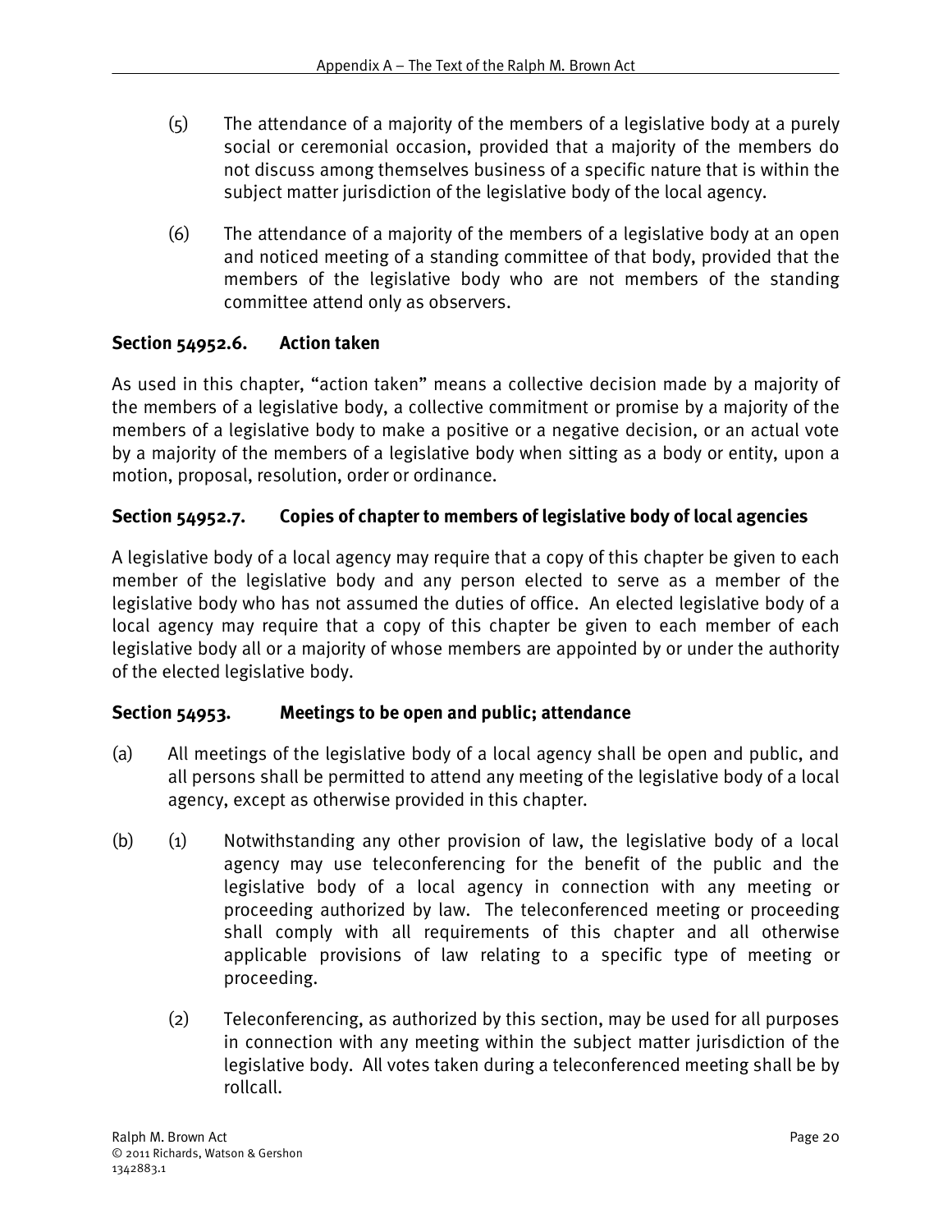(5) The attendance of a majority of the members of a legislative body at a purely social or ceremonial occasion, provided that a majority of the members do not discuss among themselves business of a specific nature that is within the subject matter jurisdiction of the legislative body of the local agency.

(6) The attendance of a majority of the members of a legislative body at an open and noticed meeting of a standing committee of that body, provided that the members of the legislative body who are not members of the standing committee attend only as observers.

**Section 54952.6. Action taken**

As used in this chapter, "action taken" means a collective decision made by a majority of the members of a legislative body, a collective commitment or promise by a majority of the members of a legislative body to make a positive or a negative decision, or an actual vote by a majority of the members of a legislative body when sitting as a body or entity, upon a motion, proposal, resolution, order or ordinance.

**Section 54952.7. Copies of chapter to members of legislative body of local agencies**

A legislative body of a local agency may require that a copy of this chapter be given to each member of the legislative body and any person elected to serve as a member of the legislative body who has not assumed the duties of office. An elected legislative body of a local agency may require that a copy of this chapter be given to each member of each legislative body all or a majority of whose members are appointed by or under the authority of the elected legislative body.

**Section 54953. Meetings to be open and public; attendance**

(a) All meetings of the legislative body of a local agency shall be open and public, and all persons shall be permitted to attend any meeting of the legislative body of a local agency, except as otherwise provided in this chapter.

(b) (1) Notwithstanding any other provision of law, the legislative body of a local agency may use teleconferencing for the benefit of the public and the legislative body of a local agency in connection with any meeting or proceeding authorized by law. The teleconferenced meeting or proceeding shall comply with all requirements of this chapter and all otherwise applicable provisions of law relating to a specific type of meeting or proceeding.

(2) Teleconferencing, as authorized by this section, may be used for all purposes in connection with any meeting within the subject matter jurisdiction of the legislative body. All votes taken during a teleconferenced meeting shall be by rollcall.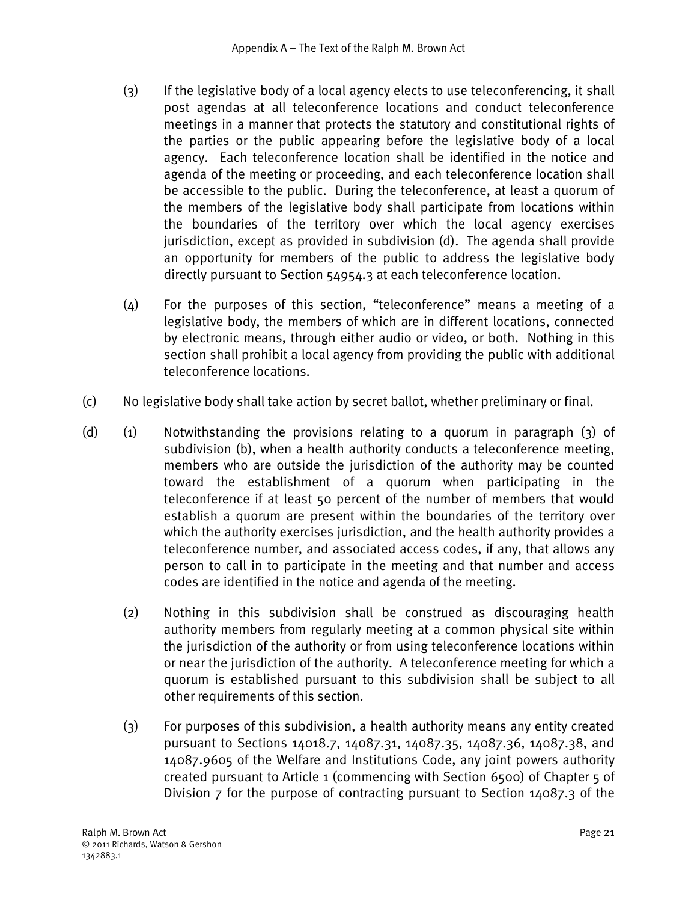(3) If the legislative body of a local agency elects to use teleconferencing, it shall post agendas at all teleconference locations and conduct teleconference meetings in a manner that protects the statutory and constitutional rights of the parties or the public appearing before the legislative body of a local agency. Each teleconference location shall be identified in the notice and agenda of the meeting or proceeding, and each teleconference location shall be accessible to the public. During the teleconference, at least a quorum of the members of the legislative body shall participate from locations within the boundaries of the territory over which the local agency exercises jurisdiction, except as provided in subdivision (d). The agenda shall provide an opportunity for members of the public to address the legislative body directly pursuant to Section 54954.3 at each teleconference location.

(4) For the purposes of this section, "teleconference" means a meeting of a legislative body, the members of which are in different locations, connected by electronic means, through either audio or video, or both. Nothing in this section shall prohibit a local agency from providing the public with additional teleconference locations.

(c) No legislative body shall take action by secret ballot, whether preliminary or final.

(d) (1) Notwithstanding the provisions relating to a quorum in paragraph (3) of subdivision (b), when a health authority conducts a teleconference meeting, members who are outside the jurisdiction of the authority may be counted toward the establishment of a quorum when participating in the teleconference if at least 50 percent of the number of members that would establish a quorum are present within the boundaries of the territory over which the authority exercises jurisdiction, and the health authority provides a teleconference number, and associated access codes, if any, that allows any person to call in to participate in the meeting and that number and access codes are identified in the notice and agenda of the meeting.

(2) Nothing in this subdivision shall be construed as discouraging health authority members from regularly meeting at a common physical site within the jurisdiction of the authority or from using teleconference locations within or near the jurisdiction of the authority. A teleconference meeting for which a quorum is established pursuant to this subdivision shall be subject to all other requirements of this section.

(3) For purposes of this subdivision, a health authority means any entity created pursuant to Sections 14018.7, 14087.31, 14087.35, 14087.36, 14087.38, and 14087.9605 of the Welfare and Institutions Code, any joint powers authority created pursuant to Article 1 (commencing with Section 6500) of Chapter 5 of Division 7 for the purpose of contracting pursuant to Section 14087.3 of the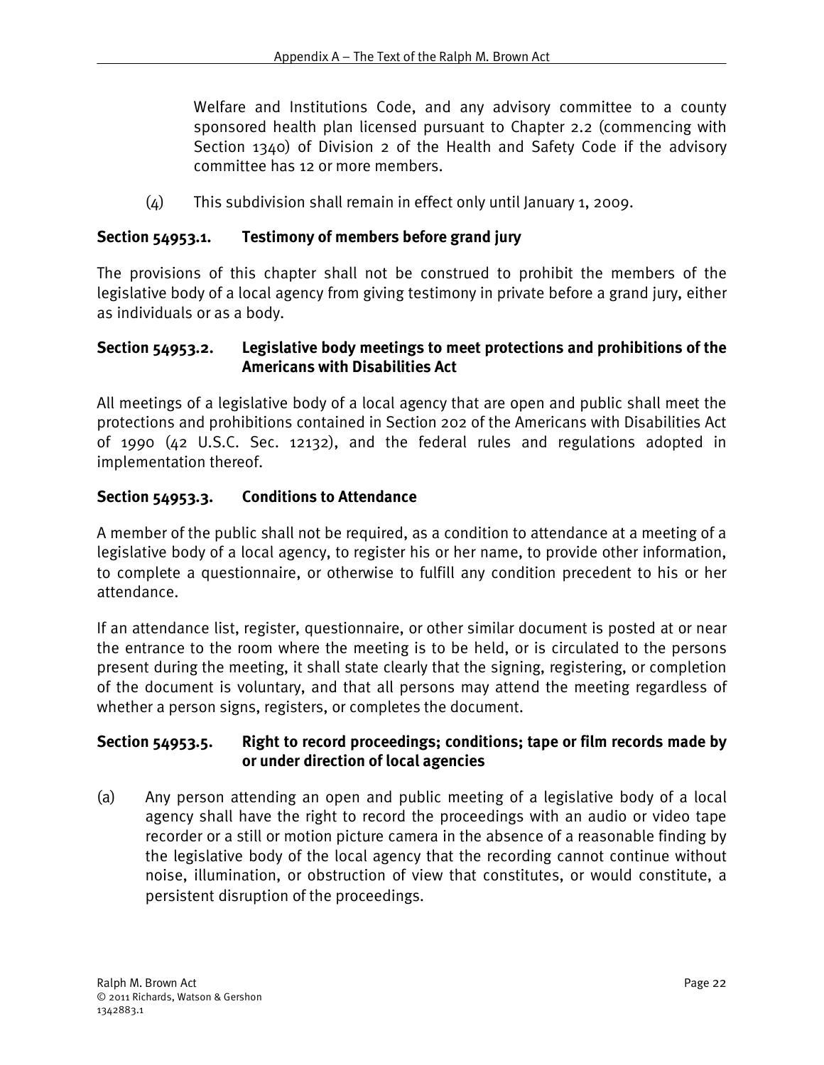Welfare and Institutions Code, and any advisory committee to a county sponsored health plan licensed pursuant to Chapter 2.2 (commencing with Section 1340) of Division 2 of the Health and Safety Code if the advisory committee has 12 or more members.

(4) This subdivision shall remain in effect only until January 1, 2009.

### Section 54953.1. Testimony of members before grand jury

The provisions of this chapter shall not be construed to prohibit the members of the legislative body of a local agency from giving testimony in private before a grand jury, either as individuals or as a body.

### Section 54953.2. Legislative body meetings to meet protections and prohibitions of the Americans with Disabilities Act

All meetings of a legislative body of a local agency that are open and public shall meet the protections and prohibitions contained in Section 202 of the Americans with Disabilities Act of 1990 (42 U.S.C. Sec. 12132), and the federal rules and regulations adopted in implementation thereof.

### Section 54953.3. Conditions to Attendance

A member of the public shall not be required, as a condition to attendance at a meeting of a legislative body of a local agency, to register his or her name, to provide other information, to complete a questionnaire, or otherwise to fulfill any condition precedent to his or her attendance.

If an attendance list, register, questionnaire, or other similar document is posted at or near the entrance to the room where the meeting is to be held, or is circulated to the persons present during the meeting, it shall state clearly that the signing, registering, or completion of the document is voluntary, and that all persons may attend the meeting regardless of whether a person signs, registers, or completes the document.

### Section 54953.5. Right to record proceedings; conditions; tape or film records made by or under direction of local agencies

(a) Any person attending an open and public meeting of a legislative body of a local agency shall have the right to record the proceedings with an audio or video tape recorder or a still or motion picture camera in the absence of a reasonable finding by the legislative body of the local agency that the recording cannot continue without noise, illumination, or obstruction of view that constitutes, or would constitute, a persistent disruption of the proceedings.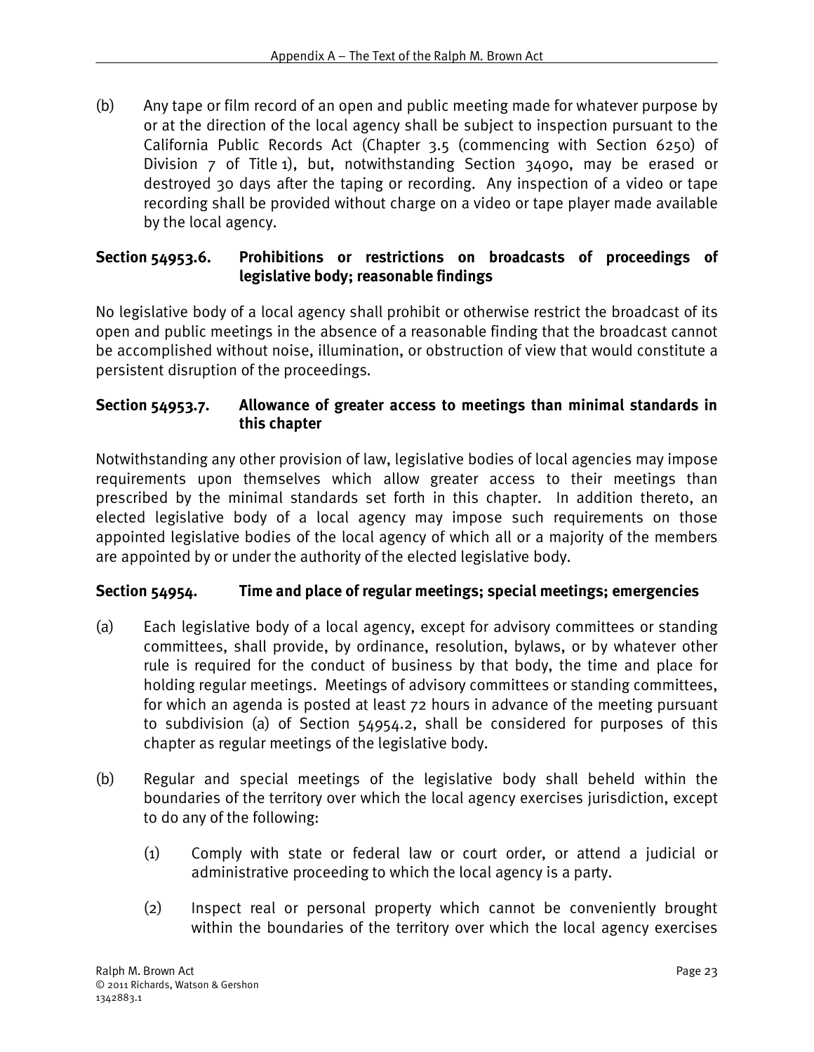(b) Any tape or film record of an open and public meeting made for whatever purpose by or at the direction of the local agency shall be subject to inspection pursuant to the California Public Records Act (Chapter 3.5 (commencing with Section 6250) of Division 7 of Title 1), but, notwithstanding Section 34090, may be erased or destroyed 30 days after the taping or recording. Any inspection of a video or tape recording shall be provided without charge on a video or tape player made available by the local agency.

### Section 54953.6. Prohibitions or restrictions on broadcasts of proceedings of legislative body; reasonable findings

No legislative body of a local agency shall prohibit or otherwise restrict the broadcast of its open and public meetings in the absence of a reasonable finding that the broadcast cannot be accomplished without noise, illumination, or obstruction of view that would constitute a persistent disruption of the proceedings.

### Section 54953.7. Allowance of greater access to meetings than minimal standards in this chapter

Notwithstanding any other provision of law, legislative bodies of local agencies may impose requirements upon themselves which allow greater access to their meetings than prescribed by the minimal standards set forth in this chapter. In addition thereto, an elected legislative body of a local agency may impose such requirements on those appointed legislative bodies of the local agency of which all or a majority of the members are appointed by or under the authority of the elected legislative body.

### Section 54954. Time and place of regular meetings; special meetings; emergencies

(a) Each legislative body of a local agency, except for advisory committees or standing committees, shall provide, by ordinance, resolution, bylaws, or by whatever other rule is required for the conduct of business by that body, the time and place for holding regular meetings. Meetings of advisory committees or standing committees, for which an agenda is posted at least 72 hours in advance of the meeting pursuant to subdivision (a) of Section 54954.2, shall be considered for purposes of this chapter as regular meetings of the legislative body.

(b) Regular and special meetings of the legislative body shall beheld within the boundaries of the territory over which the local agency exercises jurisdiction, except to do any of the following:

  (1) Comply with state or federal law or court order, or attend a judicial or administrative proceeding to which the local agency is a party.

  (2) Inspect real or personal property which cannot be conveniently brought within the boundaries of the territory over which the local agency exercises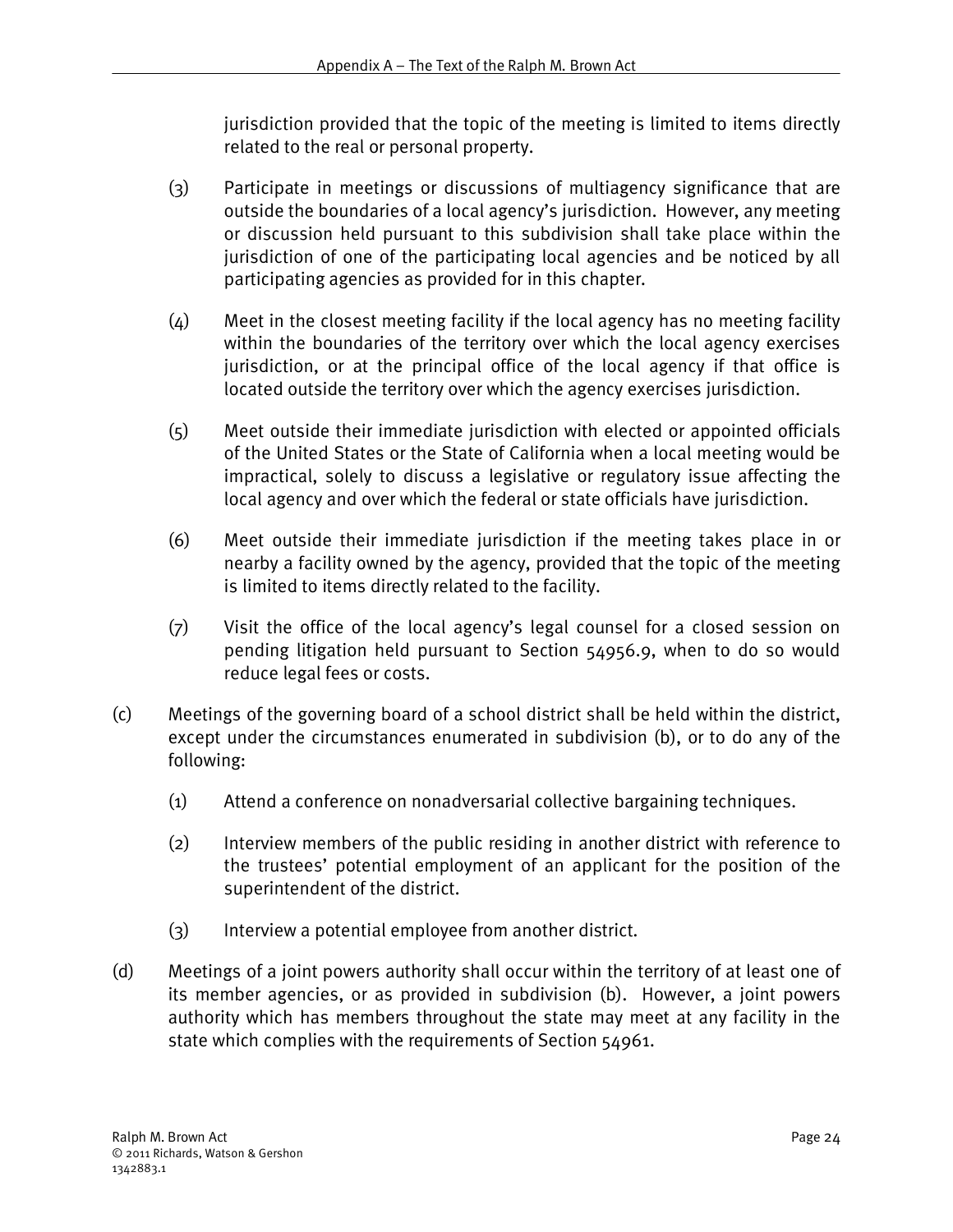jurisdiction provided that the topic of the meeting is limited to items directly related to the real or personal property.

(3) Participate in meetings or discussions of multiagency significance that are outside the boundaries of a local agency's jurisdiction. However, any meeting or discussion held pursuant to this subdivision shall take place within the jurisdiction of one of the participating local agencies and be noticed by all participating agencies as provided for in this chapter.

(4) Meet in the closest meeting facility if the local agency has no meeting facility within the boundaries of the territory over which the local agency exercises jurisdiction, or at the principal office of the local agency if that office is located outside the territory over which the agency exercises jurisdiction.

(5) Meet outside their immediate jurisdiction with elected or appointed officials of the United States or the State of California when a local meeting would be impractical, solely to discuss a legislative or regulatory issue affecting the local agency and over which the federal or state officials have jurisdiction.

(6) Meet outside their immediate jurisdiction if the meeting takes place in or nearby a facility owned by the agency, provided that the topic of the meeting is limited to items directly related to the facility.

(7) Visit the office of the local agency's legal counsel for a closed session on pending litigation held pursuant to Section 54956.9, when to do so would reduce legal fees or costs.

(c) Meetings of the governing board of a school district shall be held within the district, except under the circumstances enumerated in subdivision (b), or to do any of the following:

(1) Attend a conference on nonadversarial collective bargaining techniques.

(2) Interview members of the public residing in another district with reference to the trustees' potential employment of an applicant for the position of the superintendent of the district.

(3) Interview a potential employee from another district.

(d) Meetings of a joint powers authority shall occur within the territory of at least one of its member agencies, or as provided in subdivision (b). However, a joint powers authority which has members throughout the state may meet at any facility in the state which complies with the requirements of Section 54961.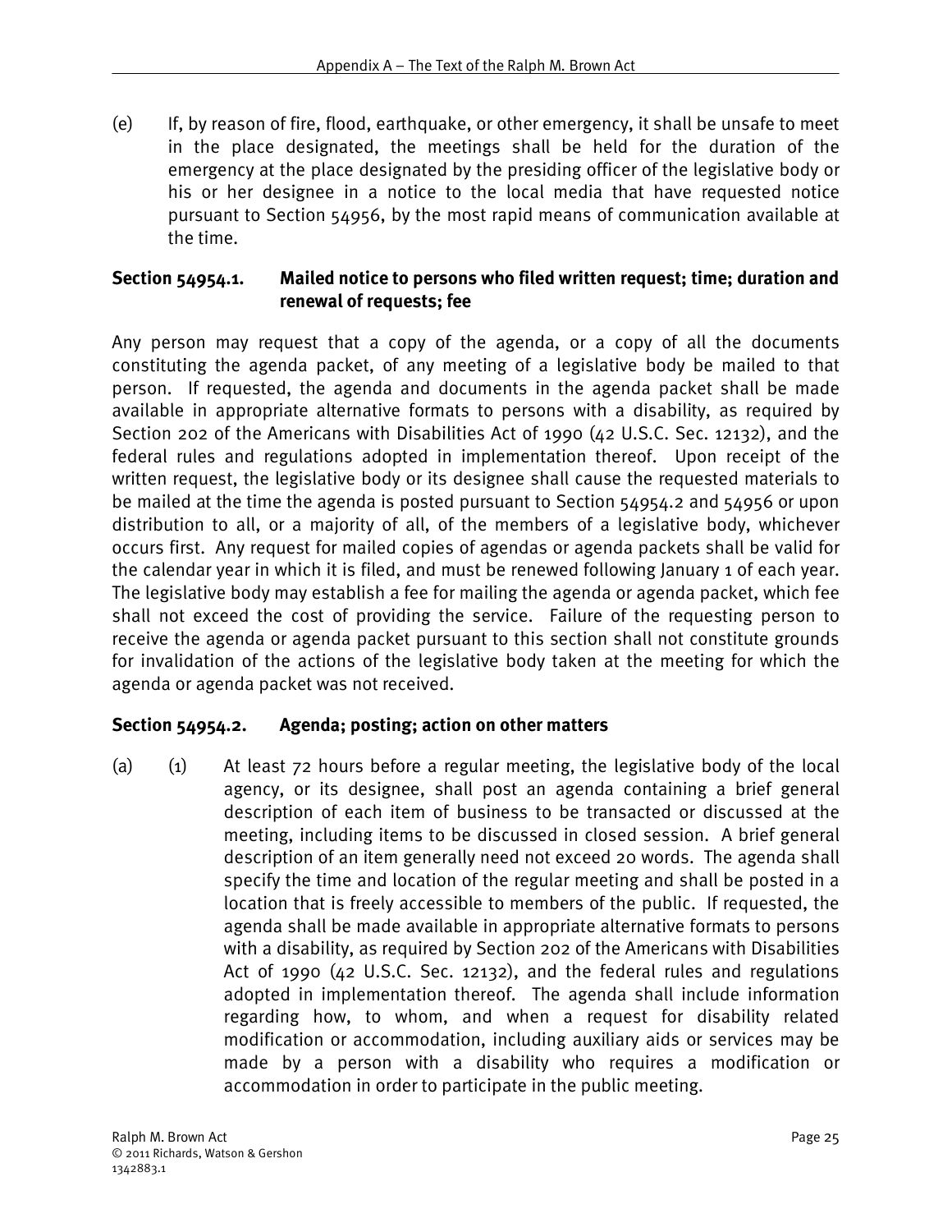(e) If, by reason of fire, flood, earthquake, or other emergency, it shall be unsafe to meet in the place designated, the meetings shall be held for the duration of the emergency at the place designated by the presiding officer of the legislative body or his or her designee in a notice to the local media that have requested notice pursuant to Section 54956, by the most rapid means of communication available at the time.

### Section 54954.1. Mailed notice to persons who filed written request; time; duration and renewal of requests; fee

Any person may request that a copy of the agenda, or a copy of all the documents constituting the agenda packet, of any meeting of a legislative body be mailed to that person. If requested, the agenda and documents in the agenda packet shall be made available in appropriate alternative formats to persons with a disability, as required by Section 202 of the Americans with Disabilities Act of 1990 (42 U.S.C. Sec. 12132), and the federal rules and regulations adopted in implementation thereof. Upon receipt of the written request, the legislative body or its designee shall cause the requested materials to be mailed at the time the agenda is posted pursuant to Section 54954.2 and 54956 or upon distribution to all, or a majority of all, of the members of a legislative body, whichever occurs first. Any request for mailed copies of agendas or agenda packets shall be valid for the calendar year in which it is filed, and must be renewed following January 1 of each year. The legislative body may establish a fee for mailing the agenda or agenda packet, which fee shall not exceed the cost of providing the service. Failure of the requesting person to receive the agenda or agenda packet pursuant to this section shall not constitute grounds for invalidation of the actions of the legislative body taken at the meeting for which the agenda or agenda packet was not received.

### Section 54954.2. Agenda; posting; action on other matters

(a) (1) At least 72 hours before a regular meeting, the legislative body of the local agency, or its designee, shall post an agenda containing a brief general description of each item of business to be transacted or discussed at the meeting, including items to be discussed in closed session. A brief general description of an item generally need not exceed 20 words. The agenda shall specify the time and location of the regular meeting and shall be posted in a location that is freely accessible to members of the public. If requested, the agenda shall be made available in appropriate alternative formats to persons with a disability, as required by Section 202 of the Americans with Disabilities Act of 1990 (42 U.S.C. Sec. 12132), and the federal rules and regulations adopted in implementation thereof. The agenda shall include information regarding how, to whom, and when a request for disability related modification or accommodation, including auxiliary aids or services may be made by a person with a disability who requires a modification or accommodation in order to participate in the public meeting.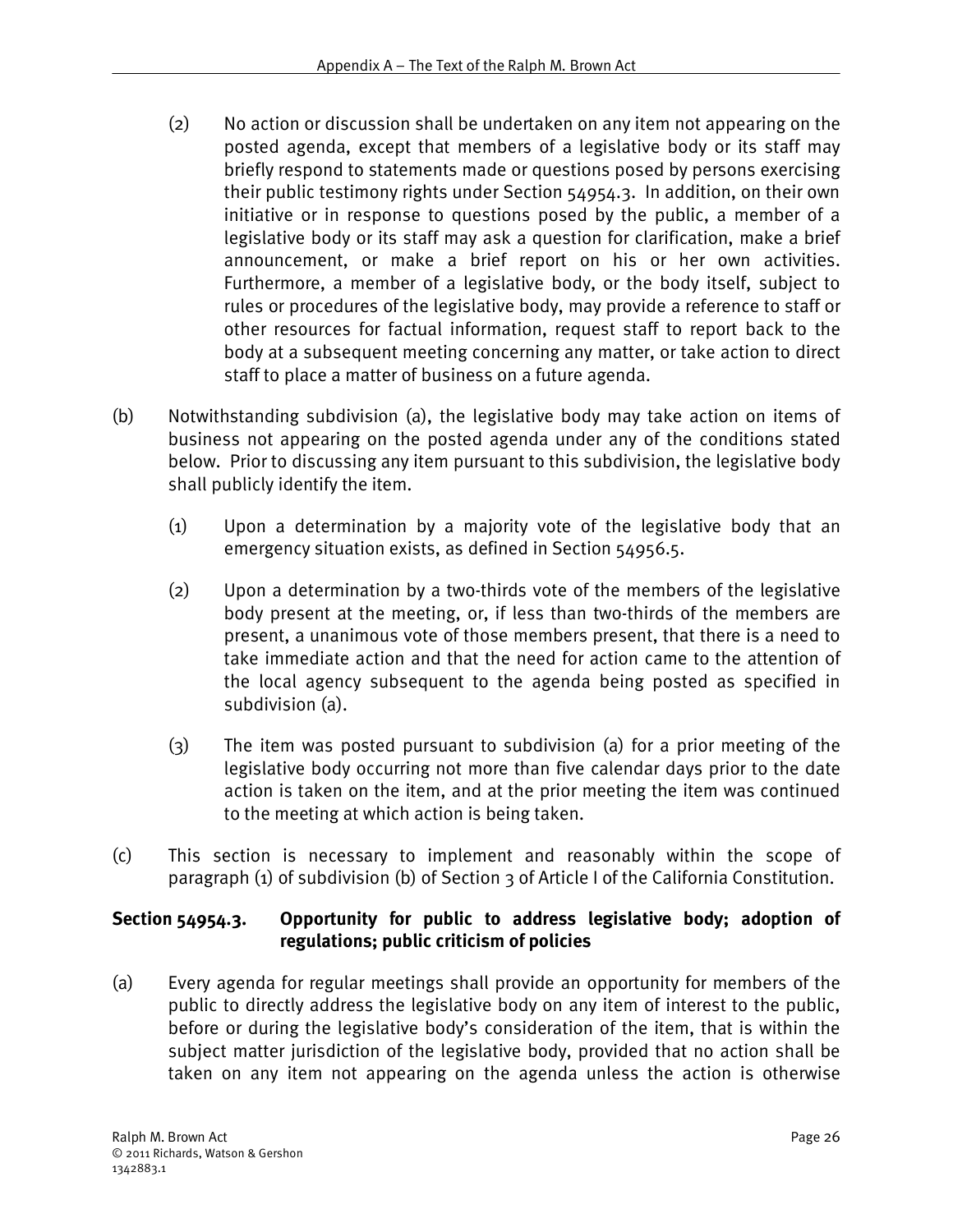(2) No action or discussion shall be undertaken on any item not appearing on the posted agenda, except that members of a legislative body or its staff may briefly respond to statements made or questions posed by persons exercising their public testimony rights under Section 54954.3. In addition, on their own initiative or in response to questions posed by the public, a member of a legislative body or its staff may ask a question for clarification, make a brief announcement, or make a brief report on his or her own activities. Furthermore, a member of a legislative body, or the body itself, subject to rules or procedures of the legislative body, may provide a reference to staff or other resources for factual information, request staff to report back to the body at a subsequent meeting concerning any matter, or take action to direct staff to place a matter of business on a future agenda.

(b) Notwithstanding subdivision (a), the legislative body may take action on items of business not appearing on the posted agenda under any of the conditions stated below. Prior to discussing any item pursuant to this subdivision, the legislative body shall publicly identify the item.

(1) Upon a determination by a majority vote of the legislative body that an emergency situation exists, as defined in Section 54956.5.

(2) Upon a determination by a two-thirds vote of the members of the legislative body present at the meeting, or, if less than two-thirds of the members are present, a unanimous vote of those members present, that there is a need to take immediate action and that the need for action came to the attention of the local agency subsequent to the agenda being posted as specified in subdivision (a).

(3) The item was posted pursuant to subdivision (a) for a prior meeting of the legislative body occurring not more than five calendar days prior to the date action is taken on the item, and at the prior meeting the item was continued to the meeting at which action is being taken.

(c) This section is necessary to implement and reasonably within the scope of paragraph (1) of subdivision (b) of Section 3 of Article I of the California Constitution.

### Section 54954.3. Opportunity for public to address legislative body; adoption of regulations; public criticism of policies

(a) Every agenda for regular meetings shall provide an opportunity for members of the public to directly address the legislative body on any item of interest to the public, before or during the legislative body's consideration of the item, that is within the subject matter jurisdiction of the legislative body, provided that no action shall be taken on any item not appearing on the agenda unless the action is otherwise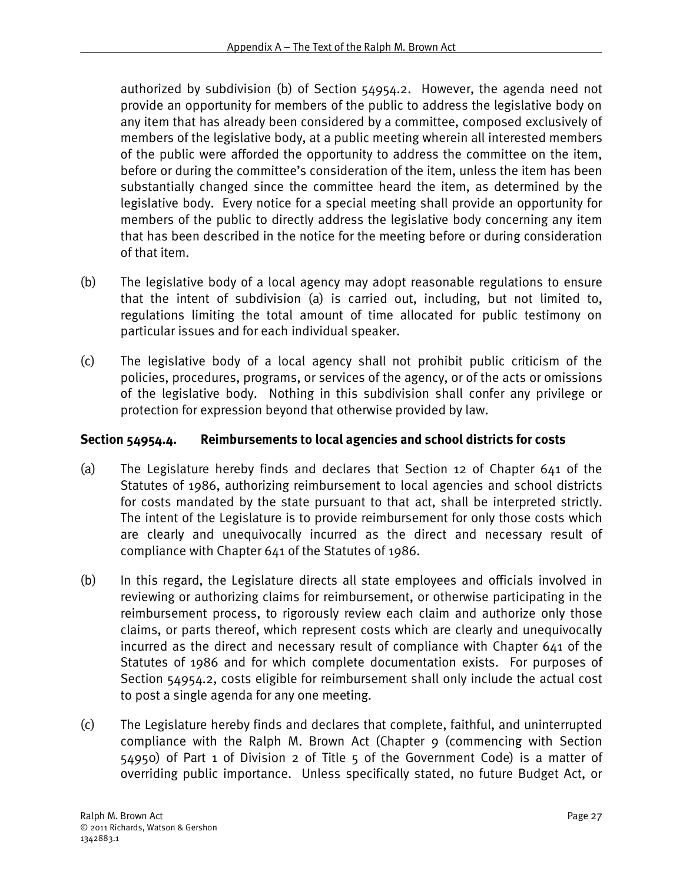authorized by subdivision (b) of Section 54954.2. However, the agenda need not provide an opportunity for members of the public to address the legislative body on any item that has already been considered by a committee, composed exclusively of members of the legislative body, at a public meeting wherein all interested members of the public were afforded the opportunity to address the committee on the item, before or during the committee's consideration of the item, unless the item has been substantially changed since the committee heard the item, as determined by the legislative body. Every notice for a special meeting shall provide an opportunity for members of the public to directly address the legislative body concerning any item that has been described in the notice for the meeting before or during consideration of that item.

(b) The legislative body of a local agency may adopt reasonable regulations to ensure that the intent of subdivision (a) is carried out, including, but not limited to, regulations limiting the total amount of time allocated for public testimony on particular issues and for each individual speaker.

(c) The legislative body of a local agency shall not prohibit public criticism of the policies, procedures, programs, or services of the agency, or of the acts or omissions of the legislative body. Nothing in this subdivision shall confer any privilege or protection for expression beyond that otherwise provided by law.

### Section 54954.4. Reimbursements to local agencies and school districts for costs

(a) The Legislature hereby finds and declares that Section 12 of Chapter 641 of the Statutes of 1986, authorizing reimbursement to local agencies and school districts for costs mandated by the state pursuant to that act, shall be interpreted strictly. The intent of the Legislature is to provide reimbursement for only those costs which are clearly and unequivocally incurred as the direct and necessary result of compliance with Chapter 641 of the Statutes of 1986.

(b) In this regard, the Legislature directs all state employees and officials involved in reviewing or authorizing claims for reimbursement, or otherwise participating in the reimbursement process, to rigorously review each claim and authorize only those claims, or parts thereof, which represent costs which are clearly and unequivocally incurred as the direct and necessary result of compliance with Chapter 641 of the Statutes of 1986 and for which complete documentation exists. For purposes of Section 54954.2, costs eligible for reimbursement shall only include the actual cost to post a single agenda for any one meeting.

(c) The Legislature hereby finds and declares that complete, faithful, and uninterrupted compliance with the Ralph M. Brown Act (Chapter 9 (commencing with Section 54950) of Part 1 of Division 2 of Title 5 of the Government Code) is a matter of overriding public importance. Unless specifically stated, no future Budget Act, or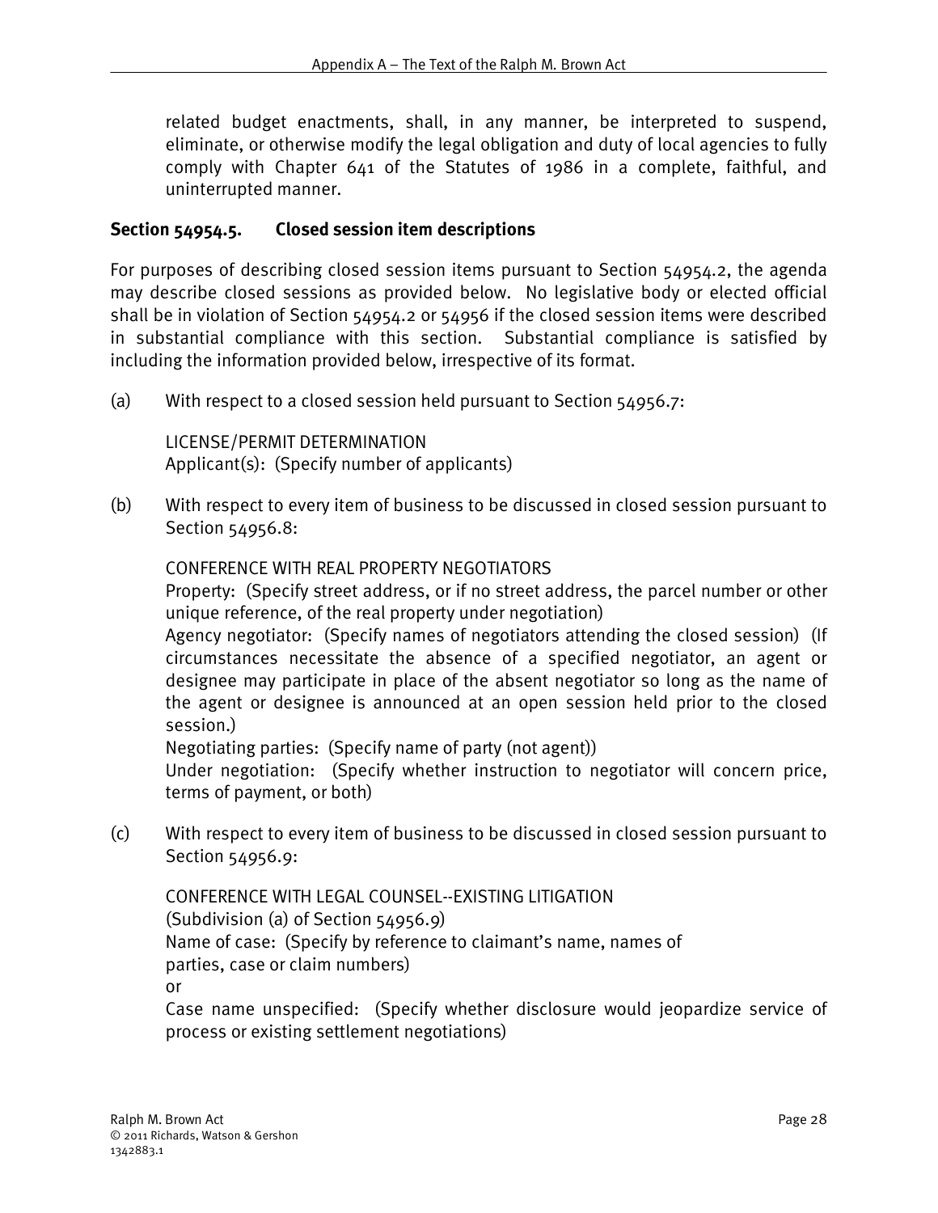related budget enactments, shall, in any manner, be interpreted to suspend, eliminate, or otherwise modify the legal obligation and duty of local agencies to fully comply with Chapter 641 of the Statutes of 1986 in a complete, faithful, and uninterrupted manner.

### Section 54954.5. Closed session item descriptions

For purposes of describing closed session items pursuant to Section 54954.2, the agenda may describe closed sessions as provided below. No legislative body or elected official shall be in violation of Section 54954.2 or 54956 if the closed session items were described in substantial compliance with this section. Substantial compliance is satisfied by including the information provided below, irrespective of its format.

(a) With respect to a closed session held pursuant to Section 54956.7:

LICENSE/PERMIT DETERMINATION
Applicant(s): (Specify number of applicants)

(b) With respect to every item of business to be discussed in closed session pursuant to Section 54956.8:

CONFERENCE WITH REAL PROPERTY NEGOTIATORS
Property: (Specify street address, or if no street address, the parcel number or other unique reference, of the real property under negotiation)
Agency negotiator: (Specify names of negotiators attending the closed session) (If circumstances necessitate the absence of a specified negotiator, an agent or designee may participate in place of the absent negotiator so long as the name of the agent or designee is announced at an open session held prior to the closed session.)
Negotiating parties: (Specify name of party (not agent))
Under negotiation: (Specify whether instruction to negotiator will concern price, terms of payment, or both)

(c) With respect to every item of business to be discussed in closed session pursuant to Section 54956.9:

CONFERENCE WITH LEGAL COUNSEL--EXISTING LITIGATION
(Subdivision (a) of Section 54956.9)
Name of case: (Specify by reference to claimant's name, names of parties, case or claim numbers)
or
Case name unspecified: (Specify whether disclosure would jeopardize service of process or existing settlement negotiations)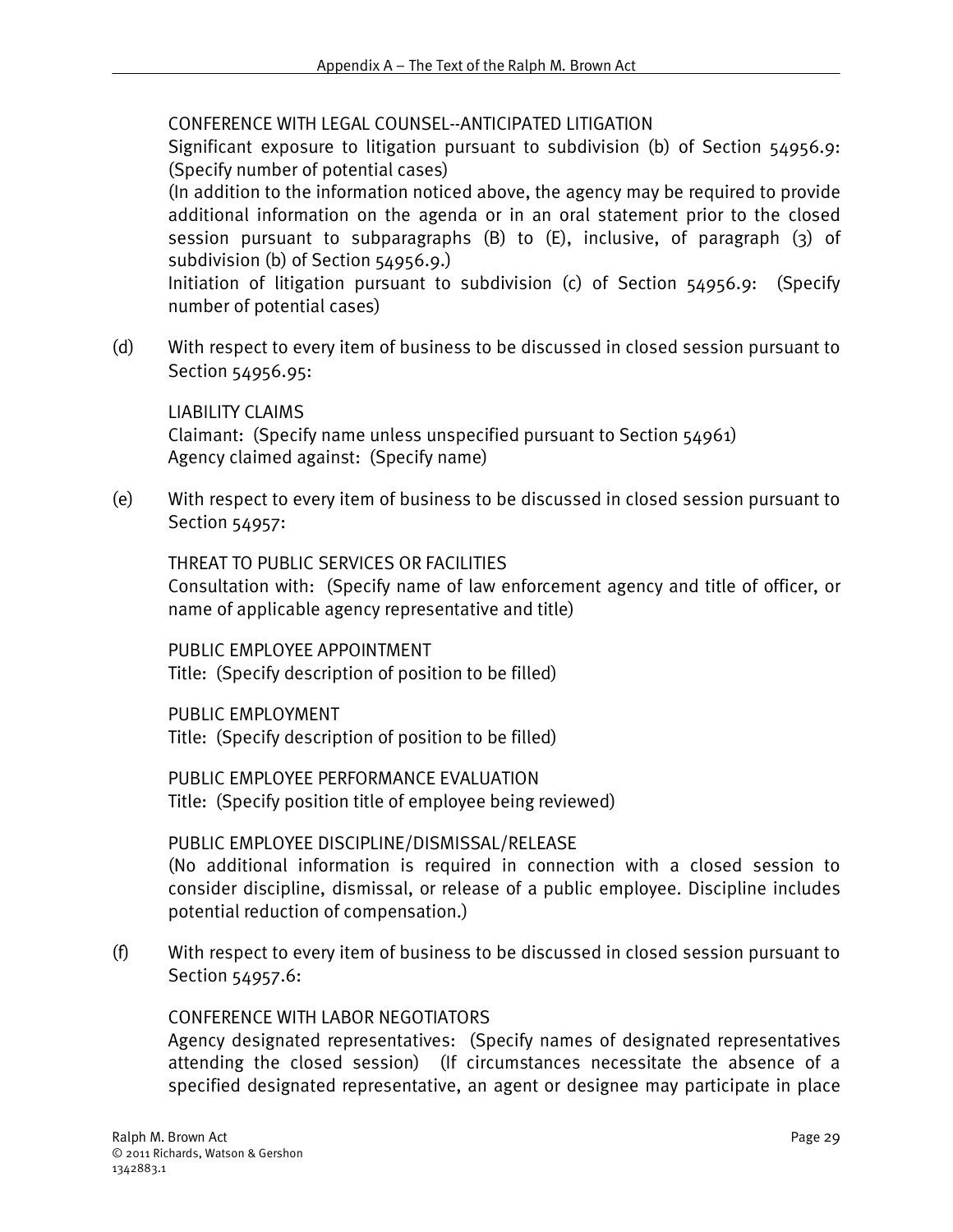CONFERENCE WITH LEGAL COUNSEL--ANTICIPATED LITIGATION
Significant exposure to litigation pursuant to subdivision (b) of Section 54956.9: (Specify number of potential cases)
(In addition to the information noticed above, the agency may be required to provide additional information on the agenda or in an oral statement prior to the closed session pursuant to subparagraphs (B) to (E), inclusive, of paragraph (3) of subdivision (b) of Section 54956.9.)
Initiation of litigation pursuant to subdivision (c) of Section 54956.9: (Specify number of potential cases)

(d) With respect to every item of business to be discussed in closed session pursuant to Section 54956.95:

LIABILITY CLAIMS
Claimant: (Specify name unless unspecified pursuant to Section 54961)
Agency claimed against: (Specify name)

(e) With respect to every item of business to be discussed in closed session pursuant to Section 54957:

THREAT TO PUBLIC SERVICES OR FACILITIES
Consultation with: (Specify name of law enforcement agency and title of officer, or name of applicable agency representative and title)

PUBLIC EMPLOYEE APPOINTMENT
Title: (Specify description of position to be filled)

PUBLIC EMPLOYMENT
Title: (Specify description of position to be filled)

PUBLIC EMPLOYEE PERFORMANCE EVALUATION
Title: (Specify position title of employee being reviewed)

PUBLIC EMPLOYEE DISCIPLINE/DISMISSAL/RELEASE
(No additional information is required in connection with a closed session to consider discipline, dismissal, or release of a public employee. Discipline includes potential reduction of compensation.)

(f) With respect to every item of business to be discussed in closed session pursuant to Section 54957.6:

CONFERENCE WITH LABOR NEGOTIATORS
Agency designated representatives: (Specify names of designated representatives attending the closed session) (If circumstances necessitate the absence of a specified designated representative, an agent or designee may participate in place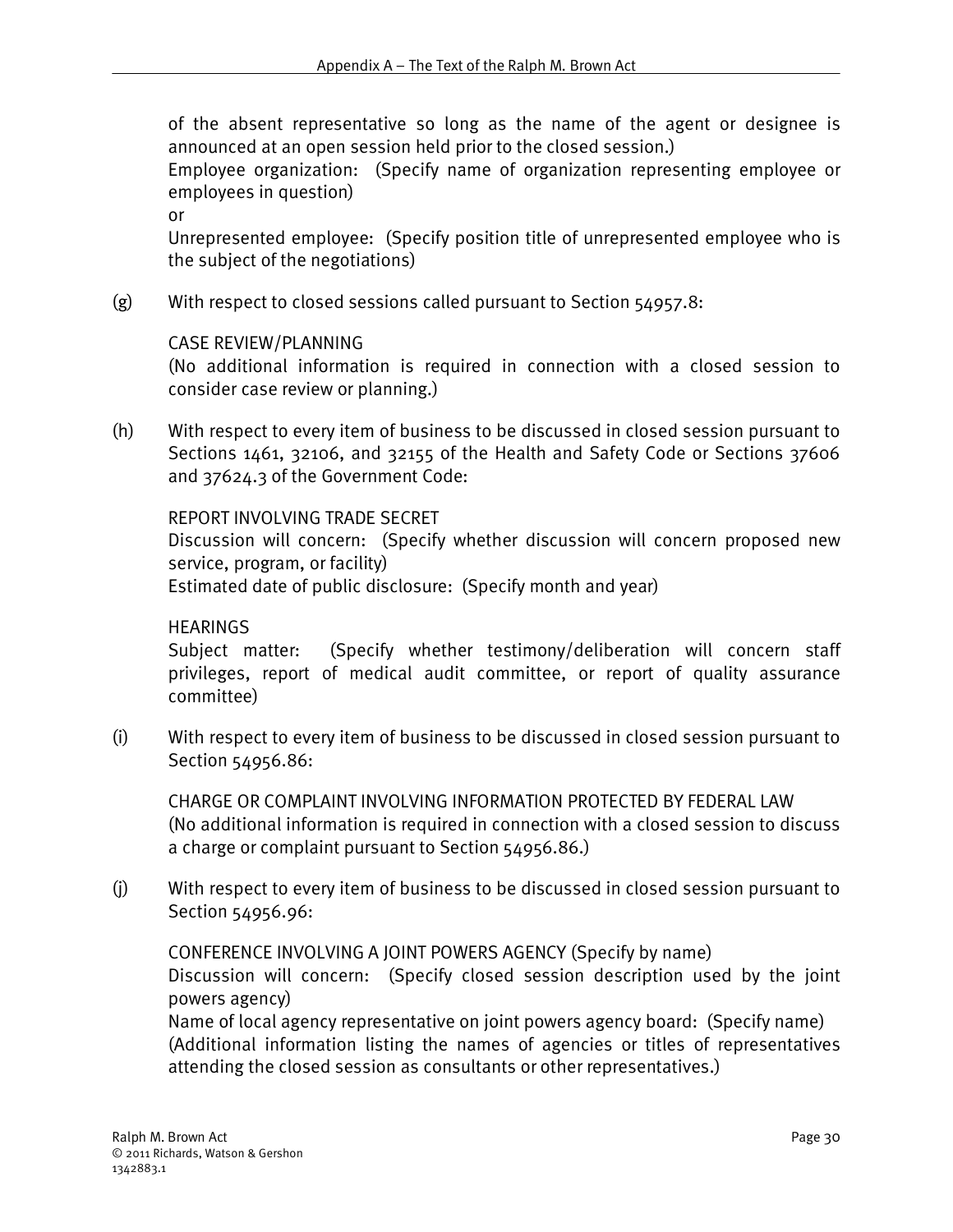of the absent representative so long as the name of the agent or designee is announced at an open session held prior to the closed session.)
Employee organization: (Specify name of organization representing employee or employees in question)
or
Unrepresented employee: (Specify position title of unrepresented employee who is the subject of the negotiations)

(g) With respect to closed sessions called pursuant to Section 54957.8:

CASE REVIEW/PLANNING
(No additional information is required in connection with a closed session to consider case review or planning.)

(h) With respect to every item of business to be discussed in closed session pursuant to Sections 1461, 32106, and 32155 of the Health and Safety Code or Sections 37606 and 37624.3 of the Government Code:

REPORT INVOLVING TRADE SECRET
Discussion will concern: (Specify whether discussion will concern proposed new service, program, or facility)
Estimated date of public disclosure: (Specify month and year)

HEARINGS
Subject matter: (Specify whether testimony/deliberation will concern staff privileges, report of medical audit committee, or report of quality assurance committee)

(i) With respect to every item of business to be discussed in closed session pursuant to Section 54956.86:

CHARGE OR COMPLAINT INVOLVING INFORMATION PROTECTED BY FEDERAL LAW
(No additional information is required in connection with a closed session to discuss a charge or complaint pursuant to Section 54956.86.)

(j) With respect to every item of business to be discussed in closed session pursuant to Section 54956.96:

CONFERENCE INVOLVING A JOINT POWERS AGENCY (Specify by name)
Discussion will concern: (Specify closed session description used by the joint powers agency)
Name of local agency representative on joint powers agency board: (Specify name)
(Additional information listing the names of agencies or titles of representatives attending the closed session as consultants or other representatives.)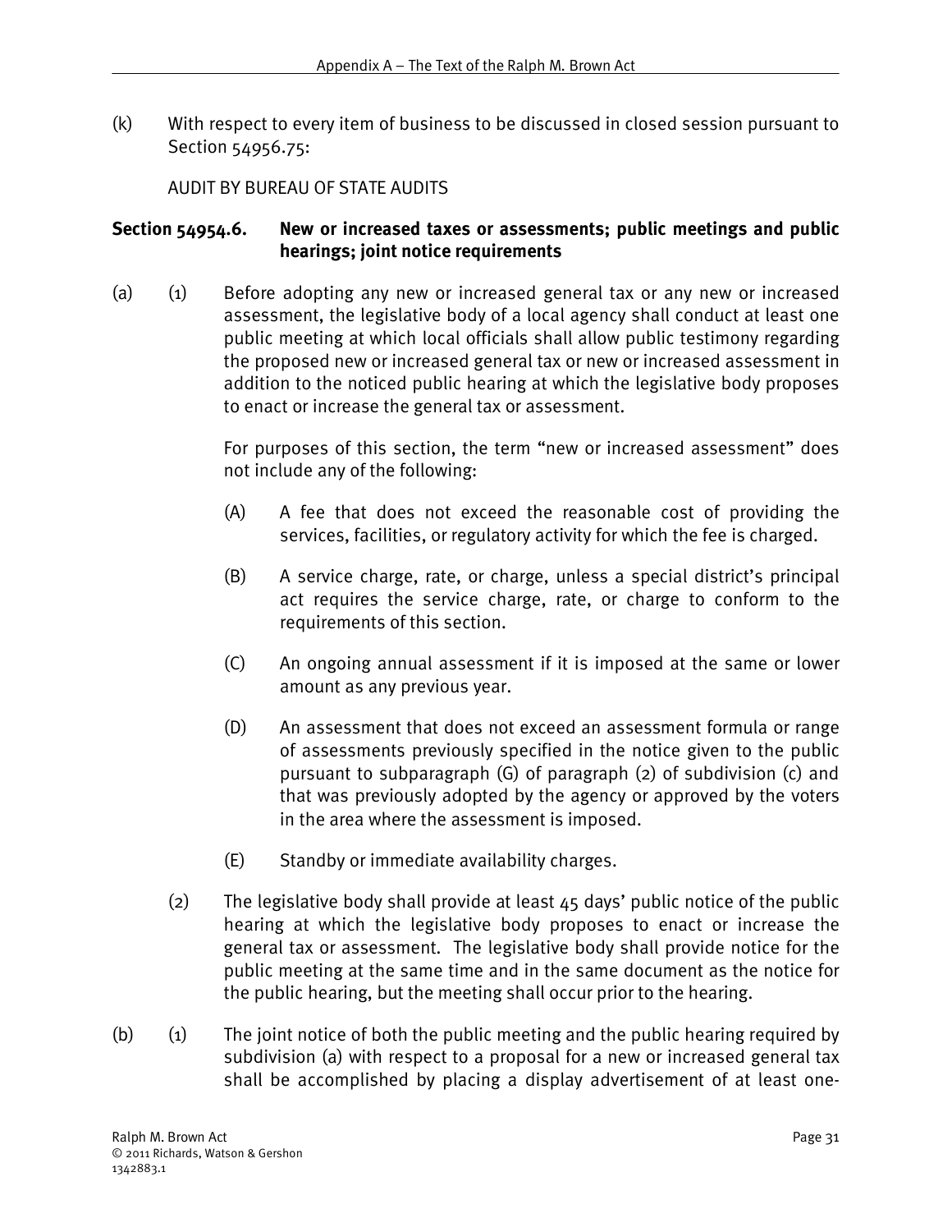(k) With respect to every item of business to be discussed in closed session pursuant to Section 54956.75:

AUDIT BY BUREAU OF STATE AUDITS

### Section 54954.6. New or increased taxes or assessments; public meetings and public hearings; joint notice requirements

(a) (1) Before adopting any new or increased general tax or any new or increased assessment, the legislative body of a local agency shall conduct at least one public meeting at which local officials shall allow public testimony regarding the proposed new or increased general tax or new or increased assessment in addition to the noticed public hearing at which the legislative body proposes to enact or increase the general tax or assessment.

For purposes of this section, the term "new or increased assessment" does not include any of the following:

(A) A fee that does not exceed the reasonable cost of providing the services, facilities, or regulatory activity for which the fee is charged.

(B) A service charge, rate, or charge, unless a special district's principal act requires the service charge, rate, or charge to conform to the requirements of this section.

(C) An ongoing annual assessment if it is imposed at the same or lower amount as any previous year.

(D) An assessment that does not exceed an assessment formula or range of assessments previously specified in the notice given to the public pursuant to subparagraph (G) of paragraph (2) of subdivision (c) and that was previously adopted by the agency or approved by the voters in the area where the assessment is imposed.

(E) Standby or immediate availability charges.

(2) The legislative body shall provide at least 45 days' public notice of the public hearing at which the legislative body proposes to enact or increase the general tax or assessment. The legislative body shall provide notice for the public meeting at the same time and in the same document as the notice for the public hearing, but the meeting shall occur prior to the hearing.

(b) (1) The joint notice of both the public meeting and the public hearing required by subdivision (a) with respect to a proposal for a new or increased general tax shall be accomplished by placing a display advertisement of at least one-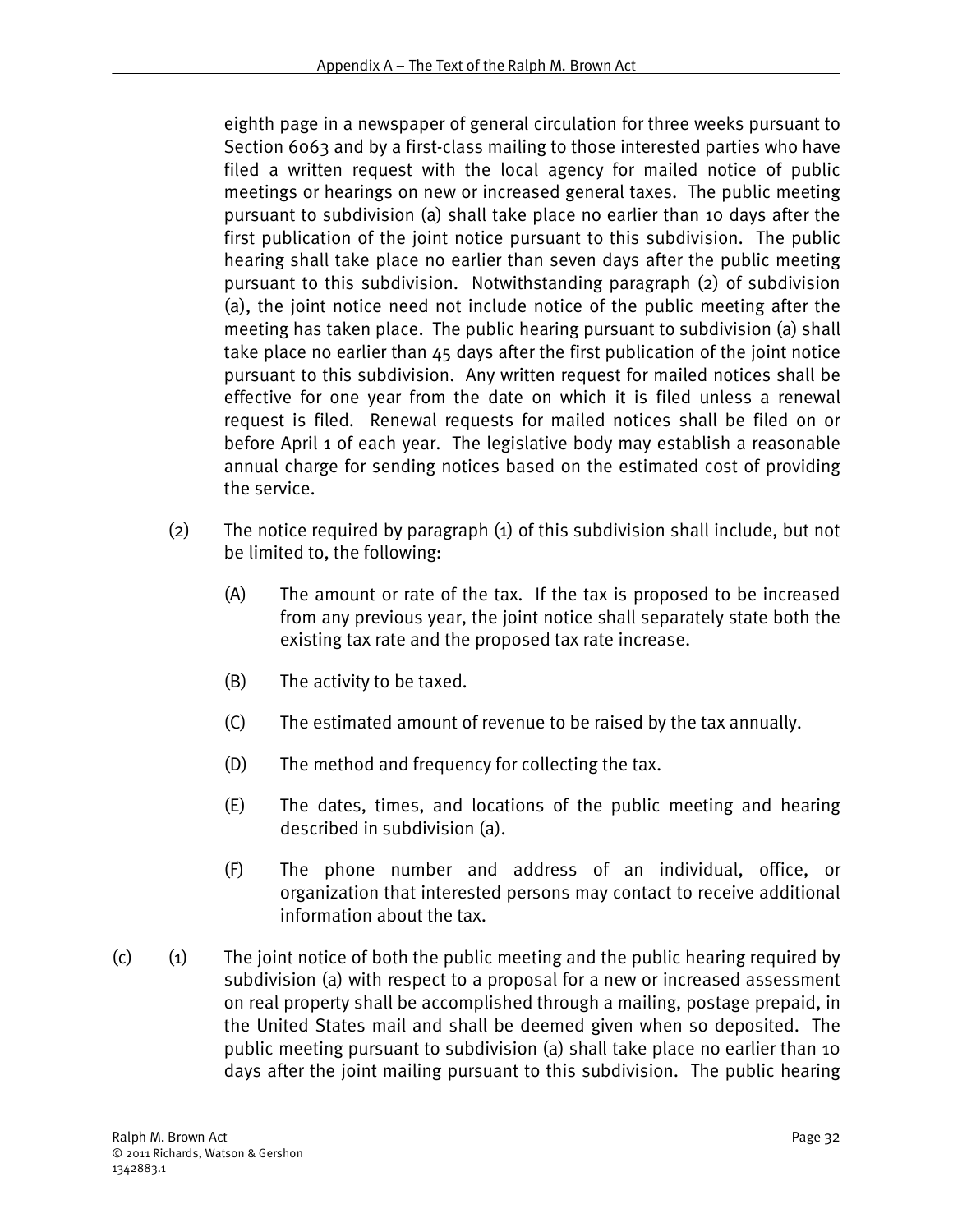eighth page in a newspaper of general circulation for three weeks pursuant to Section 6063 and by a first-class mailing to those interested parties who have filed a written request with the local agency for mailed notice of public meetings or hearings on new or increased general taxes. The public meeting pursuant to subdivision (a) shall take place no earlier than 10 days after the first publication of the joint notice pursuant to this subdivision. The public hearing shall take place no earlier than seven days after the public meeting pursuant to this subdivision. Notwithstanding paragraph (2) of subdivision (a), the joint notice need not include notice of the public meeting after the meeting has taken place. The public hearing pursuant to subdivision (a) shall take place no earlier than 45 days after the first publication of the joint notice pursuant to this subdivision. Any written request for mailed notices shall be effective for one year from the date on which it is filed unless a renewal request is filed. Renewal requests for mailed notices shall be filed on or before April 1 of each year. The legislative body may establish a reasonable annual charge for sending notices based on the estimated cost of providing the service.

(2) The notice required by paragraph (1) of this subdivision shall include, but not be limited to, the following:

(A) The amount or rate of the tax. If the tax is proposed to be increased from any previous year, the joint notice shall separately state both the existing tax rate and the proposed tax rate increase.

(B) The activity to be taxed.

(C) The estimated amount of revenue to be raised by the tax annually.

(D) The method and frequency for collecting the tax.

(E) The dates, times, and locations of the public meeting and hearing described in subdivision (a).

(F) The phone number and address of an individual, office, or organization that interested persons may contact to receive additional information about the tax.

(c) (1) The joint notice of both the public meeting and the public hearing required by subdivision (a) with respect to a proposal for a new or increased assessment on real property shall be accomplished through a mailing, postage prepaid, in the United States mail and shall be deemed given when so deposited. The public meeting pursuant to subdivision (a) shall take place no earlier than 10 days after the joint mailing pursuant to this subdivision. The public hearing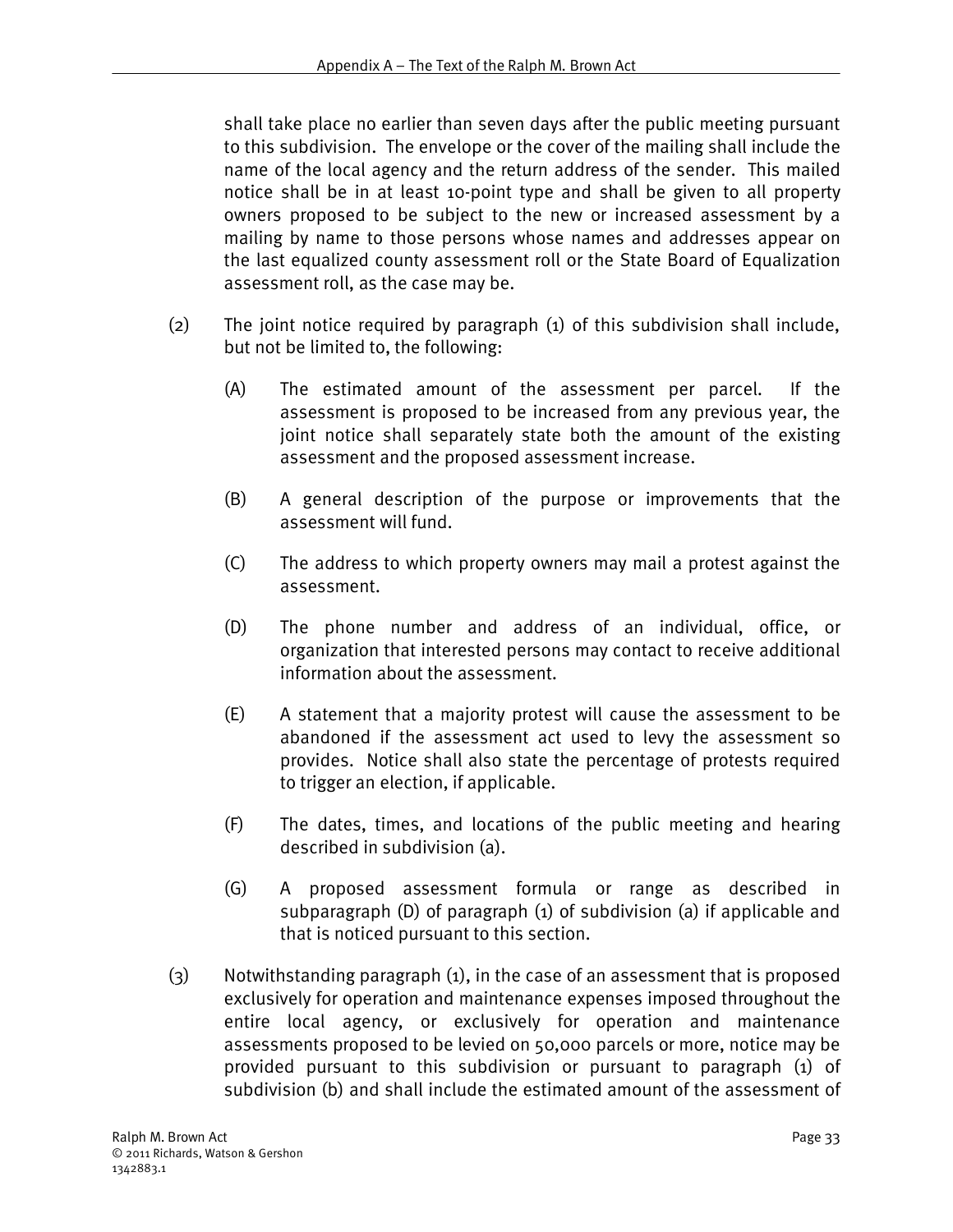shall take place no earlier than seven days after the public meeting pursuant to this subdivision. The envelope or the cover of the mailing shall include the name of the local agency and the return address of the sender. This mailed notice shall be in at least 10-point type and shall be given to all property owners proposed to be subject to the new or increased assessment by a mailing by name to those persons whose names and addresses appear on the last equalized county assessment roll or the State Board of Equalization assessment roll, as the case may be.

(2) The joint notice required by paragraph (1) of this subdivision shall include, but not be limited to, the following:

(A) The estimated amount of the assessment per parcel. If the assessment is proposed to be increased from any previous year, the joint notice shall separately state both the amount of the existing assessment and the proposed assessment increase.

(B) A general description of the purpose or improvements that the assessment will fund.

(C) The address to which property owners may mail a protest against the assessment.

(D) The phone number and address of an individual, office, or organization that interested persons may contact to receive additional information about the assessment.

(E) A statement that a majority protest will cause the assessment to be abandoned if the assessment act used to levy the assessment so provides. Notice shall also state the percentage of protests required to trigger an election, if applicable.

(F) The dates, times, and locations of the public meeting and hearing described in subdivision (a).

(G) A proposed assessment formula or range as described in subparagraph (D) of paragraph (1) of subdivision (a) if applicable and that is noticed pursuant to this section.

(3) Notwithstanding paragraph (1), in the case of an assessment that is proposed exclusively for operation and maintenance expenses imposed throughout the entire local agency, or exclusively for operation and maintenance assessments proposed to be levied on 50,000 parcels or more, notice may be provided pursuant to this subdivision or pursuant to paragraph (1) of subdivision (b) and shall include the estimated amount of the assessment of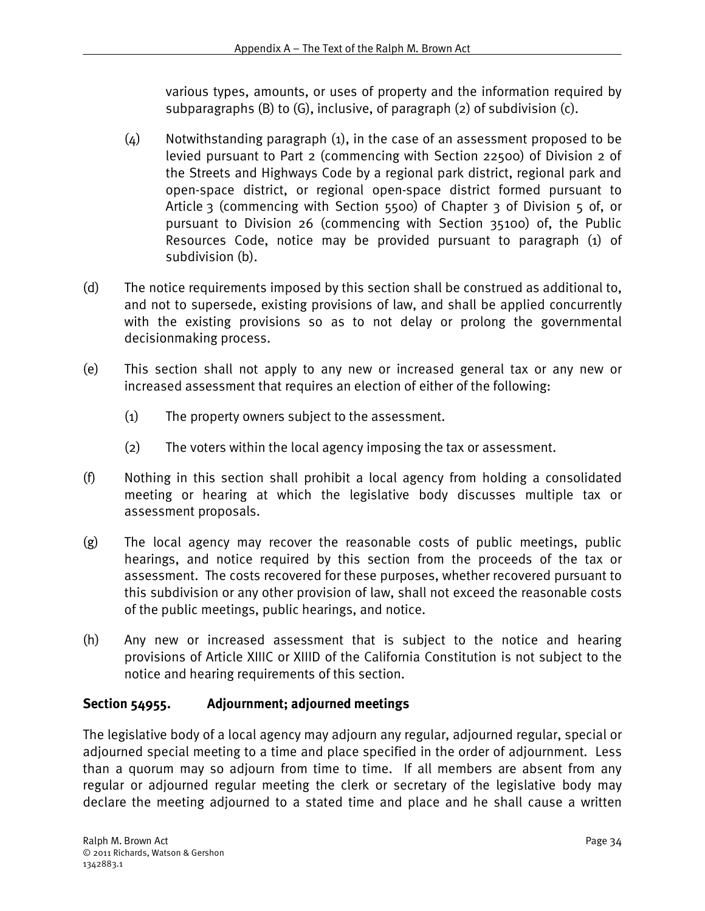various types, amounts, or uses of property and the information required by subparagraphs (B) to (G), inclusive, of paragraph (2) of subdivision (c).

(4) Notwithstanding paragraph (1), in the case of an assessment proposed to be levied pursuant to Part 2 (commencing with Section 22500) of Division 2 of the Streets and Highways Code by a regional park district, regional park and open-space district, or regional open-space district formed pursuant to Article 3 (commencing with Section 5500) of Chapter 3 of Division 5 of, or pursuant to Division 26 (commencing with Section 35100) of, the Public Resources Code, notice may be provided pursuant to paragraph (1) of subdivision (b).

(d) The notice requirements imposed by this section shall be construed as additional to, and not to supersede, existing provisions of law, and shall be applied concurrently with the existing provisions so as to not delay or prolong the governmental decisionmaking process.

(e) This section shall not apply to any new or increased general tax or any new or increased assessment that requires an election of either of the following:

(1) The property owners subject to the assessment.

(2) The voters within the local agency imposing the tax or assessment.

(f) Nothing in this section shall prohibit a local agency from holding a consolidated meeting or hearing at which the legislative body discusses multiple tax or assessment proposals.

(g) The local agency may recover the reasonable costs of public meetings, public hearings, and notice required by this section from the proceeds of the tax or assessment. The costs recovered for these purposes, whether recovered pursuant to this subdivision or any other provision of law, shall not exceed the reasonable costs of the public meetings, public hearings, and notice.

(h) Any new or increased assessment that is subject to the notice and hearing provisions of Article XIIIC or XIIID of the California Constitution is not subject to the notice and hearing requirements of this section.

**Section 54955. Adjournment; adjourned meetings**

The legislative body of a local agency may adjourn any regular, adjourned regular, special or adjourned special meeting to a time and place specified in the order of adjournment. Less than a quorum may so adjourn from time to time. If all members are absent from any regular or adjourned regular meeting the clerk or secretary of the legislative body may declare the meeting adjourned to a stated time and place and he shall cause a written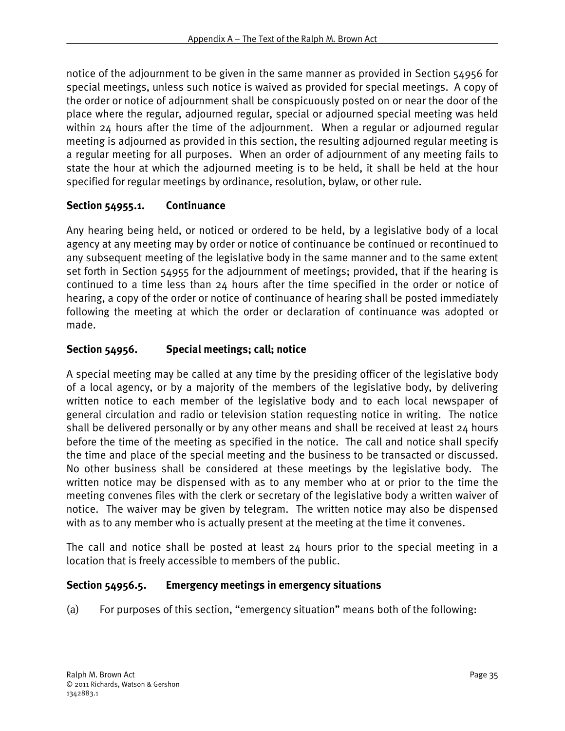notice of the adjournment to be given in the same manner as provided in Section 54956 for special meetings, unless such notice is waived as provided for special meetings. A copy of the order or notice of adjournment shall be conspicuously posted on or near the door of the place where the regular, adjourned regular, special or adjourned special meeting was held within 24 hours after the time of the adjournment. When a regular or adjourned regular meeting is adjourned as provided in this section, the resulting adjourned regular meeting is a regular meeting for all purposes. When an order of adjournment of any meeting fails to state the hour at which the adjourned meeting is to be held, it shall be held at the hour specified for regular meetings by ordinance, resolution, bylaw, or other rule.

### Section 54955.1. Continuance

Any hearing being held, or noticed or ordered to be held, by a legislative body of a local agency at any meeting may by order or notice of continuance be continued or recontinued to any subsequent meeting of the legislative body in the same manner and to the same extent set forth in Section 54955 for the adjournment of meetings; provided, that if the hearing is continued to a time less than 24 hours after the time specified in the order or notice of hearing, a copy of the order or notice of continuance of hearing shall be posted immediately following the meeting at which the order or declaration of continuance was adopted or made.

### Section 54956. Special meetings; call; notice

A special meeting may be called at any time by the presiding officer of the legislative body of a local agency, or by a majority of the members of the legislative body, by delivering written notice to each member of the legislative body and to each local newspaper of general circulation and radio or television station requesting notice in writing. The notice shall be delivered personally or by any other means and shall be received at least 24 hours before the time of the meeting as specified in the notice. The call and notice shall specify the time and place of the special meeting and the business to be transacted or discussed. No other business shall be considered at these meetings by the legislative body. The written notice may be dispensed with as to any member who at or prior to the time the meeting convenes files with the clerk or secretary of the legislative body a written waiver of notice. The waiver may be given by telegram. The written notice may also be dispensed with as to any member who is actually present at the meeting at the time it convenes.

The call and notice shall be posted at least 24 hours prior to the special meeting in a location that is freely accessible to members of the public.

### Section 54956.5. Emergency meetings in emergency situations

(a) For purposes of this section, "emergency situation" means both of the following: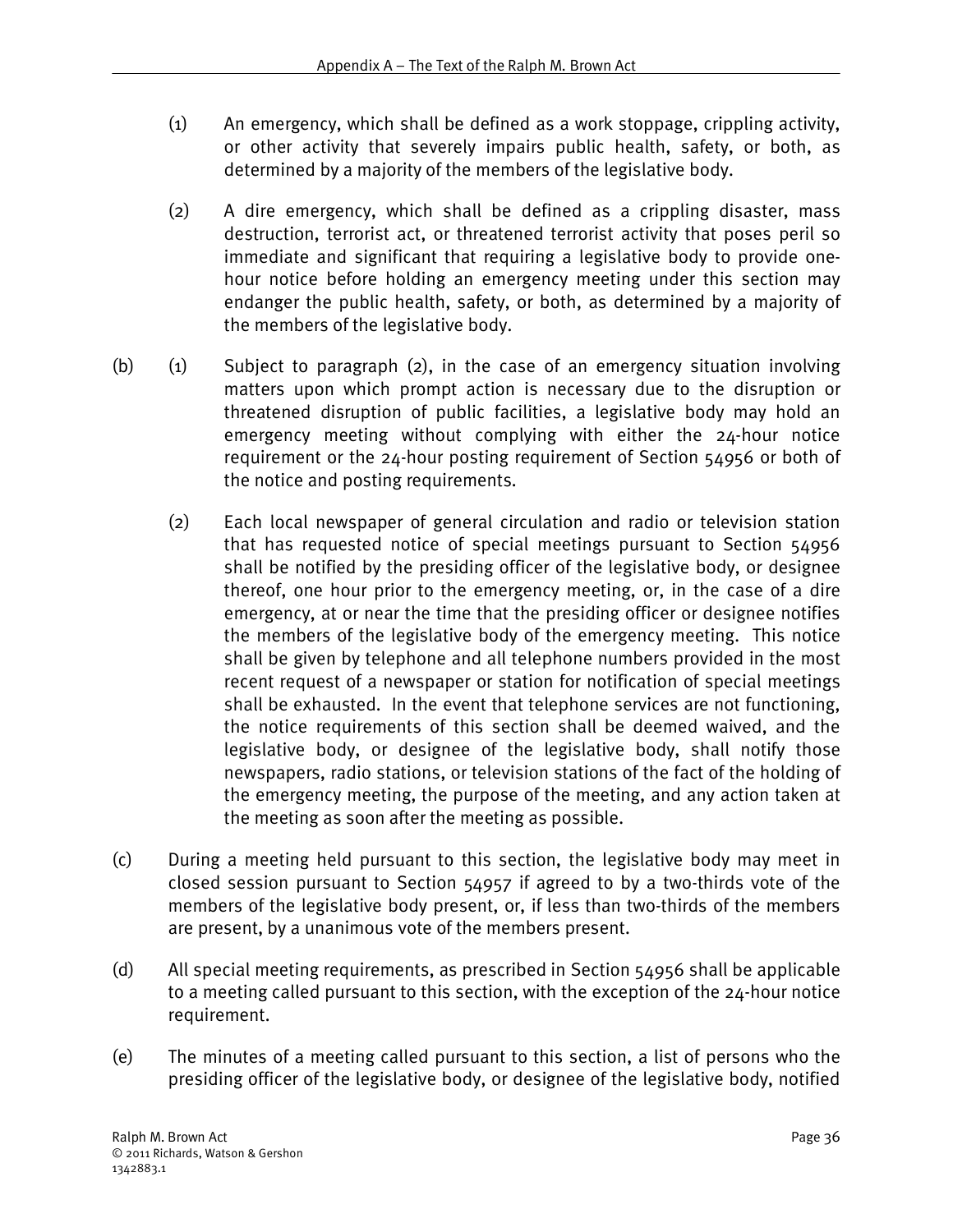(1) An emergency, which shall be defined as a work stoppage, crippling activity, or other activity that severely impairs public health, safety, or both, as determined by a majority of the members of the legislative body.

(2) A dire emergency, which shall be defined as a crippling disaster, mass destruction, terrorist act, or threatened terrorist activity that poses peril so immediate and significant that requiring a legislative body to provide one-hour notice before holding an emergency meeting under this section may endanger the public health, safety, or both, as determined by a majority of the members of the legislative body.

(b) (1) Subject to paragraph (2), in the case of an emergency situation involving matters upon which prompt action is necessary due to the disruption or threatened disruption of public facilities, a legislative body may hold an emergency meeting without complying with either the 24-hour notice requirement or the 24-hour posting requirement of Section 54956 or both of the notice and posting requirements.

(2) Each local newspaper of general circulation and radio or television station that has requested notice of special meetings pursuant to Section 54956 shall be notified by the presiding officer of the legislative body, or designee thereof, one hour prior to the emergency meeting, or, in the case of a dire emergency, at or near the time that the presiding officer or designee notifies the members of the legislative body of the emergency meeting. This notice shall be given by telephone and all telephone numbers provided in the most recent request of a newspaper or station for notification of special meetings shall be exhausted. In the event that telephone services are not functioning, the notice requirements of this section shall be deemed waived, and the legislative body, or designee of the legislative body, shall notify those newspapers, radio stations, or television stations of the fact of the holding of the emergency meeting, the purpose of the meeting, and any action taken at the meeting as soon after the meeting as possible.

(c) During a meeting held pursuant to this section, the legislative body may meet in closed session pursuant to Section 54957 if agreed to by a two-thirds vote of the members of the legislative body present, or, if less than two-thirds of the members are present, by a unanimous vote of the members present.

(d) All special meeting requirements, as prescribed in Section 54956 shall be applicable to a meeting called pursuant to this section, with the exception of the 24-hour notice requirement.

(e) The minutes of a meeting called pursuant to this section, a list of persons who the presiding officer of the legislative body, or designee of the legislative body, notified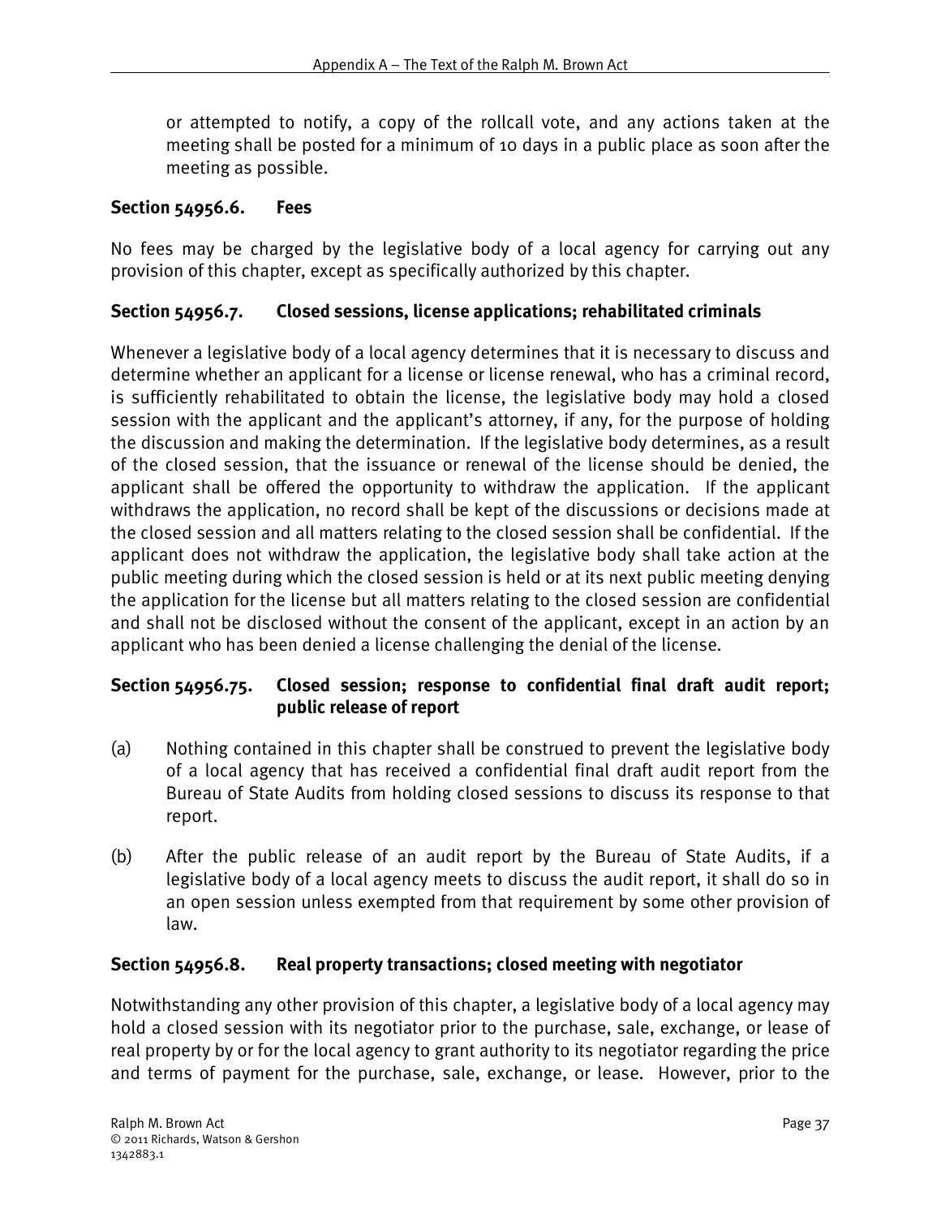or attempted to notify, a copy of the rollcall vote, and any actions taken at the meeting shall be posted for a minimum of 10 days in a public place as soon after the meeting as possible.

### Section 54956.6. Fees

No fees may be charged by the legislative body of a local agency for carrying out any provision of this chapter, except as specifically authorized by this chapter.

### Section 54956.7. Closed sessions, license applications; rehabilitated criminals

Whenever a legislative body of a local agency determines that it is necessary to discuss and determine whether an applicant for a license or license renewal, who has a criminal record, is sufficiently rehabilitated to obtain the license, the legislative body may hold a closed session with the applicant and the applicant's attorney, if any, for the purpose of holding the discussion and making the determination. If the legislative body determines, as a result of the closed session, that the issuance or renewal of the license should be denied, the applicant shall be offered the opportunity to withdraw the application. If the applicant withdraws the application, no record shall be kept of the discussions or decisions made at the closed session and all matters relating to the closed session shall be confidential. If the applicant does not withdraw the application, the legislative body shall take action at the public meeting during which the closed session is held or at its next public meeting denying the application for the license but all matters relating to the closed session are confidential and shall not be disclosed without the consent of the applicant, except in an action by an applicant who has been denied a license challenging the denial of the license.

### Section 54956.75. Closed session; response to confidential final draft audit report; public release of report

(a) Nothing contained in this chapter shall be construed to prevent the legislative body of a local agency that has received a confidential final draft audit report from the Bureau of State Audits from holding closed sessions to discuss its response to that report.

(b) After the public release of an audit report by the Bureau of State Audits, if a legislative body of a local agency meets to discuss the audit report, it shall do so in an open session unless exempted from that requirement by some other provision of law.

### Section 54956.8. Real property transactions; closed meeting with negotiator

Notwithstanding any other provision of this chapter, a legislative body of a local agency may hold a closed session with its negotiator prior to the purchase, sale, exchange, or lease of real property by or for the local agency to grant authority to its negotiator regarding the price and terms of payment for the purchase, sale, exchange, or lease. However, prior to the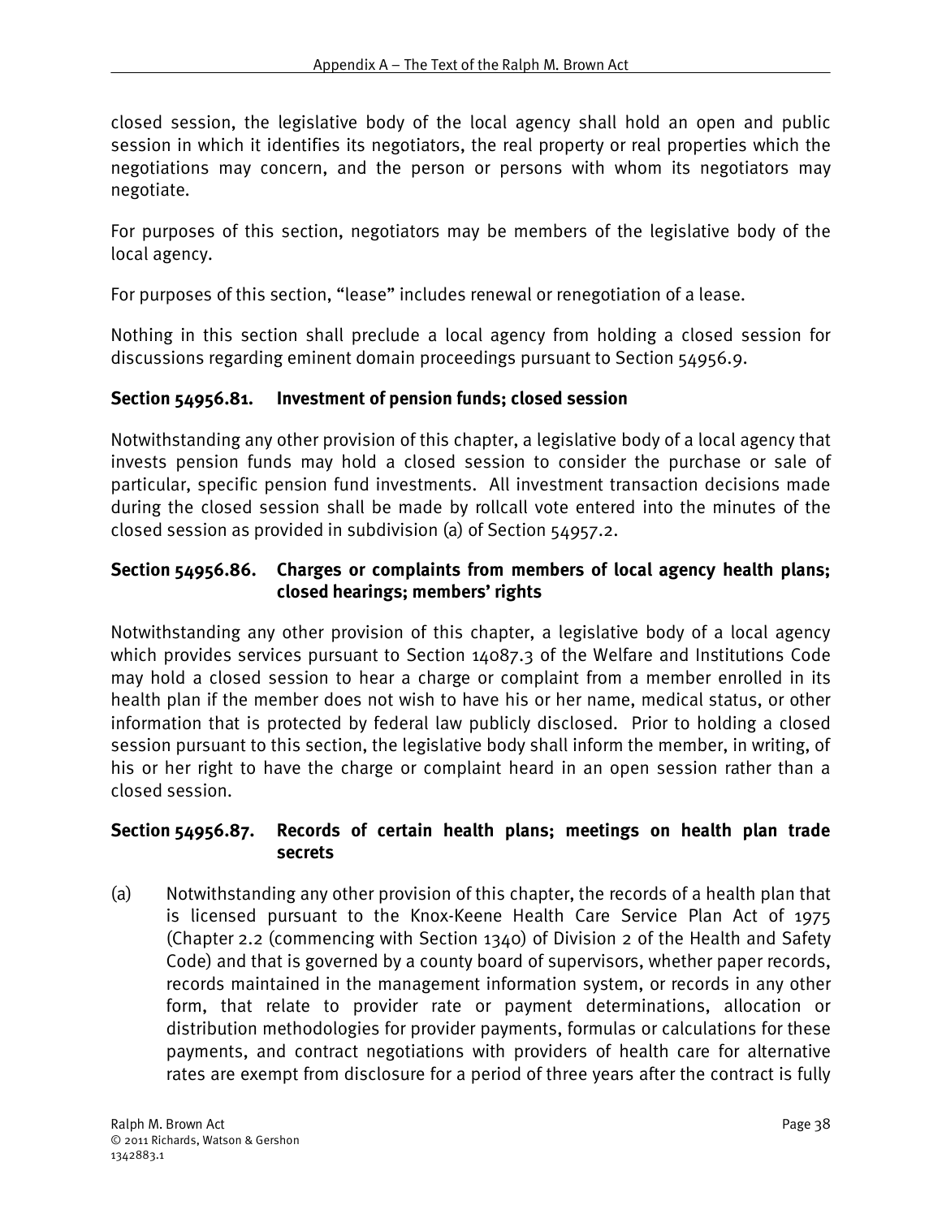closed session, the legislative body of the local agency shall hold an open and public session in which it identifies its negotiators, the real property or real properties which the negotiations may concern, and the person or persons with whom its negotiators may negotiate.

For purposes of this section, negotiators may be members of the legislative body of the local agency.

For purposes of this section, "lease" includes renewal or renegotiation of a lease.

Nothing in this section shall preclude a local agency from holding a closed session for discussions regarding eminent domain proceedings pursuant to Section 54956.9.

### Section 54956.81. Investment of pension funds; closed session

Notwithstanding any other provision of this chapter, a legislative body of a local agency that invests pension funds may hold a closed session to consider the purchase or sale of particular, specific pension fund investments. All investment transaction decisions made during the closed session shall be made by rollcall vote entered into the minutes of the closed session as provided in subdivision (a) of Section 54957.2.

### Section 54956.86. Charges or complaints from members of local agency health plans; closed hearings; members' rights

Notwithstanding any other provision of this chapter, a legislative body of a local agency which provides services pursuant to Section 14087.3 of the Welfare and Institutions Code may hold a closed session to hear a charge or complaint from a member enrolled in its health plan if the member does not wish to have his or her name, medical status, or other information that is protected by federal law publicly disclosed. Prior to holding a closed session pursuant to this section, the legislative body shall inform the member, in writing, of his or her right to have the charge or complaint heard in an open session rather than a closed session.

### Section 54956.87. Records of certain health plans; meetings on health plan trade secrets

(a) Notwithstanding any other provision of this chapter, the records of a health plan that is licensed pursuant to the Knox-Keene Health Care Service Plan Act of 1975 (Chapter 2.2 (commencing with Section 1340) of Division 2 of the Health and Safety Code) and that is governed by a county board of supervisors, whether paper records, records maintained in the management information system, or records in any other form, that relate to provider rate or payment determinations, allocation or distribution methodologies for provider payments, formulas or calculations for these payments, and contract negotiations with providers of health care for alternative rates are exempt from disclosure for a period of three years after the contract is fully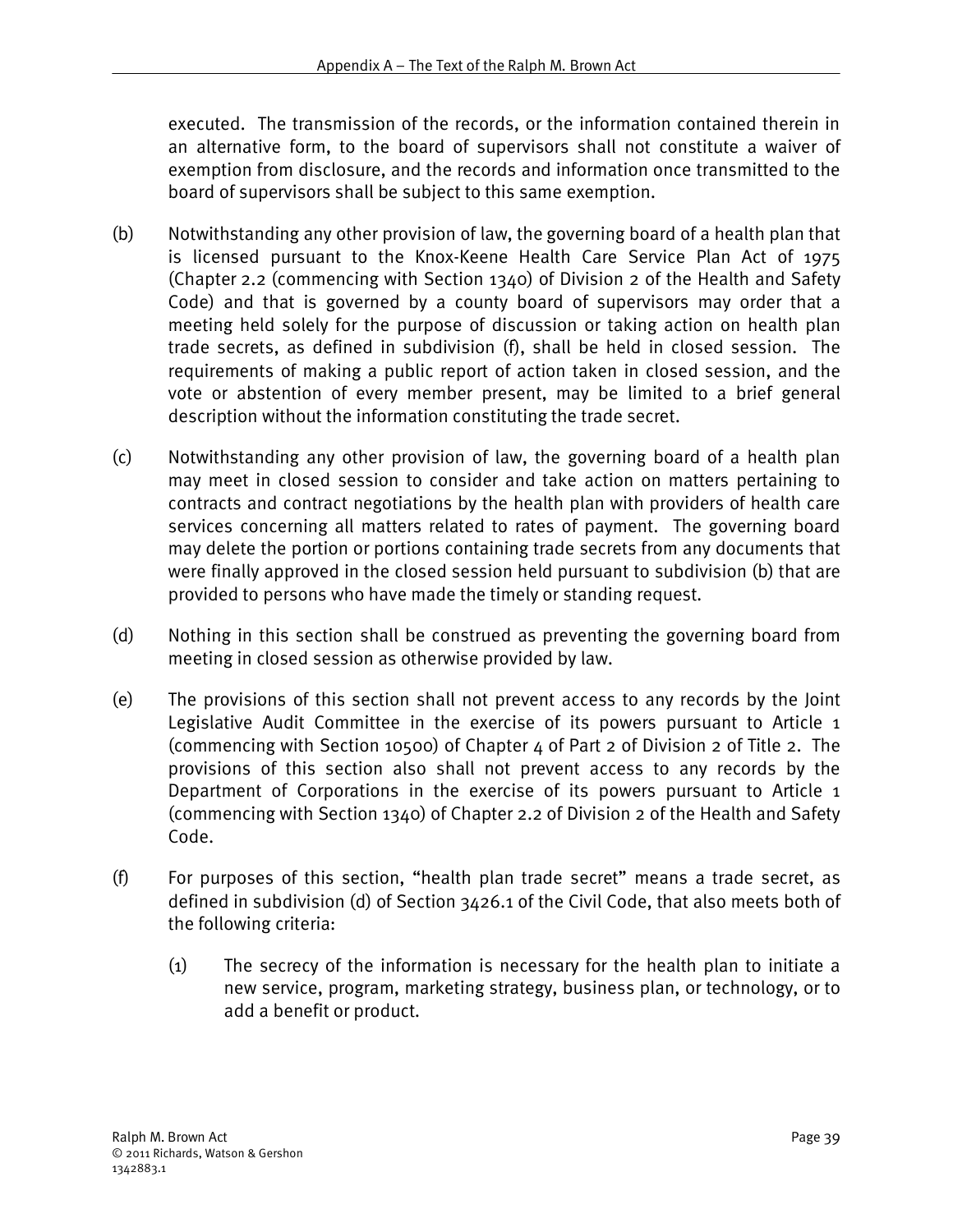executed. The transmission of the records, or the information contained therein in an alternative form, to the board of supervisors shall not constitute a waiver of exemption from disclosure, and the records and information once transmitted to the board of supervisors shall be subject to this same exemption.

(b) Notwithstanding any other provision of law, the governing board of a health plan that is licensed pursuant to the Knox-Keene Health Care Service Plan Act of 1975 (Chapter 2.2 (commencing with Section 1340) of Division 2 of the Health and Safety Code) and that is governed by a county board of supervisors may order that a meeting held solely for the purpose of discussion or taking action on health plan trade secrets, as defined in subdivision (f), shall be held in closed session. The requirements of making a public report of action taken in closed session, and the vote or abstention of every member present, may be limited to a brief general description without the information constituting the trade secret.

(c) Notwithstanding any other provision of law, the governing board of a health plan may meet in closed session to consider and take action on matters pertaining to contracts and contract negotiations by the health plan with providers of health care services concerning all matters related to rates of payment. The governing board may delete the portion or portions containing trade secrets from any documents that were finally approved in the closed session held pursuant to subdivision (b) that are provided to persons who have made the timely or standing request.

(d) Nothing in this section shall be construed as preventing the governing board from meeting in closed session as otherwise provided by law.

(e) The provisions of this section shall not prevent access to any records by the Joint Legislative Audit Committee in the exercise of its powers pursuant to Article 1 (commencing with Section 10500) of Chapter 4 of Part 2 of Division 2 of Title 2. The provisions of this section also shall not prevent access to any records by the Department of Corporations in the exercise of its powers pursuant to Article 1 (commencing with Section 1340) of Chapter 2.2 of Division 2 of the Health and Safety Code.

(f) For purposes of this section, "health plan trade secret" means a trade secret, as defined in subdivision (d) of Section 3426.1 of the Civil Code, that also meets both of the following criteria:

(1) The secrecy of the information is necessary for the health plan to initiate a new service, program, marketing strategy, business plan, or technology, or to add a benefit or product.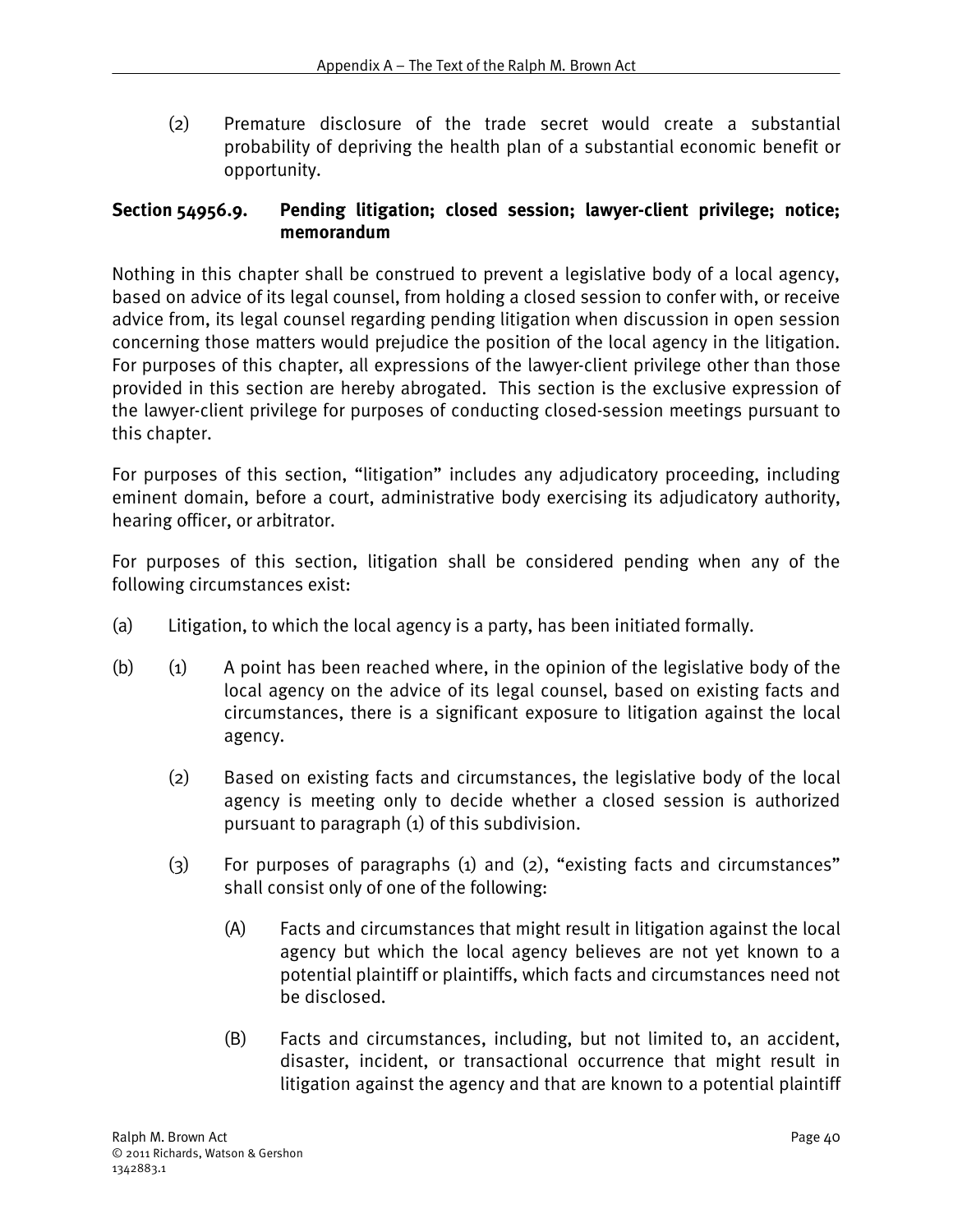(2) Premature disclosure of the trade secret would create a substantial probability of depriving the health plan of a substantial economic benefit or opportunity.

### Section 54956.9. Pending litigation; closed session; lawyer-client privilege; notice; memorandum

Nothing in this chapter shall be construed to prevent a legislative body of a local agency, based on advice of its legal counsel, from holding a closed session to confer with, or receive advice from, its legal counsel regarding pending litigation when discussion in open session concerning those matters would prejudice the position of the local agency in the litigation. For purposes of this chapter, all expressions of the lawyer-client privilege other than those provided in this section are hereby abrogated. This section is the exclusive expression of the lawyer-client privilege for purposes of conducting closed-session meetings pursuant to this chapter.

For purposes of this section, "litigation" includes any adjudicatory proceeding, including eminent domain, before a court, administrative body exercising its adjudicatory authority, hearing officer, or arbitrator.

For purposes of this section, litigation shall be considered pending when any of the following circumstances exist:

(a) Litigation, to which the local agency is a party, has been initiated formally.

(b) (1) A point has been reached where, in the opinion of the legislative body of the local agency on the advice of its legal counsel, based on existing facts and circumstances, there is a significant exposure to litigation against the local agency.

(2) Based on existing facts and circumstances, the legislative body of the local agency is meeting only to decide whether a closed session is authorized pursuant to paragraph (1) of this subdivision.

(3) For purposes of paragraphs (1) and (2), "existing facts and circumstances" shall consist only of one of the following:

(A) Facts and circumstances that might result in litigation against the local agency but which the local agency believes are not yet known to a potential plaintiff or plaintiffs, which facts and circumstances need not be disclosed.

(B) Facts and circumstances, including, but not limited to, an accident, disaster, incident, or transactional occurrence that might result in litigation against the agency and that are known to a potential plaintiff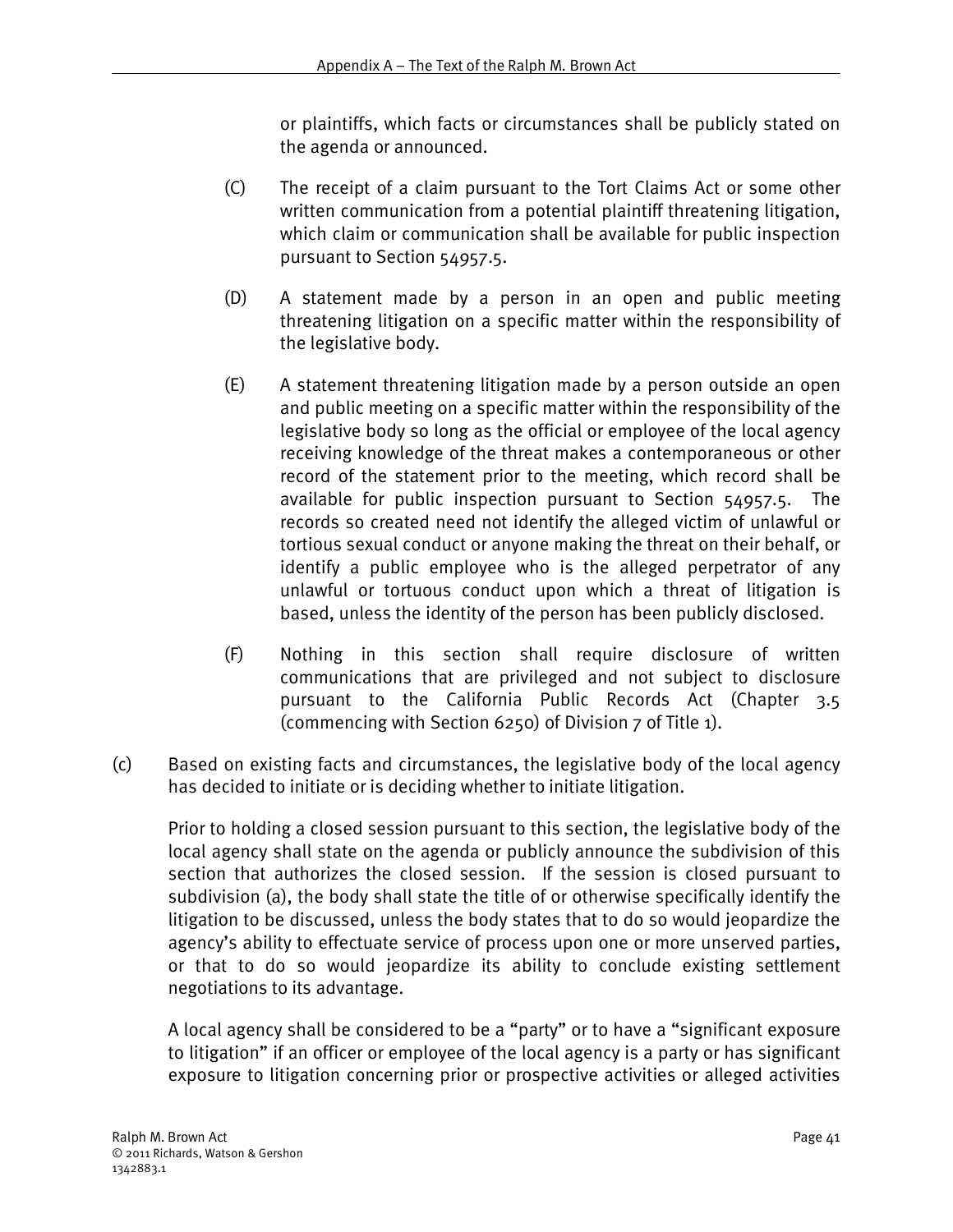or plaintiffs, which facts or circumstances shall be publicly stated on the agenda or announced.

(C) The receipt of a claim pursuant to the Tort Claims Act or some other written communication from a potential plaintiff threatening litigation, which claim or communication shall be available for public inspection pursuant to Section 54957.5.

(D) A statement made by a person in an open and public meeting threatening litigation on a specific matter within the responsibility of the legislative body.

(E) A statement threatening litigation made by a person outside an open and public meeting on a specific matter within the responsibility of the legislative body so long as the official or employee of the local agency receiving knowledge of the threat makes a contemporaneous or other record of the statement prior to the meeting, which record shall be available for public inspection pursuant to Section 54957.5. The records so created need not identify the alleged victim of unlawful or tortious sexual conduct or anyone making the threat on their behalf, or identify a public employee who is the alleged perpetrator of any unlawful or tortuous conduct upon which a threat of litigation is based, unless the identity of the person has been publicly disclosed.

(F) Nothing in this section shall require disclosure of written communications that are privileged and not subject to disclosure pursuant to the California Public Records Act (Chapter 3.5 (commencing with Section 6250) of Division 7 of Title 1).

(c) Based on existing facts and circumstances, the legislative body of the local agency has decided to initiate or is deciding whether to initiate litigation.

Prior to holding a closed session pursuant to this section, the legislative body of the local agency shall state on the agenda or publicly announce the subdivision of this section that authorizes the closed session. If the session is closed pursuant to subdivision (a), the body shall state the title of or otherwise specifically identify the litigation to be discussed, unless the body states that to do so would jeopardize the agency's ability to effectuate service of process upon one or more unserved parties, or that to do so would jeopardize its ability to conclude existing settlement negotiations to its advantage.

A local agency shall be considered to be a "party" or to have a "significant exposure to litigation" if an officer or employee of the local agency is a party or has significant exposure to litigation concerning prior or prospective activities or alleged activities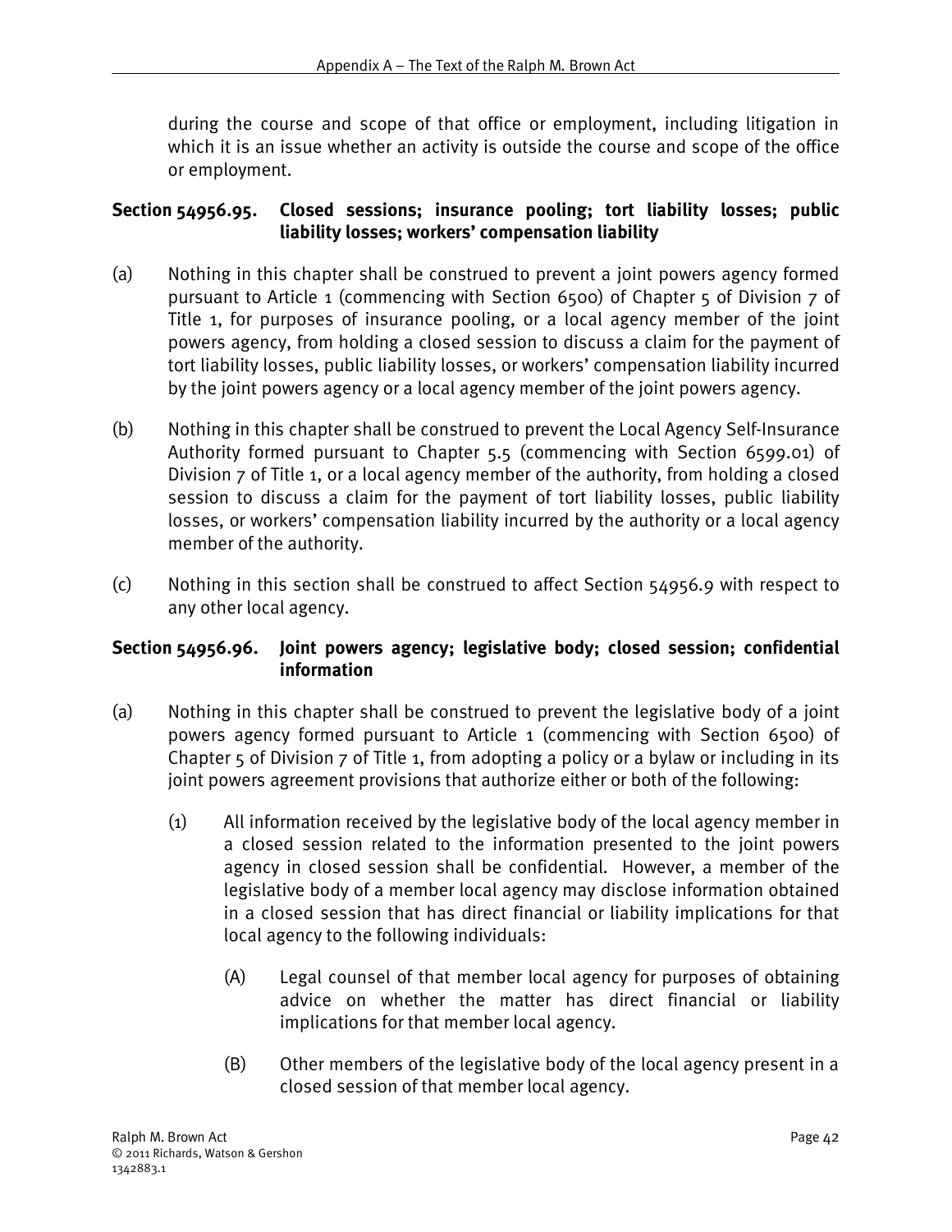during the course and scope of that office or employment, including litigation in which it is an issue whether an activity is outside the course and scope of the office or employment.

### Section 54956.95. Closed sessions; insurance pooling; tort liability losses; public liability losses; workers' compensation liability

(a) Nothing in this chapter shall be construed to prevent a joint powers agency formed pursuant to Article 1 (commencing with Section 6500) of Chapter 5 of Division 7 of Title 1, for purposes of insurance pooling, or a local agency member of the joint powers agency, from holding a closed session to discuss a claim for the payment of tort liability losses, public liability losses, or workers' compensation liability incurred by the joint powers agency or a local agency member of the joint powers agency.

(b) Nothing in this chapter shall be construed to prevent the Local Agency Self-Insurance Authority formed pursuant to Chapter 5.5 (commencing with Section 6599.01) of Division 7 of Title 1, or a local agency member of the authority, from holding a closed session to discuss a claim for the payment of tort liability losses, public liability losses, or workers' compensation liability incurred by the authority or a local agency member of the authority.

(c) Nothing in this section shall be construed to affect Section 54956.9 with respect to any other local agency.

### Section 54956.96. Joint powers agency; legislative body; closed session; confidential information

(a) Nothing in this chapter shall be construed to prevent the legislative body of a joint powers agency formed pursuant to Article 1 (commencing with Section 6500) of Chapter 5 of Division 7 of Title 1, from adopting a policy or a bylaw or including in its joint powers agreement provisions that authorize either or both of the following:

  (1) All information received by the legislative body of the local agency member in a closed session related to the information presented to the joint powers agency in closed session shall be confidential. However, a member of the legislative body of a member local agency may disclose information obtained in a closed session that has direct financial or liability implications for that local agency to the following individuals:

    (A) Legal counsel of that member local agency for purposes of obtaining advice on whether the matter has direct financial or liability implications for that member local agency.

    (B) Other members of the legislative body of the local agency present in a closed session of that member local agency.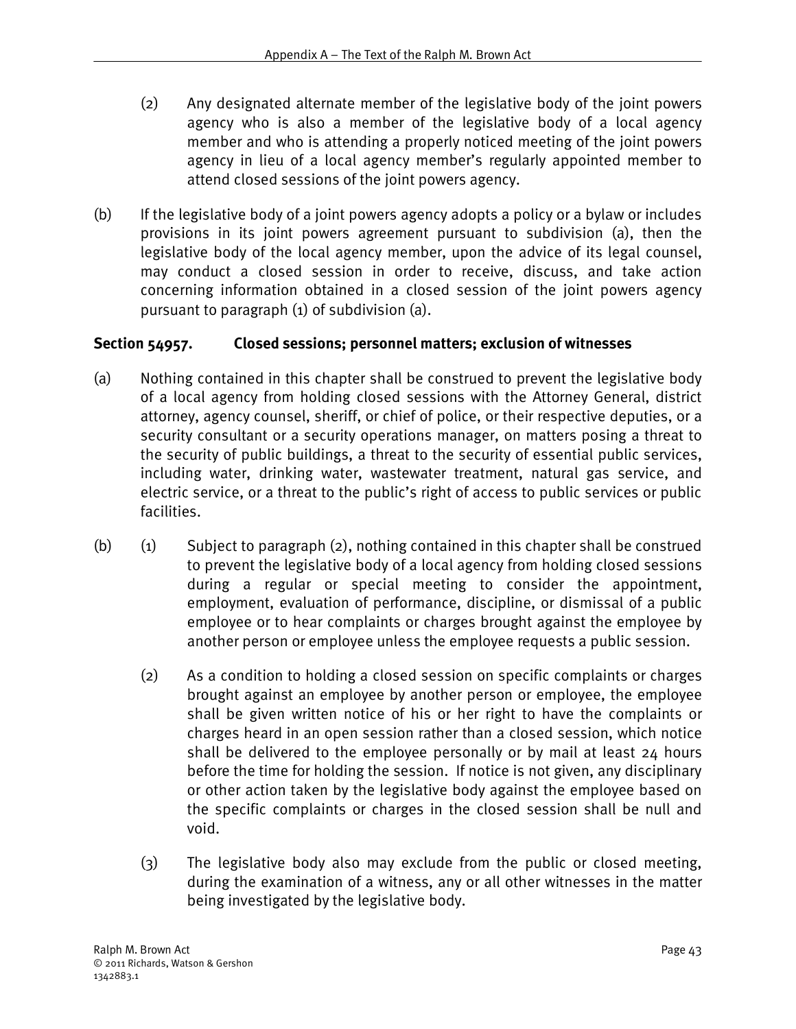(2) Any designated alternate member of the legislative body of the joint powers agency who is also a member of the legislative body of a local agency member and who is attending a properly noticed meeting of the joint powers agency in lieu of a local agency member's regularly appointed member to attend closed sessions of the joint powers agency.

(b) If the legislative body of a joint powers agency adopts a policy or a bylaw or includes provisions in its joint powers agreement pursuant to subdivision (a), then the legislative body of the local agency member, upon the advice of its legal counsel, may conduct a closed session in order to receive, discuss, and take action concerning information obtained in a closed session of the joint powers agency pursuant to paragraph (1) of subdivision (a).

**Section 54957. Closed sessions; personnel matters; exclusion of witnesses**

(a) Nothing contained in this chapter shall be construed to prevent the legislative body of a local agency from holding closed sessions with the Attorney General, district attorney, agency counsel, sheriff, or chief of police, or their respective deputies, or a security consultant or a security operations manager, on matters posing a threat to the security of public buildings, a threat to the security of essential public services, including water, drinking water, wastewater treatment, natural gas service, and electric service, or a threat to the public's right of access to public services or public facilities.

(b) (1) Subject to paragraph (2), nothing contained in this chapter shall be construed to prevent the legislative body of a local agency from holding closed sessions during a regular or special meeting to consider the appointment, employment, evaluation of performance, discipline, or dismissal of a public employee or to hear complaints or charges brought against the employee by another person or employee unless the employee requests a public session.

(2) As a condition to holding a closed session on specific complaints or charges brought against an employee by another person or employee, the employee shall be given written notice of his or her right to have the complaints or charges heard in an open session rather than a closed session, which notice shall be delivered to the employee personally or by mail at least 24 hours before the time for holding the session. If notice is not given, any disciplinary or other action taken by the legislative body against the employee based on the specific complaints or charges in the closed session shall be null and void.

(3) The legislative body also may exclude from the public or closed meeting, during the examination of a witness, any or all other witnesses in the matter being investigated by the legislative body.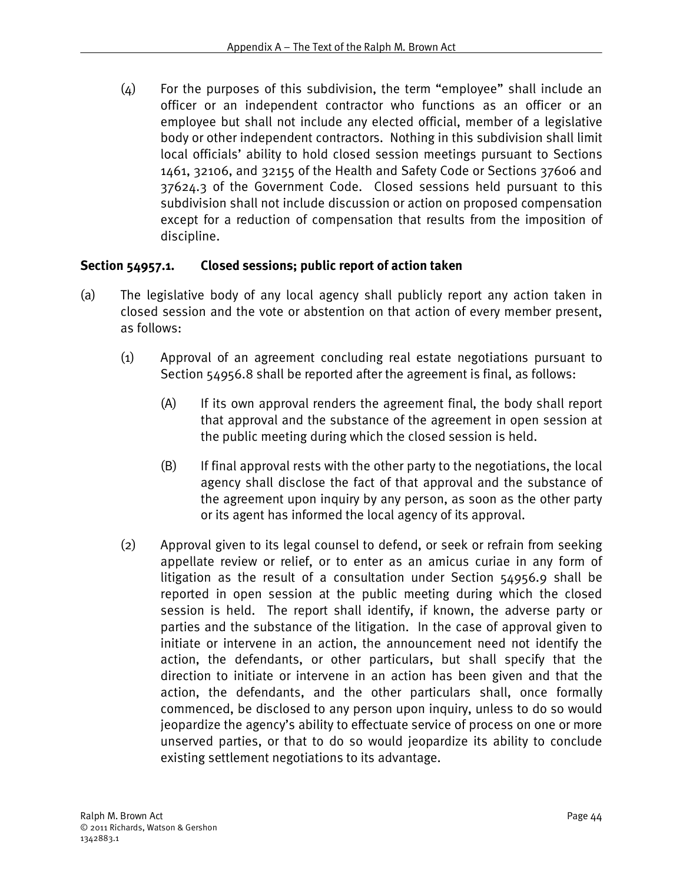(4) For the purposes of this subdivision, the term "employee" shall include an officer or an independent contractor who functions as an officer or an employee but shall not include any elected official, member of a legislative body or other independent contractors. Nothing in this subdivision shall limit local officials' ability to hold closed session meetings pursuant to Sections 1461, 32106, and 32155 of the Health and Safety Code or Sections 37606 and 37624.3 of the Government Code. Closed sessions held pursuant to this subdivision shall not include discussion or action on proposed compensation except for a reduction of compensation that results from the imposition of discipline.

**Section 54957.1. Closed sessions; public report of action taken**

(a) The legislative body of any local agency shall publicly report any action taken in closed session and the vote or abstention on that action of every member present, as follows:

(1) Approval of an agreement concluding real estate negotiations pursuant to Section 54956.8 shall be reported after the agreement is final, as follows:

(A) If its own approval renders the agreement final, the body shall report that approval and the substance of the agreement in open session at the public meeting during which the closed session is held.

(B) If final approval rests with the other party to the negotiations, the local agency shall disclose the fact of that approval and the substance of the agreement upon inquiry by any person, as soon as the other party or its agent has informed the local agency of its approval.

(2) Approval given to its legal counsel to defend, or seek or refrain from seeking appellate review or relief, or to enter as an amicus curiae in any form of litigation as the result of a consultation under Section 54956.9 shall be reported in open session at the public meeting during which the closed session is held. The report shall identify, if known, the adverse party or parties and the substance of the litigation. In the case of approval given to initiate or intervene in an action, the announcement need not identify the action, the defendants, or other particulars, but shall specify that the direction to initiate or intervene in an action has been given and that the action, the defendants, and the other particulars shall, once formally commenced, be disclosed to any person upon inquiry, unless to do so would jeopardize the agency's ability to effectuate service of process on one or more unserved parties, or that to do so would jeopardize its ability to conclude existing settlement negotiations to its advantage.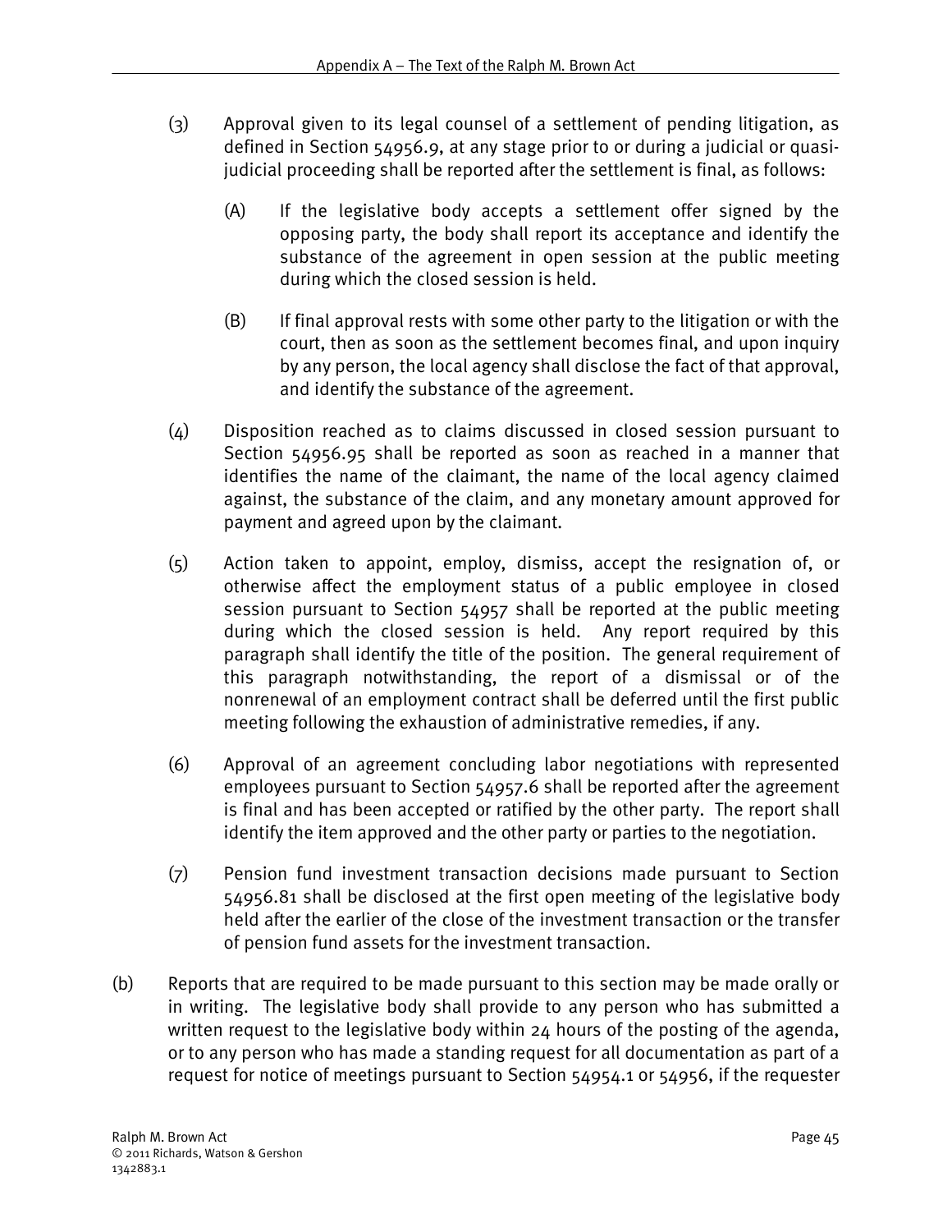(3) Approval given to its legal counsel of a settlement of pending litigation, as defined in Section 54956.9, at any stage prior to or during a judicial or quasi-judicial proceeding shall be reported after the settlement is final, as follows:

   (A) If the legislative body accepts a settlement offer signed by the opposing party, the body shall report its acceptance and identify the substance of the agreement in open session at the public meeting during which the closed session is held.

   (B) If final approval rests with some other party to the litigation or with the court, then as soon as the settlement becomes final, and upon inquiry by any person, the local agency shall disclose the fact of that approval, and identify the substance of the agreement.

(4) Disposition reached as to claims discussed in closed session pursuant to Section 54956.95 shall be reported as soon as reached in a manner that identifies the name of the claimant, the name of the local agency claimed against, the substance of the claim, and any monetary amount approved for payment and agreed upon by the claimant.

(5) Action taken to appoint, employ, dismiss, accept the resignation of, or otherwise affect the employment status of a public employee in closed session pursuant to Section 54957 shall be reported at the public meeting during which the closed session is held. Any report required by this paragraph shall identify the title of the position. The general requirement of this paragraph notwithstanding, the report of a dismissal or of the nonrenewal of an employment contract shall be deferred until the first public meeting following the exhaustion of administrative remedies, if any.

(6) Approval of an agreement concluding labor negotiations with represented employees pursuant to Section 54957.6 shall be reported after the agreement is final and has been accepted or ratified by the other party. The report shall identify the item approved and the other party or parties to the negotiation.

(7) Pension fund investment transaction decisions made pursuant to Section 54956.81 shall be disclosed at the first open meeting of the legislative body held after the earlier of the close of the investment transaction or the transfer of pension fund assets for the investment transaction.

(b) Reports that are required to be made pursuant to this section may be made orally or in writing. The legislative body shall provide to any person who has submitted a written request to the legislative body within 24 hours of the posting of the agenda, or to any person who has made a standing request for all documentation as part of a request for notice of meetings pursuant to Section 54954.1 or 54956, if the requester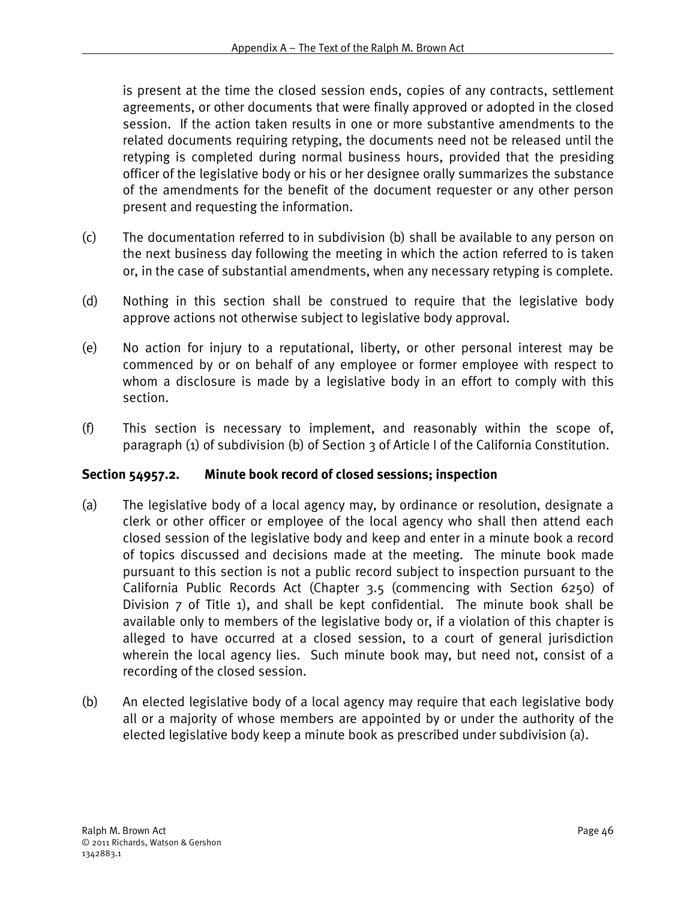is present at the time the closed session ends, copies of any contracts, settlement agreements, or other documents that were finally approved or adopted in the closed session. If the action taken results in one or more substantive amendments to the related documents requiring retyping, the documents need not be released until the retyping is completed during normal business hours, provided that the presiding officer of the legislative body or his or her designee orally summarizes the substance of the amendments for the benefit of the document requester or any other person present and requesting the information.

(c) The documentation referred to in subdivision (b) shall be available to any person on the next business day following the meeting in which the action referred to is taken or, in the case of substantial amendments, when any necessary retyping is complete.

(d) Nothing in this section shall be construed to require that the legislative body approve actions not otherwise subject to legislative body approval.

(e) No action for injury to a reputational, liberty, or other personal interest may be commenced by or on behalf of any employee or former employee with respect to whom a disclosure is made by a legislative body in an effort to comply with this section.

(f) This section is necessary to implement, and reasonably within the scope of, paragraph (1) of subdivision (b) of Section 3 of Article I of the California Constitution.

### Section 54957.2. Minute book record of closed sessions; inspection

(a) The legislative body of a local agency may, by ordinance or resolution, designate a clerk or other officer or employee of the local agency who shall then attend each closed session of the legislative body and keep and enter in a minute book a record of topics discussed and decisions made at the meeting. The minute book made pursuant to this section is not a public record subject to inspection pursuant to the California Public Records Act (Chapter 3.5 (commencing with Section 6250) of Division 7 of Title 1), and shall be kept confidential. The minute book shall be available only to members of the legislative body or, if a violation of this chapter is alleged to have occurred at a closed session, to a court of general jurisdiction wherein the local agency lies. Such minute book may, but need not, consist of a recording of the closed session.

(b) An elected legislative body of a local agency may require that each legislative body all or a majority of whose members are appointed by or under the authority of the elected legislative body keep a minute book as prescribed under subdivision (a).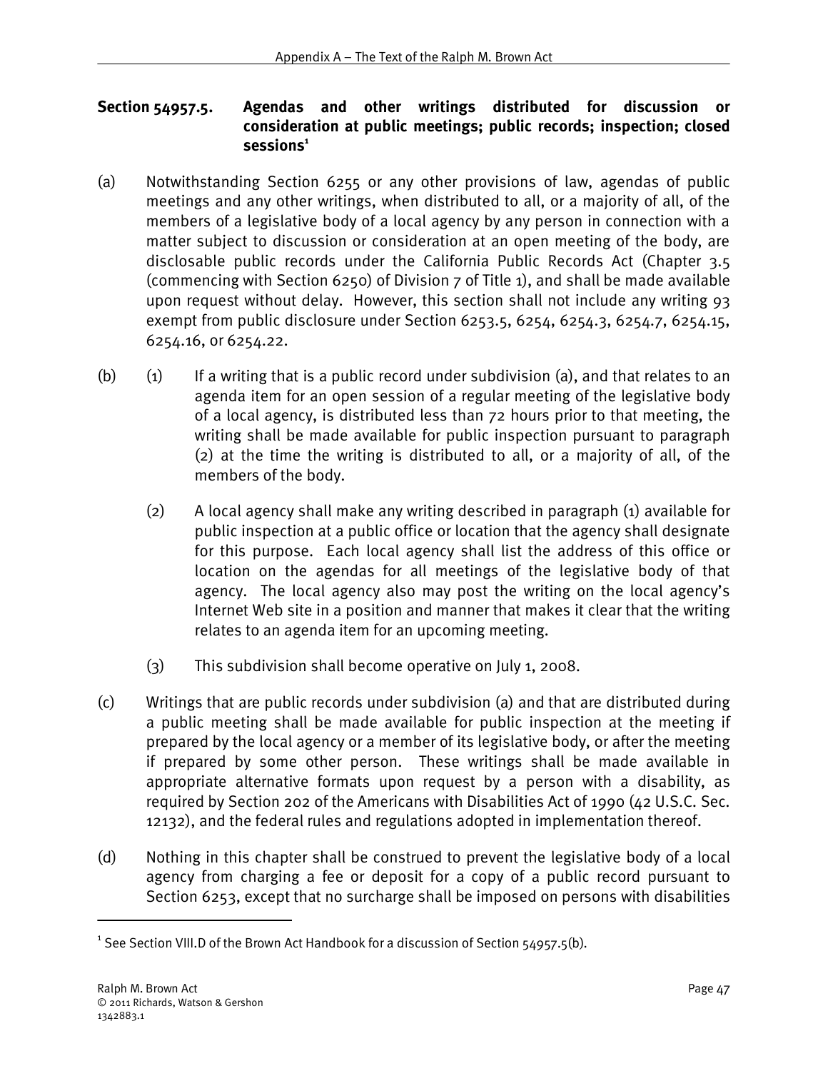## Section 54957.5. Agendas and other writings distributed for discussion or consideration at public meetings; public records; inspection; closed sessions[1]

(a) Notwithstanding Section 6255 or any other provisions of law, agendas of public meetings and any other writings, when distributed to all, or a majority of all, of the members of a legislative body of a local agency by any person in connection with a matter subject to discussion or consideration at an open meeting of the body, are disclosable public records under the California Public Records Act (Chapter 3.5 (commencing with Section 6250) of Division 7 of Title 1), and shall be made available upon request without delay. However, this section shall not include any writing 93 exempt from public disclosure under Section 6253.5, 6254, 6254.3, 6254.7, 6254.15, 6254.16, or 6254.22.

(b) (1) If a writing that is a public record under subdivision (a), and that relates to an agenda item for an open session of a regular meeting of the legislative body of a local agency, is distributed less than 72 hours prior to that meeting, the writing shall be made available for public inspection pursuant to paragraph (2) at the time the writing is distributed to all, or a majority of all, of the members of the body.

(2) A local agency shall make any writing described in paragraph (1) available for public inspection at a public office or location that the agency shall designate for this purpose. Each local agency shall list the address of this office or location on the agendas for all meetings of the legislative body of that agency. The local agency also may post the writing on the local agency's Internet Web site in a position and manner that makes it clear that the writing relates to an agenda item for an upcoming meeting.

(3) This subdivision shall become operative on July 1, 2008.

(c) Writings that are public records under subdivision (a) and that are distributed during a public meeting shall be made available for public inspection at the meeting if prepared by the local agency or a member of its legislative body, or after the meeting if prepared by some other person. These writings shall be made available in appropriate alternative formats upon request by a person with a disability, as required by Section 202 of the Americans with Disabilities Act of 1990 (42 U.S.C. Sec. 12132), and the federal rules and regulations adopted in implementation thereof.

(d) Nothing in this chapter shall be construed to prevent the legislative body of a local agency from charging a fee or deposit for a copy of a public record pursuant to Section 6253, except that no surcharge shall be imposed on persons with disabilities

---

[1] See Section VIII.D of the Brown Act Handbook for a discussion of Section 54957.5(b).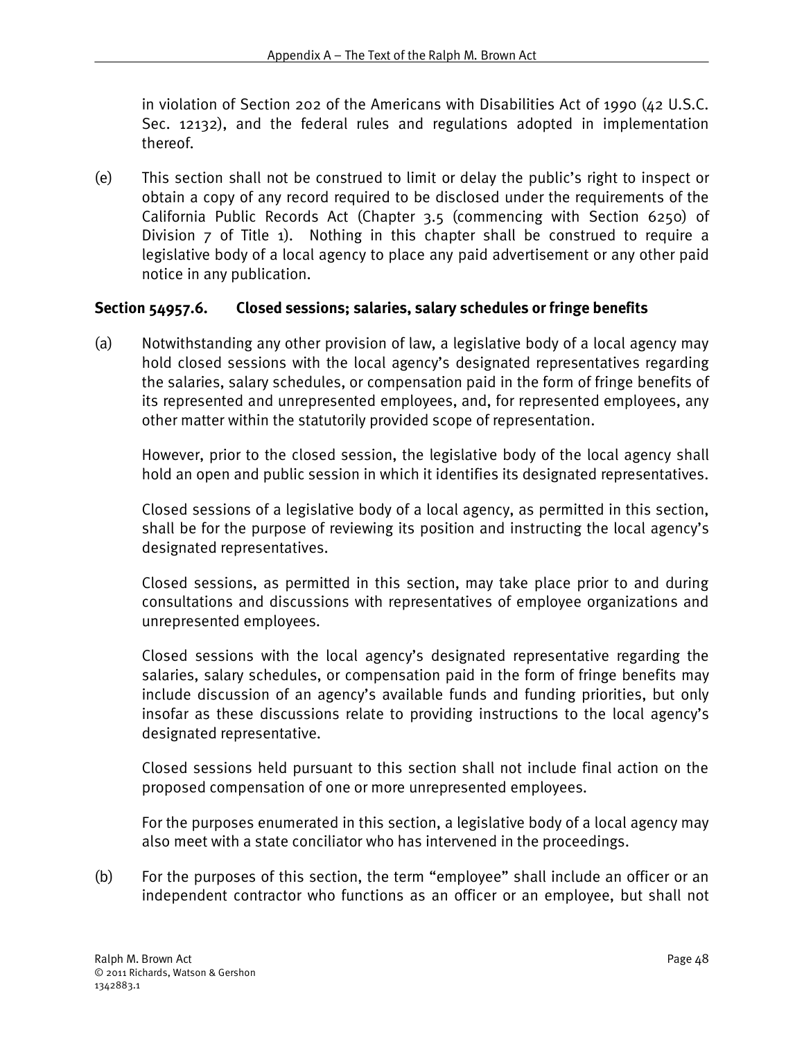in violation of Section 202 of the Americans with Disabilities Act of 1990 (42 U.S.C. Sec. 12132), and the federal rules and regulations adopted in implementation thereof.

(e) This section shall not be construed to limit or delay the public's right to inspect or obtain a copy of any record required to be disclosed under the requirements of the California Public Records Act (Chapter 3.5 (commencing with Section 6250) of Division 7 of Title 1). Nothing in this chapter shall be construed to require a legislative body of a local agency to place any paid advertisement or any other paid notice in any publication.

**Section 54957.6. Closed sessions; salaries, salary schedules or fringe benefits**

(a) Notwithstanding any other provision of law, a legislative body of a local agency may hold closed sessions with the local agency's designated representatives regarding the salaries, salary schedules, or compensation paid in the form of fringe benefits of its represented and unrepresented employees, and, for represented employees, any other matter within the statutorily provided scope of representation.

However, prior to the closed session, the legislative body of the local agency shall hold an open and public session in which it identifies its designated representatives.

Closed sessions of a legislative body of a local agency, as permitted in this section, shall be for the purpose of reviewing its position and instructing the local agency's designated representatives.

Closed sessions, as permitted in this section, may take place prior to and during consultations and discussions with representatives of employee organizations and unrepresented employees.

Closed sessions with the local agency's designated representative regarding the salaries, salary schedules, or compensation paid in the form of fringe benefits may include discussion of an agency's available funds and funding priorities, but only insofar as these discussions relate to providing instructions to the local agency's designated representative.

Closed sessions held pursuant to this section shall not include final action on the proposed compensation of one or more unrepresented employees.

For the purposes enumerated in this section, a legislative body of a local agency may also meet with a state conciliator who has intervened in the proceedings.

(b) For the purposes of this section, the term "employee" shall include an officer or an independent contractor who functions as an officer or an employee, but shall not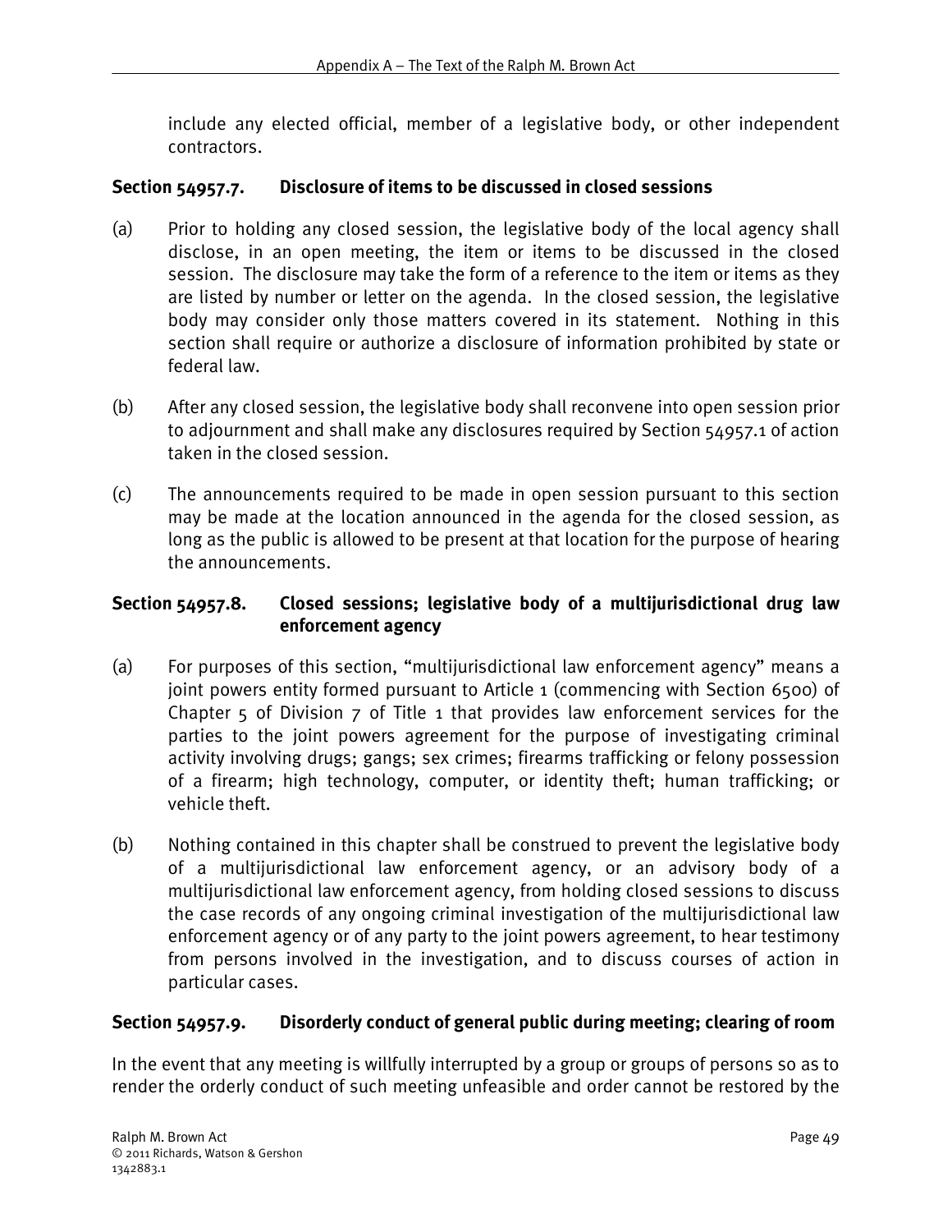include any elected official, member of a legislative body, or other independent contractors.

### Section 54957.7. Disclosure of items to be discussed in closed sessions

(a) Prior to holding any closed session, the legislative body of the local agency shall disclose, in an open meeting, the item or items to be discussed in the closed session. The disclosure may take the form of a reference to the item or items as they are listed by number or letter on the agenda. In the closed session, the legislative body may consider only those matters covered in its statement. Nothing in this section shall require or authorize a disclosure of information prohibited by state or federal law.

(b) After any closed session, the legislative body shall reconvene into open session prior to adjournment and shall make any disclosures required by Section 54957.1 of action taken in the closed session.

(c) The announcements required to be made in open session pursuant to this section may be made at the location announced in the agenda for the closed session, as long as the public is allowed to be present at that location for the purpose of hearing the announcements.

### Section 54957.8. Closed sessions; legislative body of a multijurisdictional drug law enforcement agency

(a) For purposes of this section, "multijurisdictional law enforcement agency" means a joint powers entity formed pursuant to Article 1 (commencing with Section 6500) of Chapter 5 of Division 7 of Title 1 that provides law enforcement services for the parties to the joint powers agreement for the purpose of investigating criminal activity involving drugs; gangs; sex crimes; firearms trafficking or felony possession of a firearm; high technology, computer, or identity theft; human trafficking; or vehicle theft.

(b) Nothing contained in this chapter shall be construed to prevent the legislative body of a multijurisdictional law enforcement agency, or an advisory body of a multijurisdictional law enforcement agency, from holding closed sessions to discuss the case records of any ongoing criminal investigation of the multijurisdictional law enforcement agency or of any party to the joint powers agreement, to hear testimony from persons involved in the investigation, and to discuss courses of action in particular cases.

### Section 54957.9. Disorderly conduct of general public during meeting; clearing of room

In the event that any meeting is willfully interrupted by a group or groups of persons so as to render the orderly conduct of such meeting unfeasible and order cannot be restored by the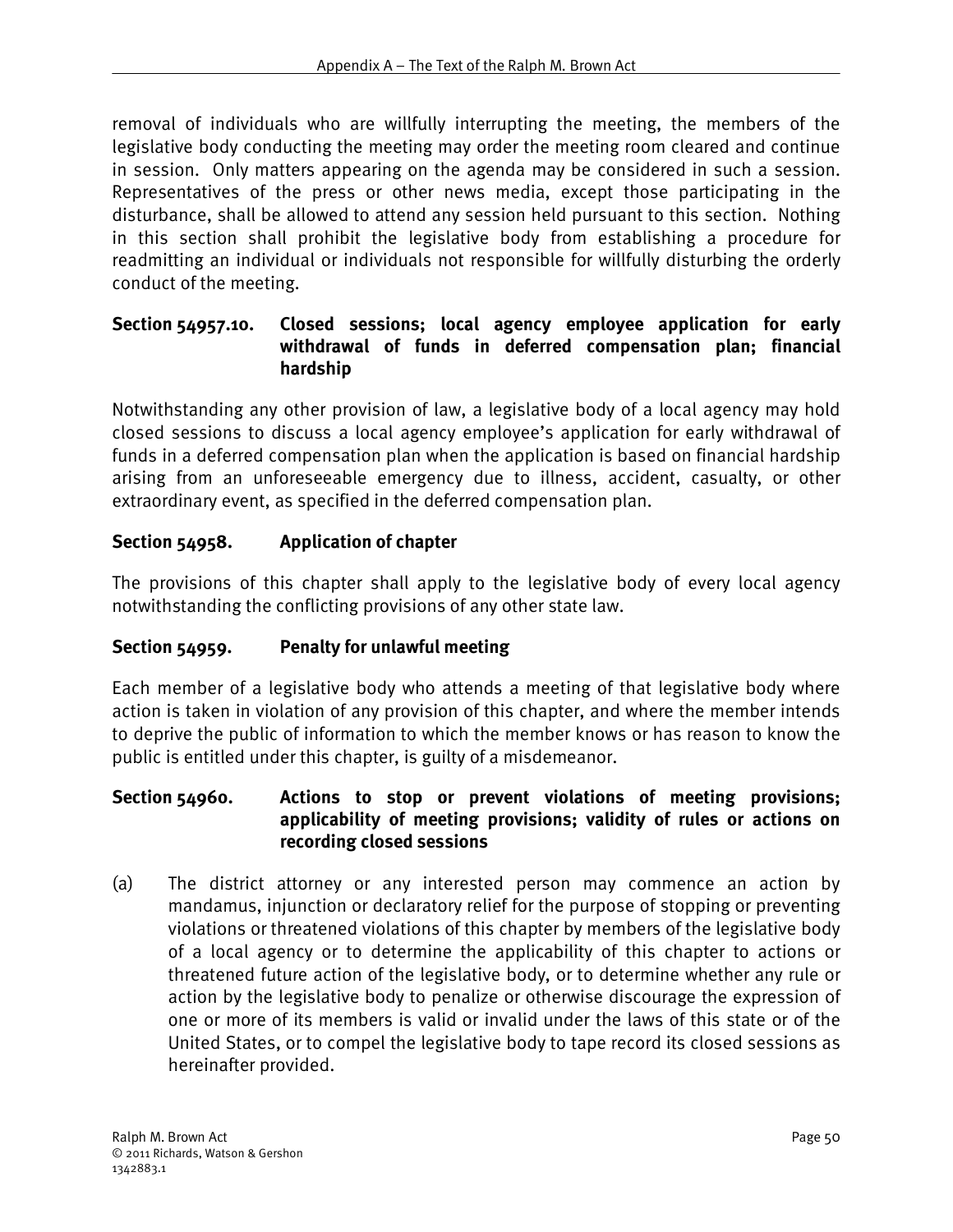removal of individuals who are willfully interrupting the meeting, the members of the legislative body conducting the meeting may order the meeting room cleared and continue in session. Only matters appearing on the agenda may be considered in such a session. Representatives of the press or other news media, except those participating in the disturbance, shall be allowed to attend any session held pursuant to this section. Nothing in this section shall prohibit the legislative body from establishing a procedure for readmitting an individual or individuals not responsible for willfully disturbing the orderly conduct of the meeting.

### Section 54957.10. Closed sessions; local agency employee application for early withdrawal of funds in deferred compensation plan; financial hardship

Notwithstanding any other provision of law, a legislative body of a local agency may hold closed sessions to discuss a local agency employee's application for early withdrawal of funds in a deferred compensation plan when the application is based on financial hardship arising from an unforeseeable emergency due to illness, accident, casualty, or other extraordinary event, as specified in the deferred compensation plan.

### Section 54958. Application of chapter

The provisions of this chapter shall apply to the legislative body of every local agency notwithstanding the conflicting provisions of any other state law.

### Section 54959. Penalty for unlawful meeting

Each member of a legislative body who attends a meeting of that legislative body where action is taken in violation of any provision of this chapter, and where the member intends to deprive the public of information to which the member knows or has reason to know the public is entitled under this chapter, is guilty of a misdemeanor.

### Section 54960. Actions to stop or prevent violations of meeting provisions; applicability of meeting provisions; validity of rules or actions on recording closed sessions

(a) The district attorney or any interested person may commence an action by mandamus, injunction or declaratory relief for the purpose of stopping or preventing violations or threatened violations of this chapter by members of the legislative body of a local agency or to determine the applicability of this chapter to actions or threatened future action of the legislative body, or to determine whether any rule or action by the legislative body to penalize or otherwise discourage the expression of one or more of its members is valid or invalid under the laws of this state or of the United States, or to compel the legislative body to tape record its closed sessions as hereinafter provided.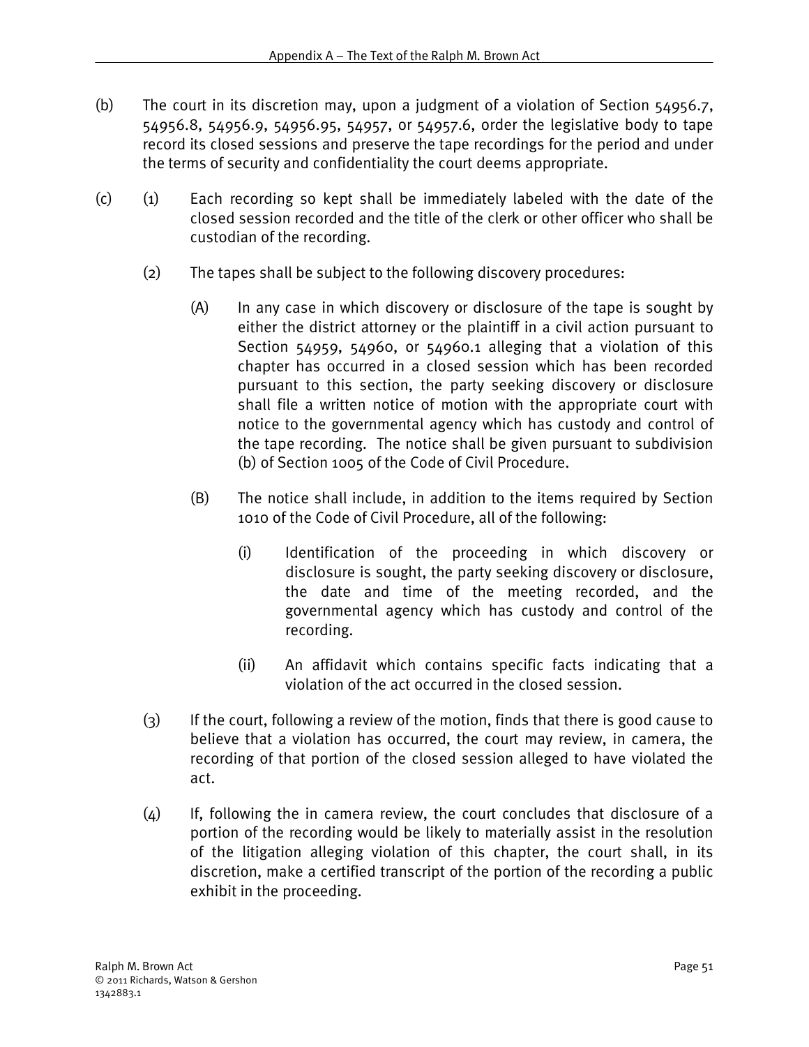(b) The court in its discretion may, upon a judgment of a violation of Section 54956.7, 54956.8, 54956.9, 54956.95, 54957, or 54957.6, order the legislative body to tape record its closed sessions and preserve the tape recordings for the period and under the terms of security and confidentiality the court deems appropriate.

(c) (1) Each recording so kept shall be immediately labeled with the date of the closed session recorded and the title of the clerk or other officer who shall be custodian of the recording.

(2) The tapes shall be subject to the following discovery procedures:

(A) In any case in which discovery or disclosure of the tape is sought by either the district attorney or the plaintiff in a civil action pursuant to Section 54959, 54960, or 54960.1 alleging that a violation of this chapter has occurred in a closed session which has been recorded pursuant to this section, the party seeking discovery or disclosure shall file a written notice of motion with the appropriate court with notice to the governmental agency which has custody and control of the tape recording. The notice shall be given pursuant to subdivision (b) of Section 1005 of the Code of Civil Procedure.

(B) The notice shall include, in addition to the items required by Section 1010 of the Code of Civil Procedure, all of the following:

(i) Identification of the proceeding in which discovery or disclosure is sought, the party seeking discovery or disclosure, the date and time of the meeting recorded, and the governmental agency which has custody and control of the recording.

(ii) An affidavit which contains specific facts indicating that a violation of the act occurred in the closed session.

(3) If the court, following a review of the motion, finds that there is good cause to believe that a violation has occurred, the court may review, in camera, the recording of that portion of the closed session alleged to have violated the act.

(4) If, following the in camera review, the court concludes that disclosure of a portion of the recording would be likely to materially assist in the resolution of the litigation alleging violation of this chapter, the court shall, in its discretion, make a certified transcript of the portion of the recording a public exhibit in the proceeding.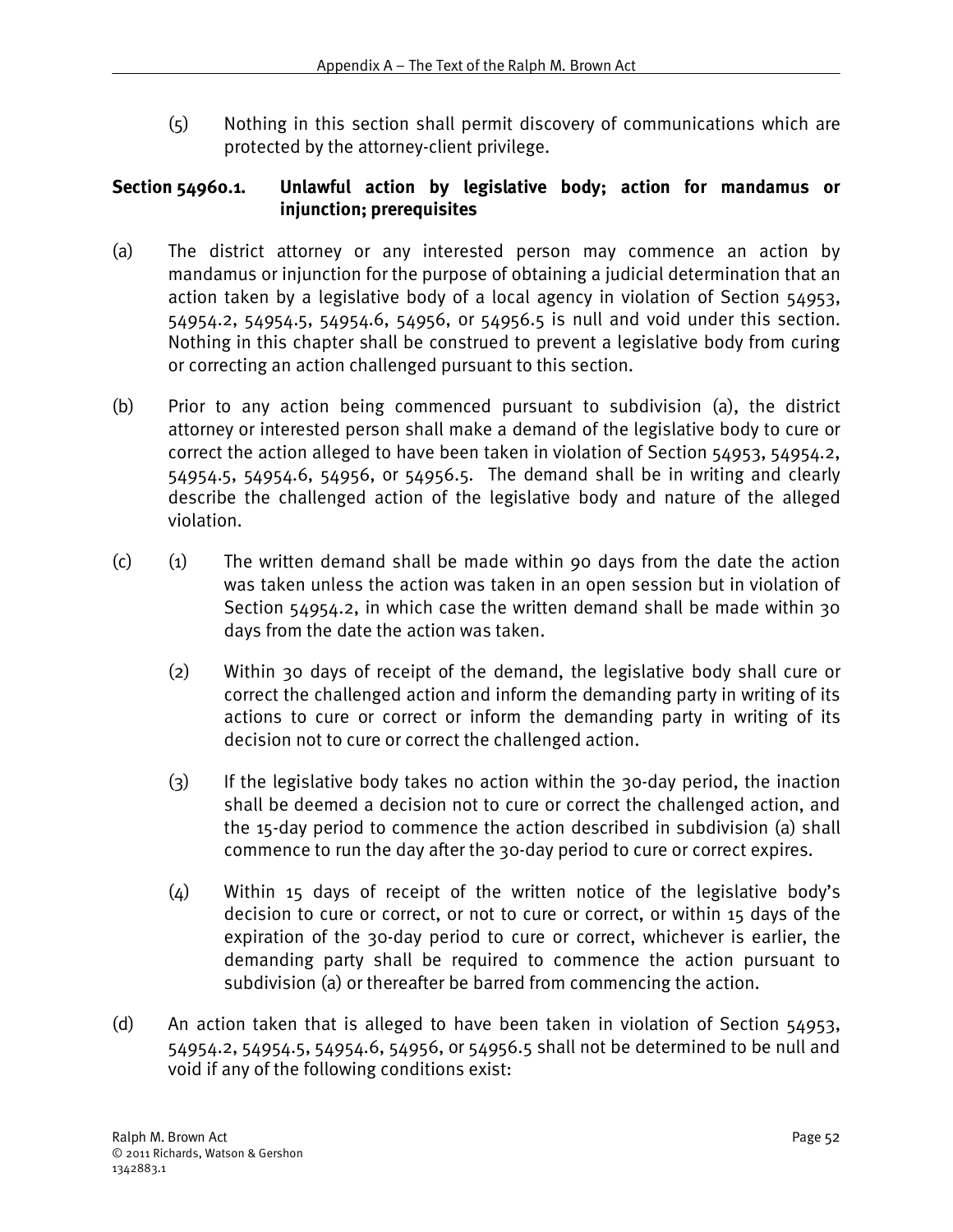(5) Nothing in this section shall permit discovery of communications which are protected by the attorney-client privilege.

### Section 54960.1. Unlawful action by legislative body; action for mandamus or injunction; prerequisites

(a) The district attorney or any interested person may commence an action by mandamus or injunction for the purpose of obtaining a judicial determination that an action taken by a legislative body of a local agency in violation of Section 54953, 54954.2, 54954.5, 54954.6, 54956, or 54956.5 is null and void under this section. Nothing in this chapter shall be construed to prevent a legislative body from curing or correcting an action challenged pursuant to this section.

(b) Prior to any action being commenced pursuant to subdivision (a), the district attorney or interested person shall make a demand of the legislative body to cure or correct the action alleged to have been taken in violation of Section 54953, 54954.2, 54954.5, 54954.6, 54956, or 54956.5. The demand shall be in writing and clearly describe the challenged action of the legislative body and nature of the alleged violation.

(c) (1) The written demand shall be made within 90 days from the date the action was taken unless the action was taken in an open session but in violation of Section 54954.2, in which case the written demand shall be made within 30 days from the date the action was taken.

(2) Within 30 days of receipt of the demand, the legislative body shall cure or correct the challenged action and inform the demanding party in writing of its actions to cure or correct or inform the demanding party in writing of its decision not to cure or correct the challenged action.

(3) If the legislative body takes no action within the 30-day period, the inaction shall be deemed a decision not to cure or correct the challenged action, and the 15-day period to commence the action described in subdivision (a) shall commence to run the day after the 30-day period to cure or correct expires.

(4) Within 15 days of receipt of the written notice of the legislative body's decision to cure or correct, or not to cure or correct, or within 15 days of the expiration of the 30-day period to cure or correct, whichever is earlier, the demanding party shall be required to commence the action pursuant to subdivision (a) or thereafter be barred from commencing the action.

(d) An action taken that is alleged to have been taken in violation of Section 54953, 54954.2, 54954.5, 54954.6, 54956, or 54956.5 shall not be determined to be null and void if any of the following conditions exist: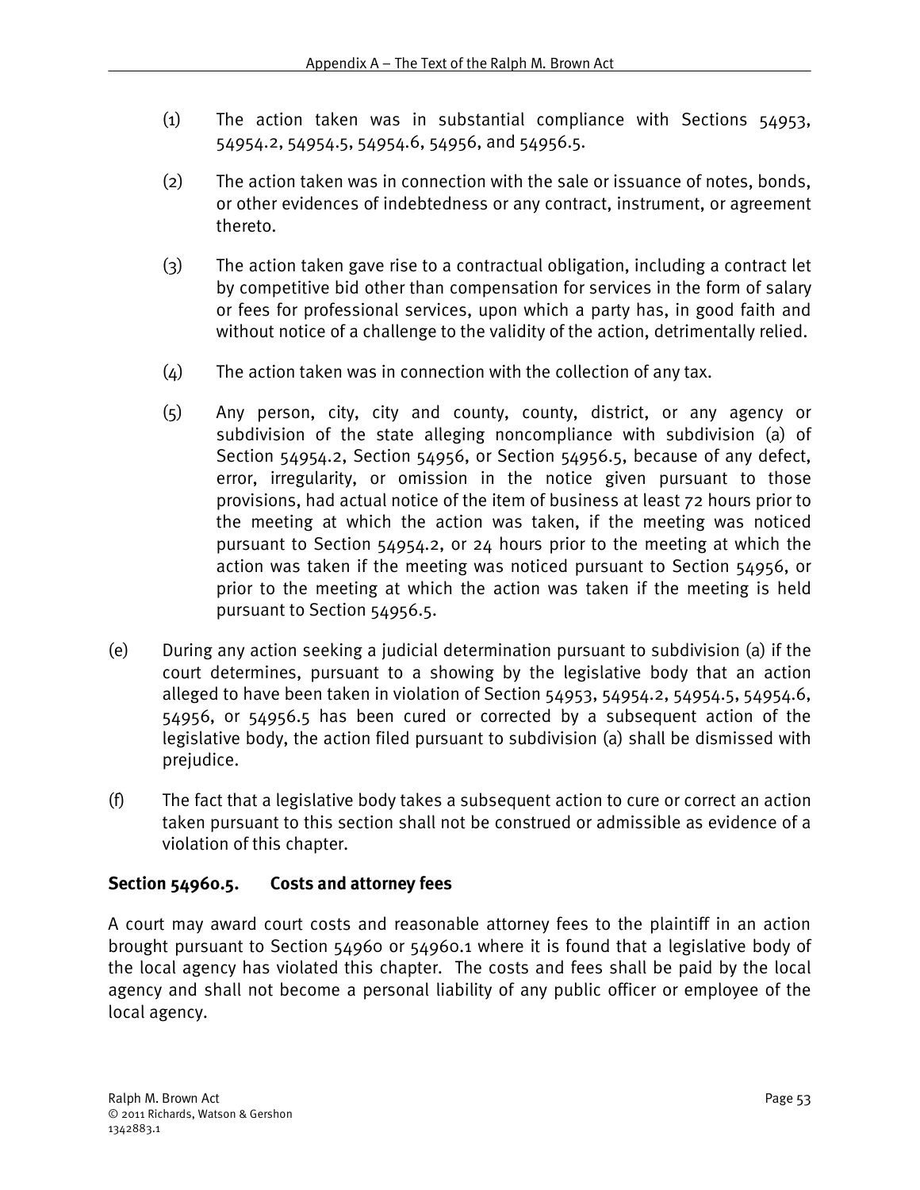(1) The action taken was in substantial compliance with Sections 54953, 54954.2, 54954.5, 54954.6, 54956, and 54956.5.

(2) The action taken was in connection with the sale or issuance of notes, bonds, or other evidences of indebtedness or any contract, instrument, or agreement thereto.

(3) The action taken gave rise to a contractual obligation, including a contract let by competitive bid other than compensation for services in the form of salary or fees for professional services, upon which a party has, in good faith and without notice of a challenge to the validity of the action, detrimentally relied.

(4) The action taken was in connection with the collection of any tax.

(5) Any person, city, city and county, county, district, or any agency or subdivision of the state alleging noncompliance with subdivision (a) of Section 54954.2, Section 54956, or Section 54956.5, because of any defect, error, irregularity, or omission in the notice given pursuant to those provisions, had actual notice of the item of business at least 72 hours prior to the meeting at which the action was taken, if the meeting was noticed pursuant to Section 54954.2, or 24 hours prior to the meeting at which the action was taken if the meeting was noticed pursuant to Section 54956, or prior to the meeting at which the action was taken if the meeting is held pursuant to Section 54956.5.

(e) During any action seeking a judicial determination pursuant to subdivision (a) if the court determines, pursuant to a showing by the legislative body that an action alleged to have been taken in violation of Section 54953, 54954.2, 54954.5, 54954.6, 54956, or 54956.5 has been cured or corrected by a subsequent action of the legislative body, the action filed pursuant to subdivision (a) shall be dismissed with prejudice.

(f) The fact that a legislative body takes a subsequent action to cure or correct an action taken pursuant to this section shall not be construed or admissible as evidence of a violation of this chapter.

**Section 54960.5. Costs and attorney fees**

A court may award court costs and reasonable attorney fees to the plaintiff in an action brought pursuant to Section 54960 or 54960.1 where it is found that a legislative body of the local agency has violated this chapter. The costs and fees shall be paid by the local agency and shall not become a personal liability of any public officer or employee of the local agency.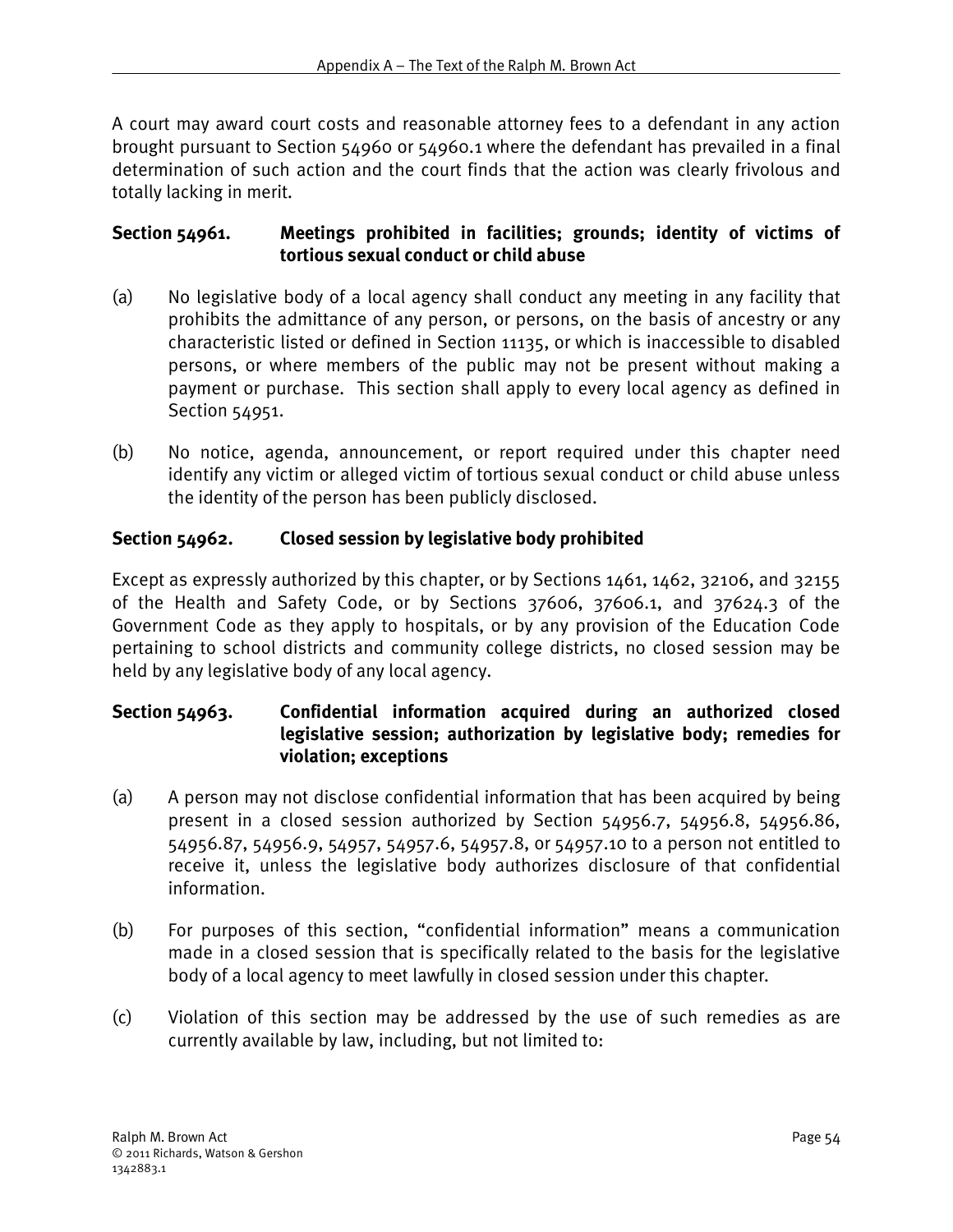A court may award court costs and reasonable attorney fees to a defendant in any action brought pursuant to Section 54960 or 54960.1 where the defendant has prevailed in a final determination of such action and the court finds that the action was clearly frivolous and totally lacking in merit.

### Section 54961. Meetings prohibited in facilities; grounds; identity of victims of tortious sexual conduct or child abuse

(a) No legislative body of a local agency shall conduct any meeting in any facility that prohibits the admittance of any person, or persons, on the basis of ancestry or any characteristic listed or defined in Section 11135, or which is inaccessible to disabled persons, or where members of the public may not be present without making a payment or purchase. This section shall apply to every local agency as defined in Section 54951.

(b) No notice, agenda, announcement, or report required under this chapter need identify any victim or alleged victim of tortious sexual conduct or child abuse unless the identity of the person has been publicly disclosed.

### Section 54962. Closed session by legislative body prohibited

Except as expressly authorized by this chapter, or by Sections 1461, 1462, 32106, and 32155 of the Health and Safety Code, or by Sections 37606, 37606.1, and 37624.3 of the Government Code as they apply to hospitals, or by any provision of the Education Code pertaining to school districts and community college districts, no closed session may be held by any legislative body of any local agency.

### Section 54963. Confidential information acquired during an authorized closed legislative session; authorization by legislative body; remedies for violation; exceptions

(a) A person may not disclose confidential information that has been acquired by being present in a closed session authorized by Section 54956.7, 54956.8, 54956.86, 54956.87, 54956.9, 54957, 54957.6, 54957.8, or 54957.10 to a person not entitled to receive it, unless the legislative body authorizes disclosure of that confidential information.

(b) For purposes of this section, "confidential information" means a communication made in a closed session that is specifically related to the basis for the legislative body of a local agency to meet lawfully in closed session under this chapter.

(c) Violation of this section may be addressed by the use of such remedies as are currently available by law, including, but not limited to: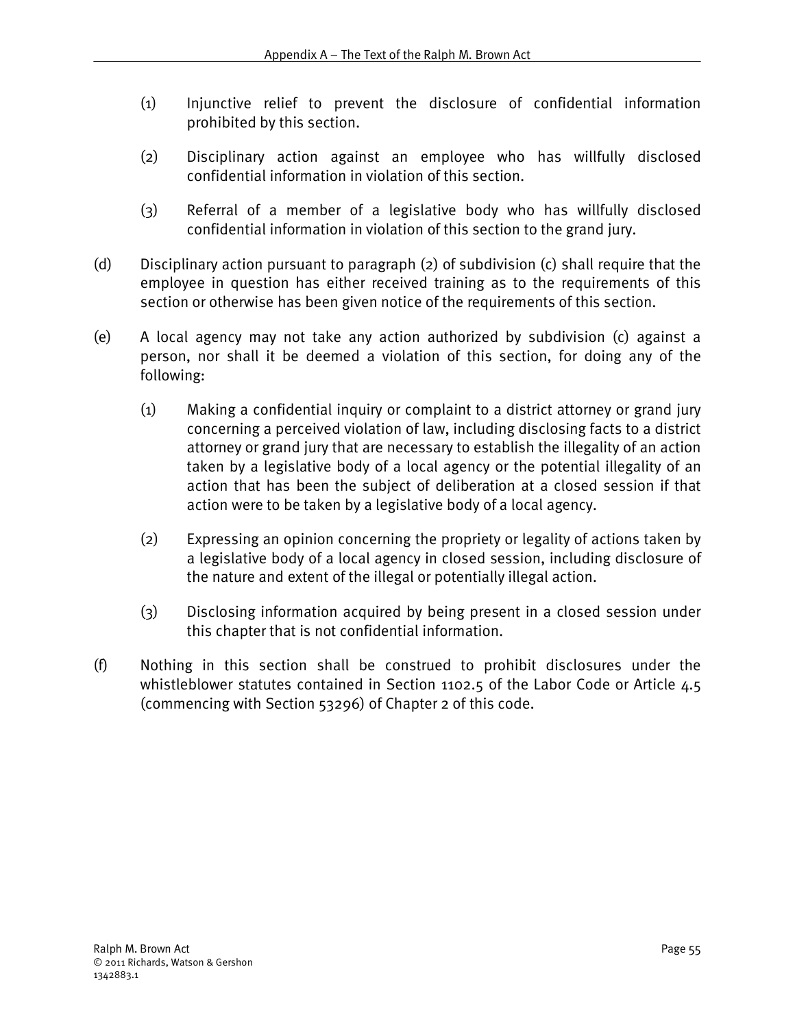(1) Injunctive relief to prevent the disclosure of confidential information prohibited by this section.

(2) Disciplinary action against an employee who has willfully disclosed confidential information in violation of this section.

(3) Referral of a member of a legislative body who has willfully disclosed confidential information in violation of this section to the grand jury.

(d) Disciplinary action pursuant to paragraph (2) of subdivision (c) shall require that the employee in question has either received training as to the requirements of this section or otherwise has been given notice of the requirements of this section.

(e) A local agency may not take any action authorized by subdivision (c) against a person, nor shall it be deemed a violation of this section, for doing any of the following:

(1) Making a confidential inquiry or complaint to a district attorney or grand jury concerning a perceived violation of law, including disclosing facts to a district attorney or grand jury that are necessary to establish the illegality of an action taken by a legislative body of a local agency or the potential illegality of an action that has been the subject of deliberation at a closed session if that action were to be taken by a legislative body of a local agency.

(2) Expressing an opinion concerning the propriety or legality of actions taken by a legislative body of a local agency in closed session, including disclosure of the nature and extent of the illegal or potentially illegal action.

(3) Disclosing information acquired by being present in a closed session under this chapter that is not confidential information.

(f) Nothing in this section shall be construed to prohibit disclosures under the whistleblower statutes contained in Section 1102.5 of the Labor Code or Article 4.5 (commencing with Section 53296) of Chapter 2 of this code.